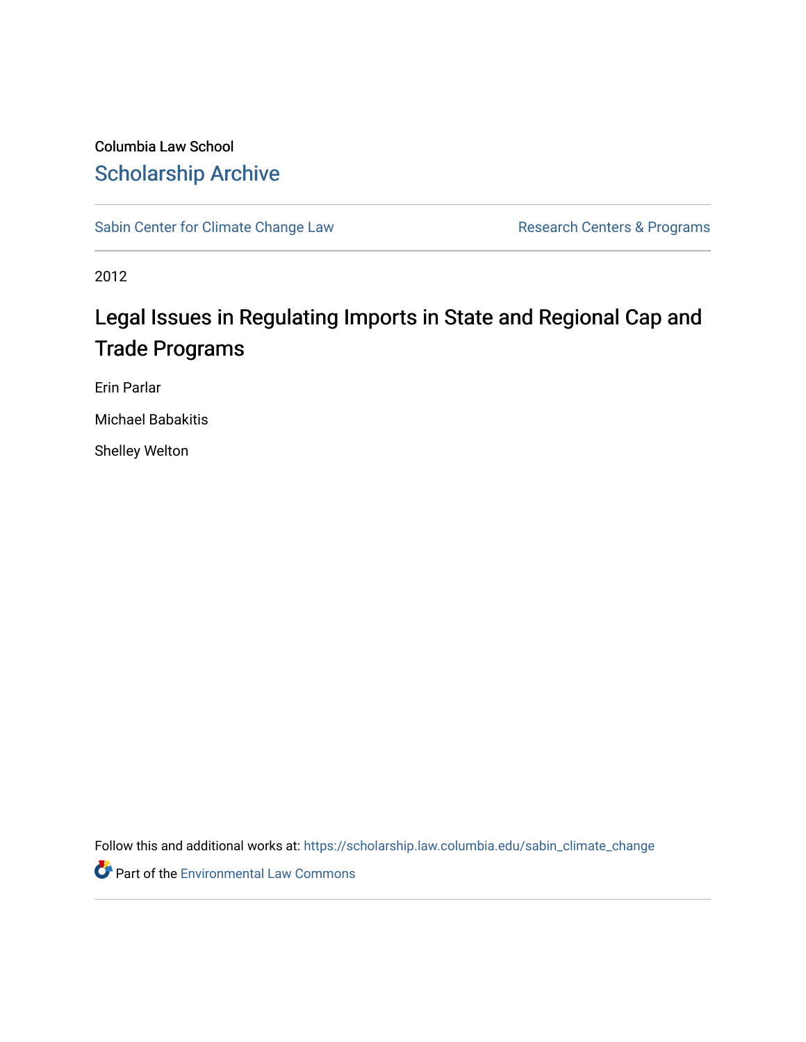Columbia Law School

Scholarship Archive

Sabin Center for Climate Change Law

Research Centers & Programs

2012

# Legal Issues in Regulating Imports in State and Regional Cap and Trade Programs

Erin Parlar

Michael Babakitis

Shelley Welton

Follow this and additional works at: https://scholarship.law.columbia.edu/sabin_climate_change

Part of the Environmental Law Commons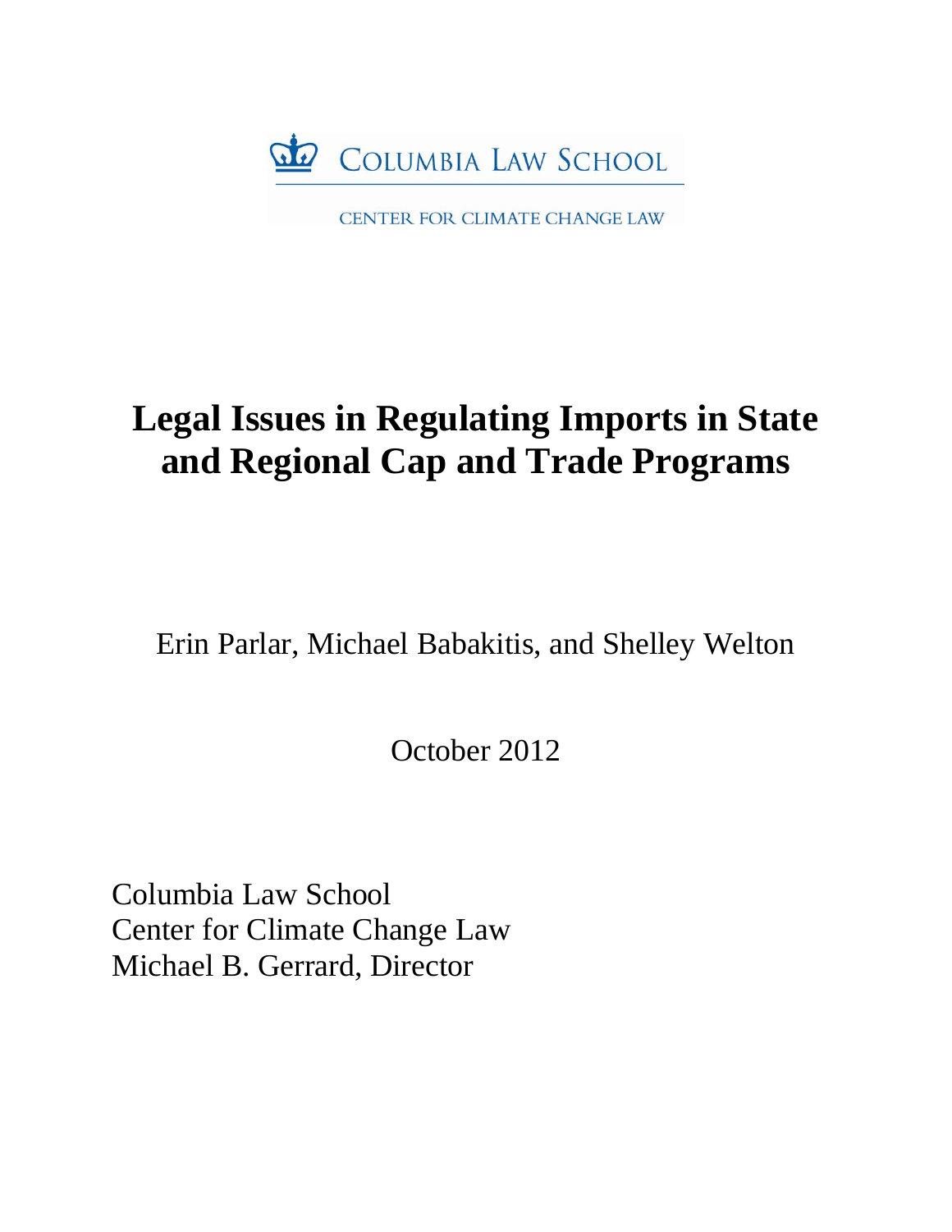COLUMBIA LAW SCHOOL

CENTER FOR CLIMATE CHANGE LAW

# Legal Issues in Regulating Imports in State and Regional Cap and Trade Programs

Erin Parlar, Michael Babakitis, and Shelley Welton

October 2012

Columbia Law School
Center for Climate Change Law
Michael B. Gerrard, Director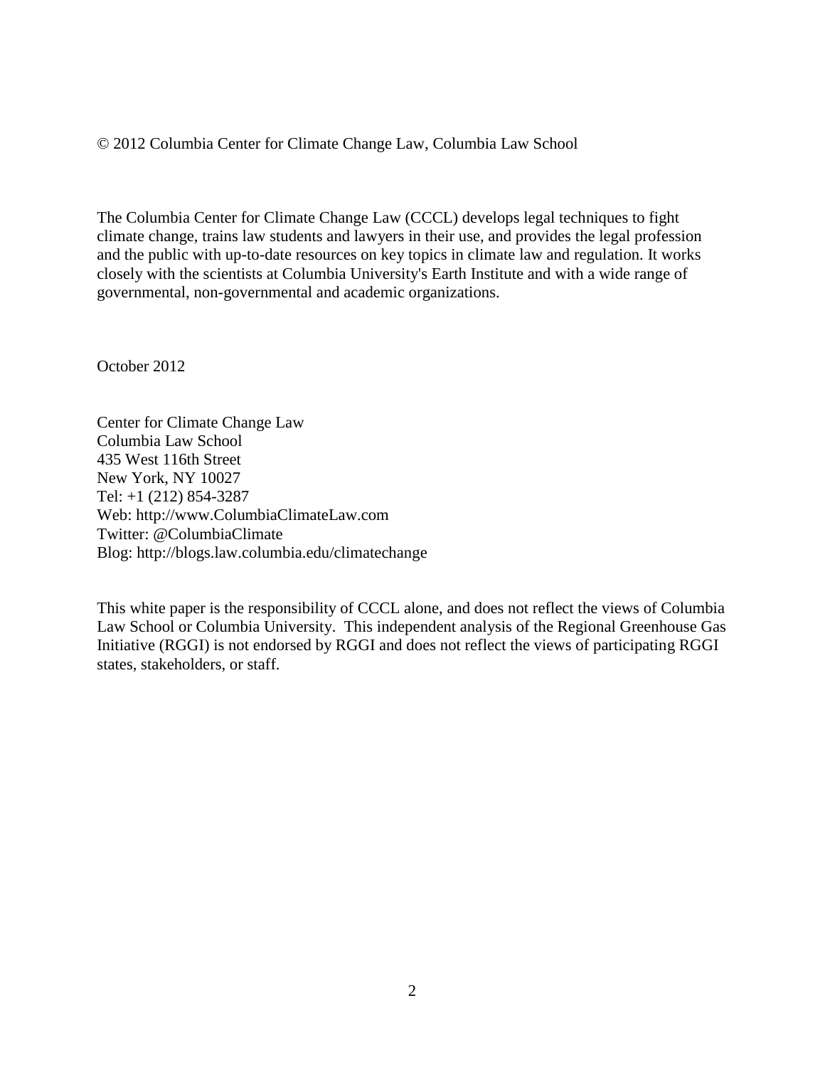© 2012 Columbia Center for Climate Change Law, Columbia Law School

The Columbia Center for Climate Change Law (CCCL) develops legal techniques to fight climate change, trains law students and lawyers in their use, and provides the legal profession and the public with up-to-date resources on key topics in climate law and regulation. It works closely with the scientists at Columbia University's Earth Institute and with a wide range of governmental, non-governmental and academic organizations.

October 2012

Center for Climate Change Law
Columbia Law School
435 West 116th Street
New York, NY 10027
Tel: +1 (212) 854-3287
Web: http://www.ColumbiaClimateLaw.com
Twitter: @ColumbiaClimate
Blog: http://blogs.law.columbia.edu/climatechange

This white paper is the responsibility of CCCL alone, and does not reflect the views of Columbia Law School or Columbia University. This independent analysis of the Regional Greenhouse Gas Initiative (RGGI) is not endorsed by RGGI and does not reflect the views of participating RGGI states, stakeholders, or staff.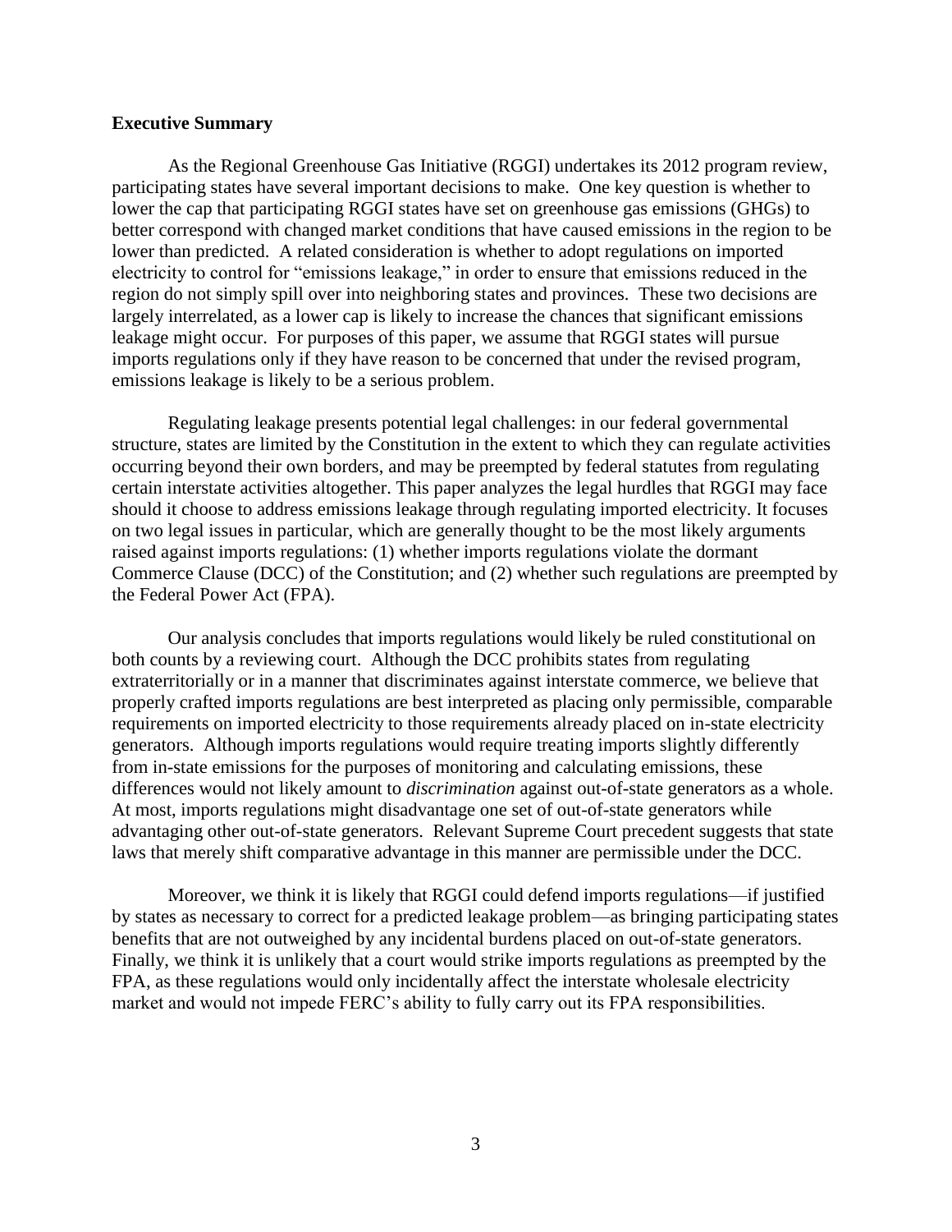## Executive Summary

As the Regional Greenhouse Gas Initiative (RGGI) undertakes its 2012 program review, participating states have several important decisions to make. One key question is whether to lower the cap that participating RGGI states have set on greenhouse gas emissions (GHGs) to better correspond with changed market conditions that have caused emissions in the region to be lower than predicted. A related consideration is whether to adopt regulations on imported electricity to control for "emissions leakage," in order to ensure that emissions reduced in the region do not simply spill over into neighboring states and provinces. These two decisions are largely interrelated, as a lower cap is likely to increase the chances that significant emissions leakage might occur. For purposes of this paper, we assume that RGGI states will pursue imports regulations only if they have reason to be concerned that under the revised program, emissions leakage is likely to be a serious problem.

Regulating leakage presents potential legal challenges: in our federal governmental structure, states are limited by the Constitution in the extent to which they can regulate activities occurring beyond their own borders, and may be preempted by federal statutes from regulating certain interstate activities altogether. This paper analyzes the legal hurdles that RGGI may face should it choose to address emissions leakage through regulating imported electricity. It focuses on two legal issues in particular, which are generally thought to be the most likely arguments raised against imports regulations: (1) whether imports regulations violate the dormant Commerce Clause (DCC) of the Constitution; and (2) whether such regulations are preempted by the Federal Power Act (FPA).

Our analysis concludes that imports regulations would likely be ruled constitutional on both counts by a reviewing court. Although the DCC prohibits states from regulating extraterritorially or in a manner that discriminates against interstate commerce, we believe that properly crafted imports regulations are best interpreted as placing only permissible, comparable requirements on imported electricity to those requirements already placed on in-state electricity generators. Although imports regulations would require treating imports slightly differently from in-state emissions for the purposes of monitoring and calculating emissions, these differences would not likely amount to *discrimination* against out-of-state generators as a whole. At most, imports regulations might disadvantage one set of out-of-state generators while advantaging other out-of-state generators. Relevant Supreme Court precedent suggests that state laws that merely shift comparative advantage in this manner are permissible under the DCC.

Moreover, we think it is likely that RGGI could defend imports regulations—if justified by states as necessary to correct for a predicted leakage problem—as bringing participating states benefits that are not outweighed by any incidental burdens placed on out-of-state generators. Finally, we think it is unlikely that a court would strike imports regulations as preempted by the FPA, as these regulations would only incidentally affect the interstate wholesale electricity market and would not impede FERC's ability to fully carry out its FPA responsibilities.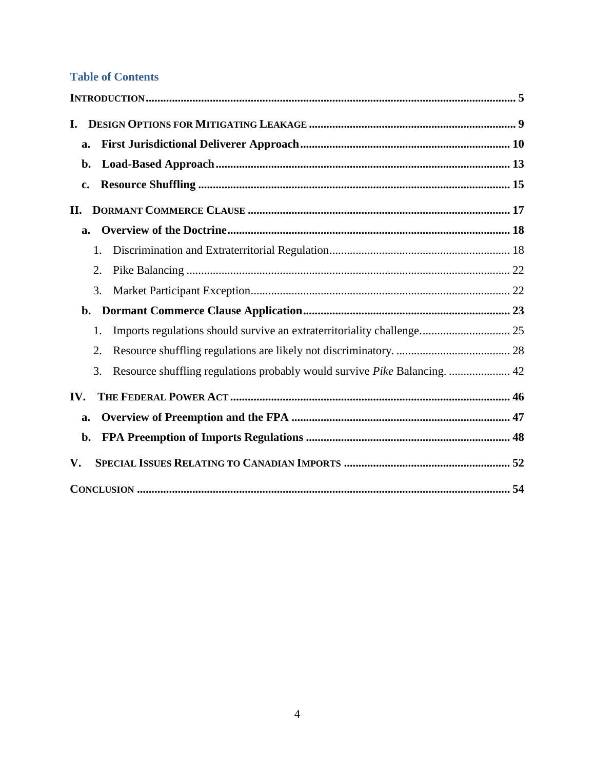## Table of Contents

**INTRODUCTION** ..... **5**

**I. DESIGN OPTIONS FOR MITIGATING LEAKAGE** ..... **9**

- **a. First Jurisdictional Deliverer Approach** ..... **10**
- **b. Load-Based Approach** ..... **13**
- **c. Resource Shuffling** ..... **15**

**II. DORMANT COMMERCE CLAUSE** ..... **17**

- **a. Overview of the Doctrine** ..... **18**
  1. Discrimination and Extraterritorial Regulation ..... 18
  2. Pike Balancing ..... 22
  3. Market Participant Exception ..... 22
- **b. Dormant Commerce Clause Application** ..... **23**
  1. Imports regulations should survive an extraterritoriality challenge. ..... 25
  2. Resource shuffling regulations are likely not discriminatory. ..... 28
  3. Resource shuffling regulations probably would survive *Pike* Balancing. ..... 42

**IV. THE FEDERAL POWER ACT** ..... **46**

- **a. Overview of Preemption and the FPA** ..... **47**
- **b. FPA Preemption of Imports Regulations** ..... **48**

**V. SPECIAL ISSUES RELATING TO CANADIAN IMPORTS** ..... **52**

**CONCLUSION** ..... **54**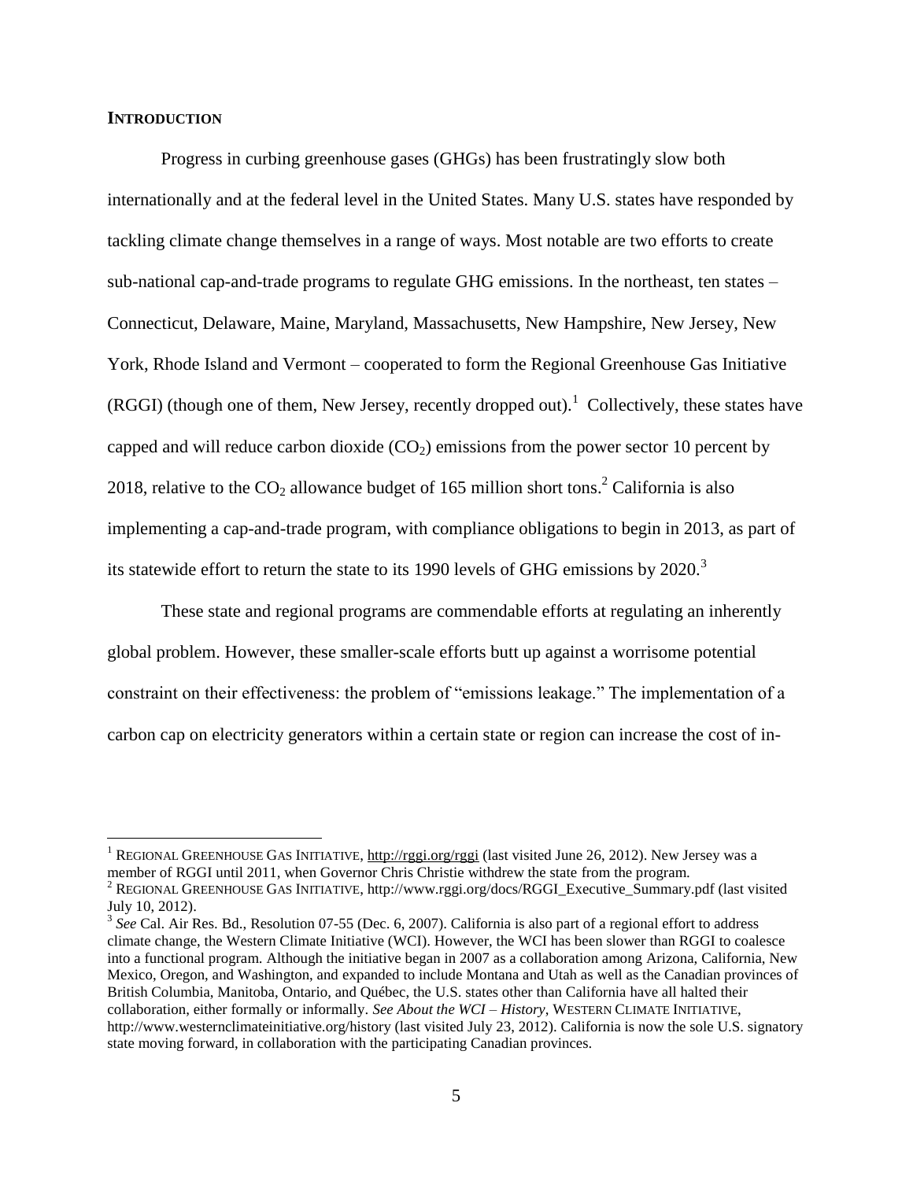## INTRODUCTION

Progress in curbing greenhouse gases (GHGs) has been frustratingly slow both internationally and at the federal level in the United States. Many U.S. states have responded by tackling climate change themselves in a range of ways. Most notable are two efforts to create sub-national cap-and-trade programs to regulate GHG emissions. In the northeast, ten states – Connecticut, Delaware, Maine, Maryland, Massachusetts, New Hampshire, New Jersey, New York, Rhode Island and Vermont – cooperated to form the Regional Greenhouse Gas Initiative (RGGI) (though one of them, New Jersey, recently dropped out).[1] Collectively, these states have capped and will reduce carbon dioxide ($CO_2$) emissions from the power sector 10 percent by 2018, relative to the $CO_2$ allowance budget of 165 million short tons.[2] California is also implementing a cap-and-trade program, with compliance obligations to begin in 2013, as part of its statewide effort to return the state to its 1990 levels of GHG emissions by 2020.[3]

These state and regional programs are commendable efforts at regulating an inherently global problem. However, these smaller-scale efforts butt up against a worrisome potential constraint on their effectiveness: the problem of "emissions leakage." The implementation of a carbon cap on electricity generators within a certain state or region can increase the cost of in-

---

[1] REGIONAL GREENHOUSE GAS INITIATIVE, http://rggi.org/rggi (last visited June 26, 2012). New Jersey was a member of RGGI until 2011, when Governor Chris Christie withdrew the state from the program.

[2] REGIONAL GREENHOUSE GAS INITIATIVE, http://www.rggi.org/docs/RGGI_Executive_Summary.pdf (last visited July 10, 2012).

[3] *See* Cal. Air Res. Bd., Resolution 07-55 (Dec. 6, 2007). California is also part of a regional effort to address climate change, the Western Climate Initiative (WCI). However, the WCI has been slower than RGGI to coalesce into a functional program. Although the initiative began in 2007 as a collaboration among Arizona, California, New Mexico, Oregon, and Washington, and expanded to include Montana and Utah as well as the Canadian provinces of British Columbia, Manitoba, Ontario, and Québec, the U.S. states other than California have all halted their collaboration, either formally or informally. *See About the WCI – History*, WESTERN CLIMATE INITIATIVE, http://www.westernclimateinitiative.org/history (last visited July 23, 2012). California is now the sole U.S. signatory state moving forward, in collaboration with the participating Canadian provinces.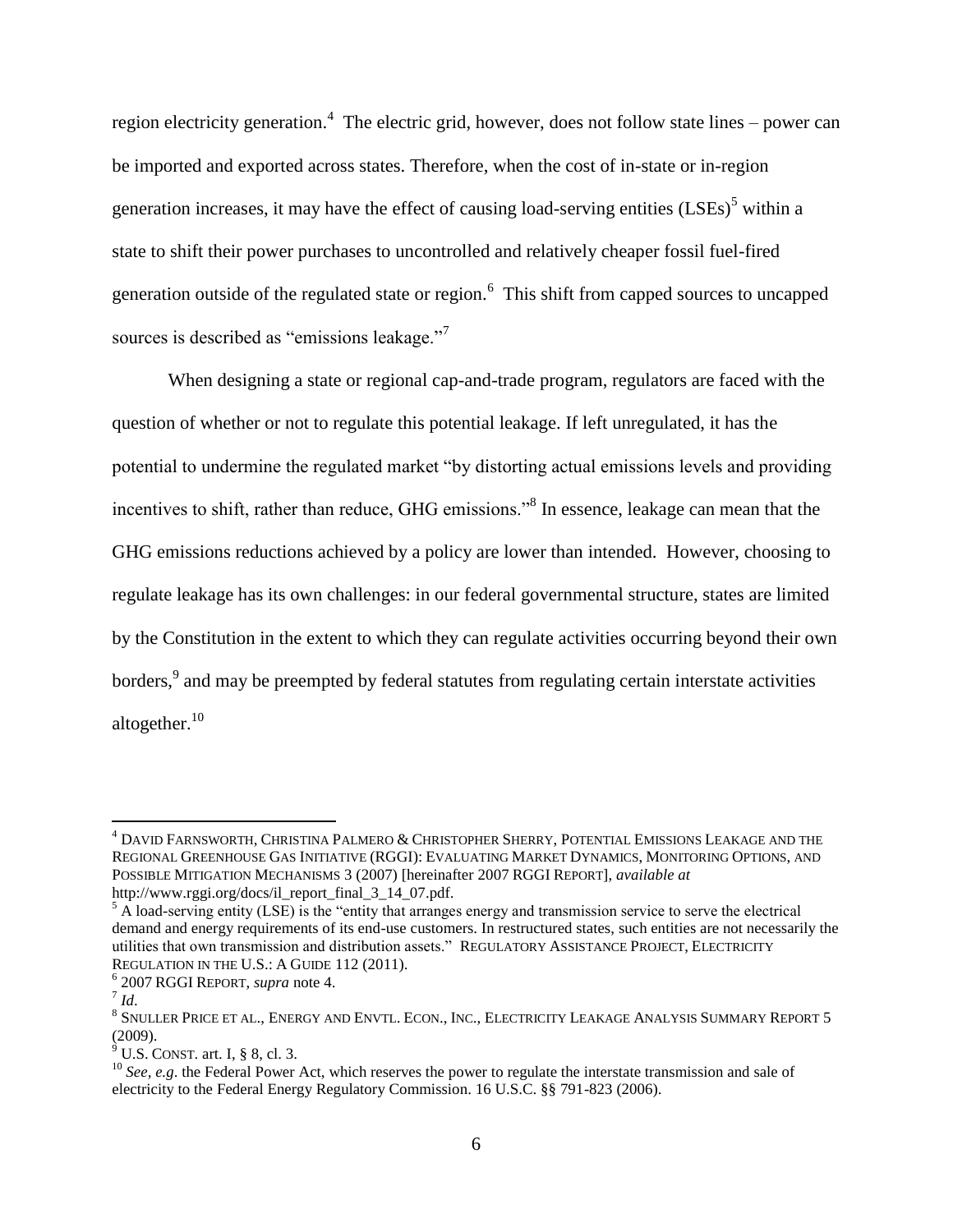region electricity generation.[4] The electric grid, however, does not follow state lines – power can be imported and exported across states. Therefore, when the cost of in-state or in-region generation increases, it may have the effect of causing load-serving entities (LSEs)[5] within a state to shift their power purchases to uncontrolled and relatively cheaper fossil fuel-fired generation outside of the regulated state or region.[6] This shift from capped sources to uncapped sources is described as "emissions leakage."[7]

When designing a state or regional cap-and-trade program, regulators are faced with the question of whether or not to regulate this potential leakage. If left unregulated, it has the potential to undermine the regulated market "by distorting actual emissions levels and providing incentives to shift, rather than reduce, GHG emissions."[8] In essence, leakage can mean that the GHG emissions reductions achieved by a policy are lower than intended. However, choosing to regulate leakage has its own challenges: in our federal governmental structure, states are limited by the Constitution in the extent to which they can regulate activities occurring beyond their own borders,[9] and may be preempted by federal statutes from regulating certain interstate activities altogether.[10]

---

[4] DAVID FARNSWORTH, CHRISTINA PALMERO & CHRISTOPHER SHERRY, POTENTIAL EMISSIONS LEAKAGE AND THE REGIONAL GREENHOUSE GAS INITIATIVE (RGGI): EVALUATING MARKET DYNAMICS, MONITORING OPTIONS, AND POSSIBLE MITIGATION MECHANISMS 3 (2007) [hereinafter 2007 RGGI REPORT], *available at* http://www.rggi.org/docs/il_report_final_3_14_07.pdf.

[5] A load-serving entity (LSE) is the "entity that arranges energy and transmission service to serve the electrical demand and energy requirements of its end-use customers. In restructured states, such entities are not necessarily the utilities that own transmission and distribution assets." REGULATORY ASSISTANCE PROJECT, ELECTRICITY REGULATION IN THE U.S.: A GUIDE 112 (2011).

[6] 2007 RGGI REPORT, *supra* note 4.

[7] *Id*.

[8] SNULLER PRICE ET AL., ENERGY AND ENVTL. ECON., INC., ELECTRICITY LEAKAGE ANALYSIS SUMMARY REPORT 5 (2009).

[9] U.S. CONST. art. I, § 8, cl. 3.

[10] *See, e.g*. the Federal Power Act, which reserves the power to regulate the interstate transmission and sale of electricity to the Federal Energy Regulatory Commission. 16 U.S.C. §§ 791-823 (2006).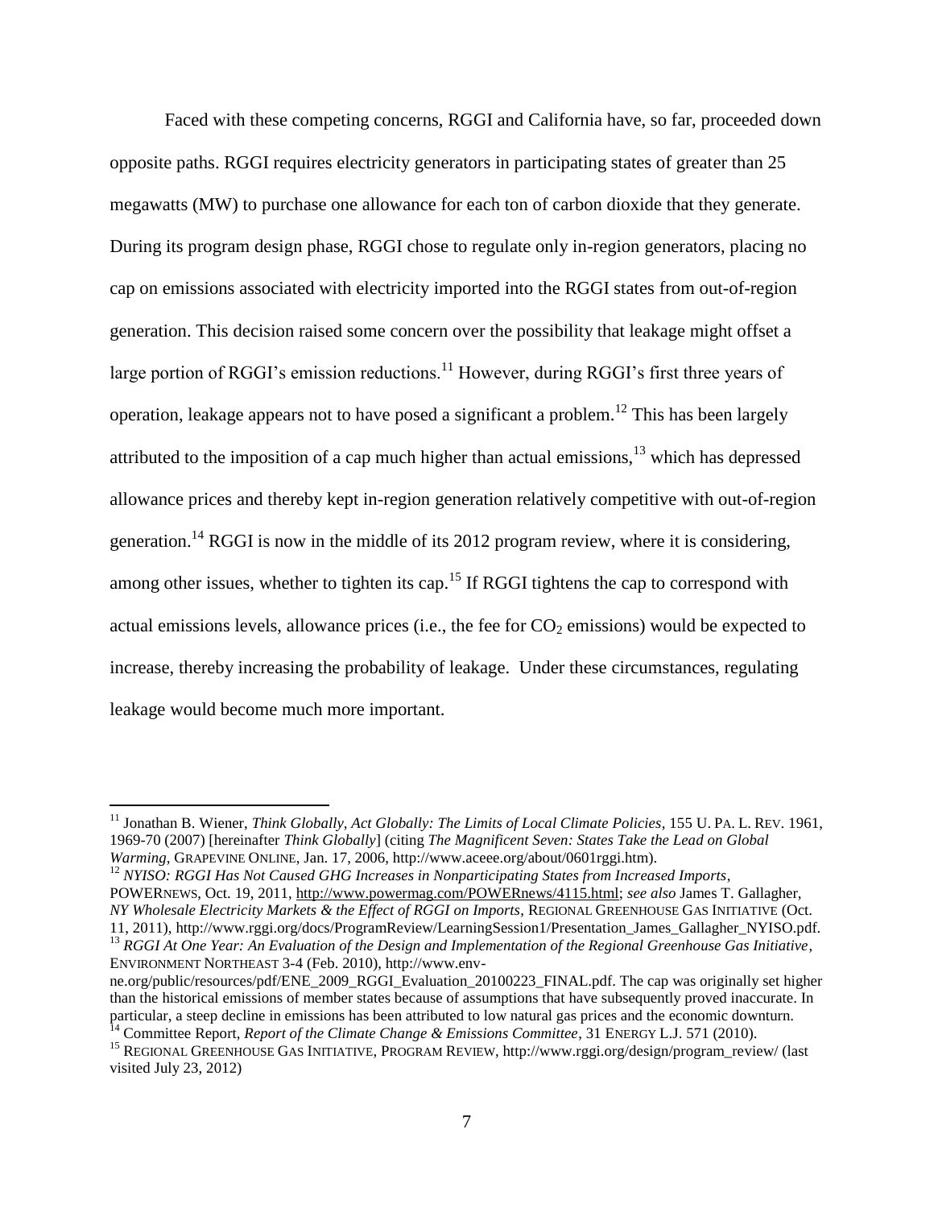Faced with these competing concerns, RGGI and California have, so far, proceeded down opposite paths. RGGI requires electricity generators in participating states of greater than 25 megawatts (MW) to purchase one allowance for each ton of carbon dioxide that they generate. During its program design phase, RGGI chose to regulate only in-region generators, placing no cap on emissions associated with electricity imported into the RGGI states from out-of-region generation. This decision raised some concern over the possibility that leakage might offset a large portion of RGGI's emission reductions.[11] However, during RGGI's first three years of operation, leakage appears not to have posed a significant a problem.[12] This has been largely attributed to the imposition of a cap much higher than actual emissions,[13] which has depressed allowance prices and thereby kept in-region generation relatively competitive with out-of-region generation.[14] RGGI is now in the middle of its 2012 program review, where it is considering, among other issues, whether to tighten its cap.[15] If RGGI tightens the cap to correspond with actual emissions levels, allowance prices (i.e., the fee for $CO_2$ emissions) would be expected to increase, thereby increasing the probability of leakage. Under these circumstances, regulating leakage would become much more important.

---

[11] Jonathan B. Wiener, *Think Globally, Act Globally: The Limits of Local Climate Policies*, 155 U. PA. L. REV. 1961, 1969-70 (2007) [hereinafter *Think Globally*] (citing *The Magnificent Seven: States Take the Lead on Global Warming*, GRAPEVINE ONLINE, Jan. 17, 2006, http://www.aceee.org/about/0601rggi.htm).

[12] *NYISO: RGGI Has Not Caused GHG Increases in Nonparticipating States from Increased Imports*, POWERNEWS, Oct. 19, 2011, http://www.powermag.com/POWERnews/4115.html; *see also* James T. Gallagher, *NY Wholesale Electricity Markets & the Effect of RGGI on Imports*, REGIONAL GREENHOUSE GAS INITIATIVE (Oct. 11, 2011), http://www.rggi.org/docs/ProgramReview/LearningSession1/Presentation_James_Gallagher_NYISO.pdf.

[13] *RGGI At One Year: An Evaluation of the Design and Implementation of the Regional Greenhouse Gas Initiative*, ENVIRONMENT NORTHEAST 3-4 (Feb. 2010), http://www.env-ne.org/public/resources/pdf/ENE_2009_RGGI_Evaluation_20100223_FINAL.pdf. The cap was originally set higher than the historical emissions of member states because of assumptions that have subsequently proved inaccurate. In particular, a steep decline in emissions has been attributed to low natural gas prices and the economic downturn.

[14] Committee Report, *Report of the Climate Change & Emissions Committee*, 31 ENERGY L.J. 571 (2010).

[15] REGIONAL GREENHOUSE GAS INITIATIVE, PROGRAM REVIEW, http://www.rggi.org/design/program_review/ (last visited July 23, 2012)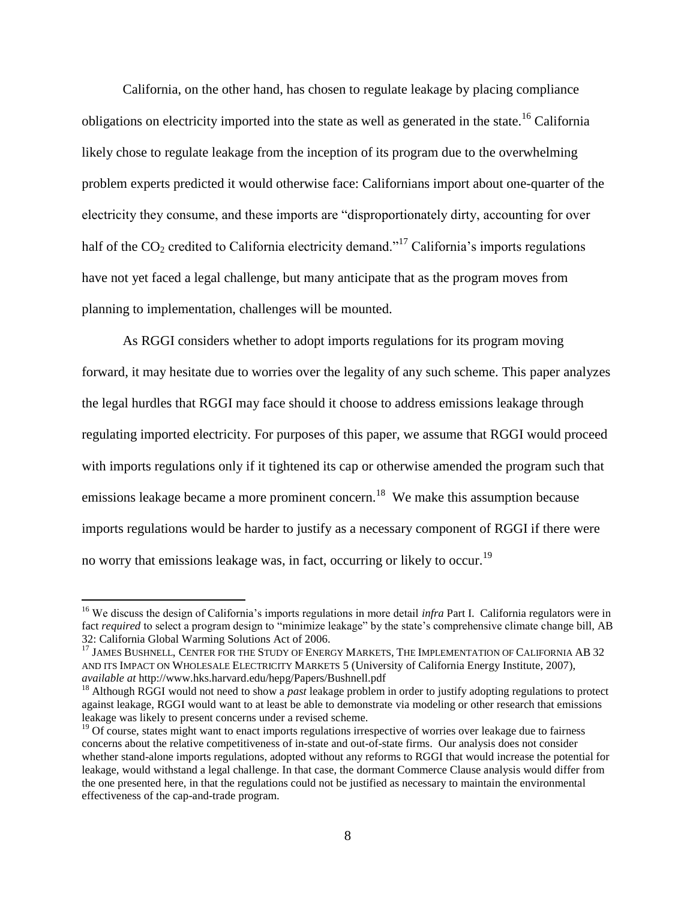California, on the other hand, has chosen to regulate leakage by placing compliance obligations on electricity imported into the state as well as generated in the state.[16] California likely chose to regulate leakage from the inception of its program due to the overwhelming problem experts predicted it would otherwise face: Californians import about one-quarter of the electricity they consume, and these imports are "disproportionately dirty, accounting for over half of the $CO_2$ credited to California electricity demand."[17] California's imports regulations have not yet faced a legal challenge, but many anticipate that as the program moves from planning to implementation, challenges will be mounted.

As RGGI considers whether to adopt imports regulations for its program moving forward, it may hesitate due to worries over the legality of any such scheme. This paper analyzes the legal hurdles that RGGI may face should it choose to address emissions leakage through regulating imported electricity. For purposes of this paper, we assume that RGGI would proceed with imports regulations only if it tightened its cap or otherwise amended the program such that emissions leakage became a more prominent concern.[18] We make this assumption because imports regulations would be harder to justify as a necessary component of RGGI if there were no worry that emissions leakage was, in fact, occurring or likely to occur.[19]

---

[16] We discuss the design of California's imports regulations in more detail *infra* Part I. California regulators were in fact *required* to select a program design to "minimize leakage" by the state's comprehensive climate change bill, AB 32: California Global Warming Solutions Act of 2006.

[17] JAMES BUSHNELL, CENTER FOR THE STUDY OF ENERGY MARKETS, THE IMPLEMENTATION OF CALIFORNIA AB 32 AND ITS IMPACT ON WHOLESALE ELECTRICITY MARKETS 5 (University of California Energy Institute, 2007), *available at* http://www.hks.harvard.edu/hepg/Papers/Bushnell.pdf

[18] Although RGGI would not need to show a *past* leakage problem in order to justify adopting regulations to protect against leakage, RGGI would want to at least be able to demonstrate via modeling or other research that emissions leakage was likely to present concerns under a revised scheme.

[19] Of course, states might want to enact imports regulations irrespective of worries over leakage due to fairness concerns about the relative competitiveness of in-state and out-of-state firms. Our analysis does not consider whether stand-alone imports regulations, adopted without any reforms to RGGI that would increase the potential for leakage, would withstand a legal challenge. In that case, the dormant Commerce Clause analysis would differ from the one presented here, in that the regulations could not be justified as necessary to maintain the environmental effectiveness of the cap-and-trade program.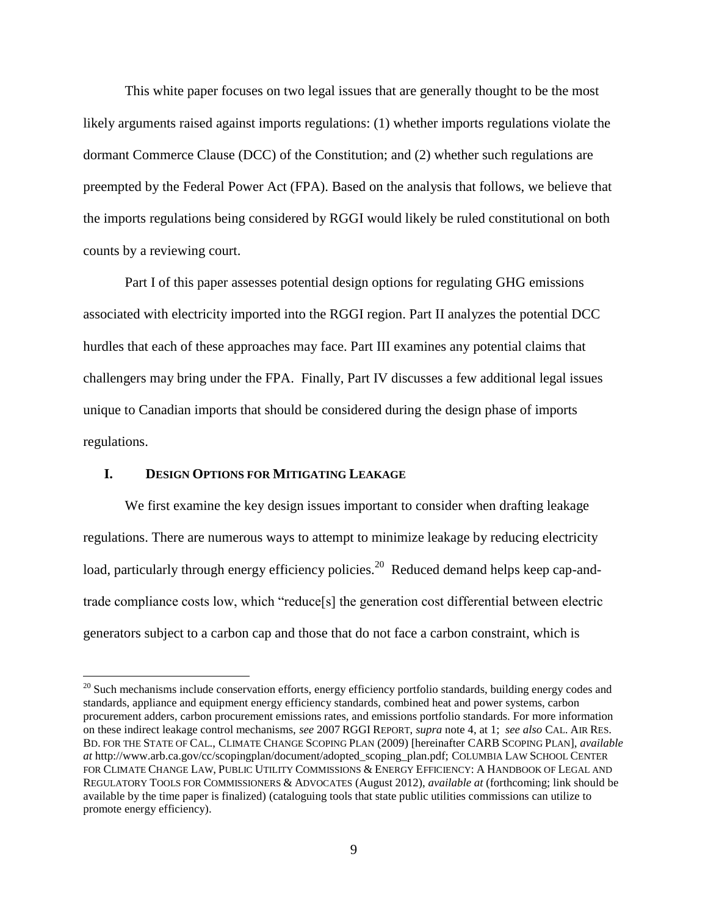This white paper focuses on two legal issues that are generally thought to be the most likely arguments raised against imports regulations: (1) whether imports regulations violate the dormant Commerce Clause (DCC) of the Constitution; and (2) whether such regulations are preempted by the Federal Power Act (FPA). Based on the analysis that follows, we believe that the imports regulations being considered by RGGI would likely be ruled constitutional on both counts by a reviewing court.

Part I of this paper assesses potential design options for regulating GHG emissions associated with electricity imported into the RGGI region. Part II analyzes the potential DCC hurdles that each of these approaches may face. Part III examines any potential claims that challengers may bring under the FPA. Finally, Part IV discusses a few additional legal issues unique to Canadian imports that should be considered during the design phase of imports regulations.

## I. Design Options for Mitigating Leakage

We first examine the key design issues important to consider when drafting leakage regulations. There are numerous ways to attempt to minimize leakage by reducing electricity load, particularly through energy efficiency policies.[20] Reduced demand helps keep cap-and-trade compliance costs low, which "reduce[s] the generation cost differential between electric generators subject to a carbon cap and those that do not face a carbon constraint, which is

---

[20] Such mechanisms include conservation efforts, energy efficiency portfolio standards, building energy codes and standards, appliance and equipment energy efficiency standards, combined heat and power systems, carbon procurement adders, carbon procurement emissions rates, and emissions portfolio standards. For more information on these indirect leakage control mechanisms, *see* 2007 RGGI REPORT, *supra* note 4, at 1; *see also* CAL. AIR RES. BD. FOR THE STATE OF CAL., CLIMATE CHANGE SCOPING PLAN (2009) [hereinafter CARB SCOPING PLAN], *available at* http://www.arb.ca.gov/cc/scopingplan/document/adopted_scoping_plan.pdf; COLUMBIA LAW SCHOOL CENTER FOR CLIMATE CHANGE LAW, PUBLIC UTILITY COMMISSIONS & ENERGY EFFICIENCY: A HANDBOOK OF LEGAL AND REGULATORY TOOLS FOR COMMISSIONERS & ADVOCATES (August 2012), *available at* (forthcoming; link should be available by the time paper is finalized) (cataloguing tools that state public utilities commissions can utilize to promote energy efficiency).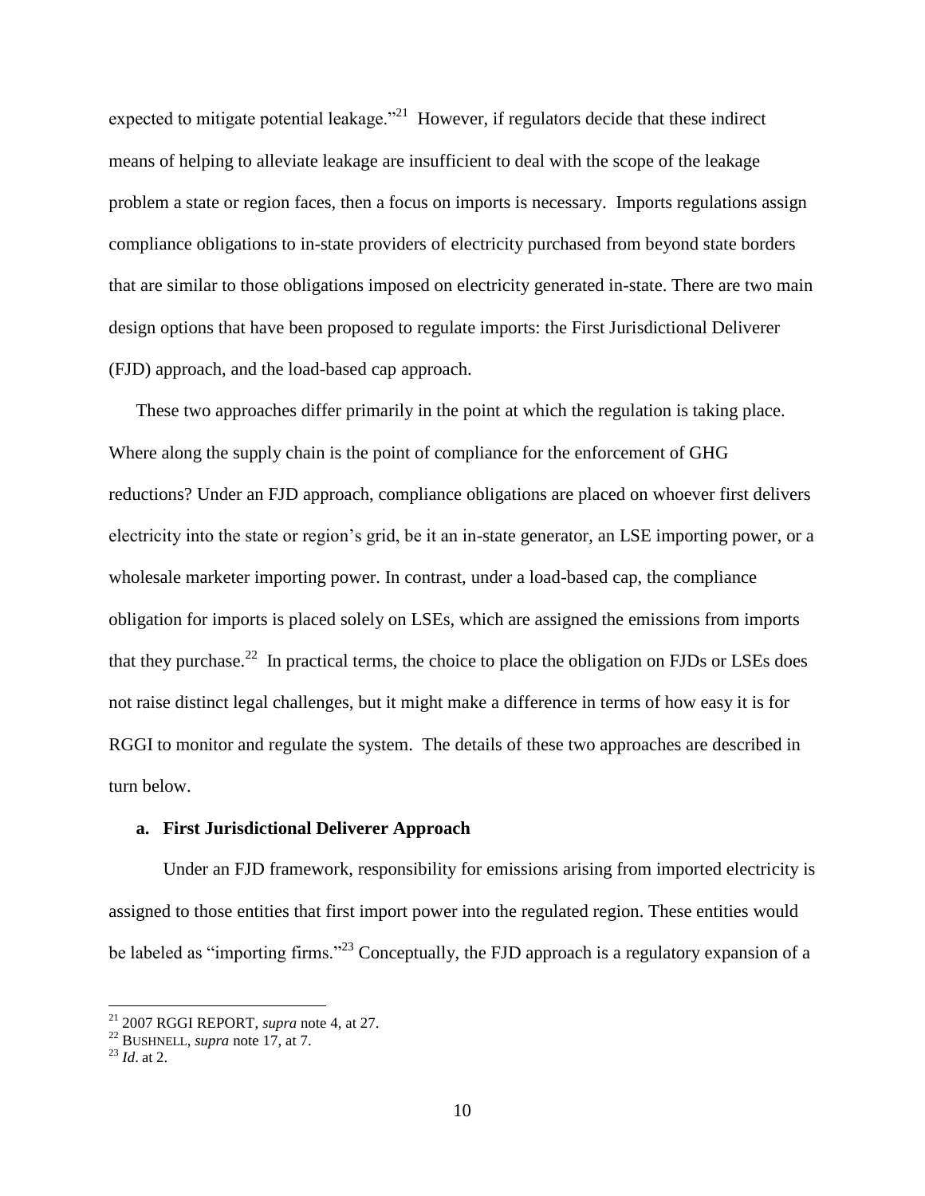expected to mitigate potential leakage."[21] However, if regulators decide that these indirect means of helping to alleviate leakage are insufficient to deal with the scope of the leakage problem a state or region faces, then a focus on imports is necessary. Imports regulations assign compliance obligations to in-state providers of electricity purchased from beyond state borders that are similar to those obligations imposed on electricity generated in-state. There are two main design options that have been proposed to regulate imports: the First Jurisdictional Deliverer (FJD) approach, and the load-based cap approach.

These two approaches differ primarily in the point at which the regulation is taking place. Where along the supply chain is the point of compliance for the enforcement of GHG reductions? Under an FJD approach, compliance obligations are placed on whoever first delivers electricity into the state or region's grid, be it an in-state generator, an LSE importing power, or a wholesale marketer importing power. In contrast, under a load-based cap, the compliance obligation for imports is placed solely on LSEs, which are assigned the emissions from imports that they purchase.[22] In practical terms, the choice to place the obligation on FJDs or LSEs does not raise distinct legal challenges, but it might make a difference in terms of how easy it is for RGGI to monitor and regulate the system. The details of these two approaches are described in turn below.

### a. First Jurisdictional Deliverer Approach

Under an FJD framework, responsibility for emissions arising from imported electricity is assigned to those entities that first import power into the regulated region. These entities would be labeled as "importing firms."[23] Conceptually, the FJD approach is a regulatory expansion of a

---

[21] 2007 RGGI REPORT, *supra* note 4, at 27.

[22] BUSHNELL, *supra* note 17, at 7.

[23] *Id*. at 2.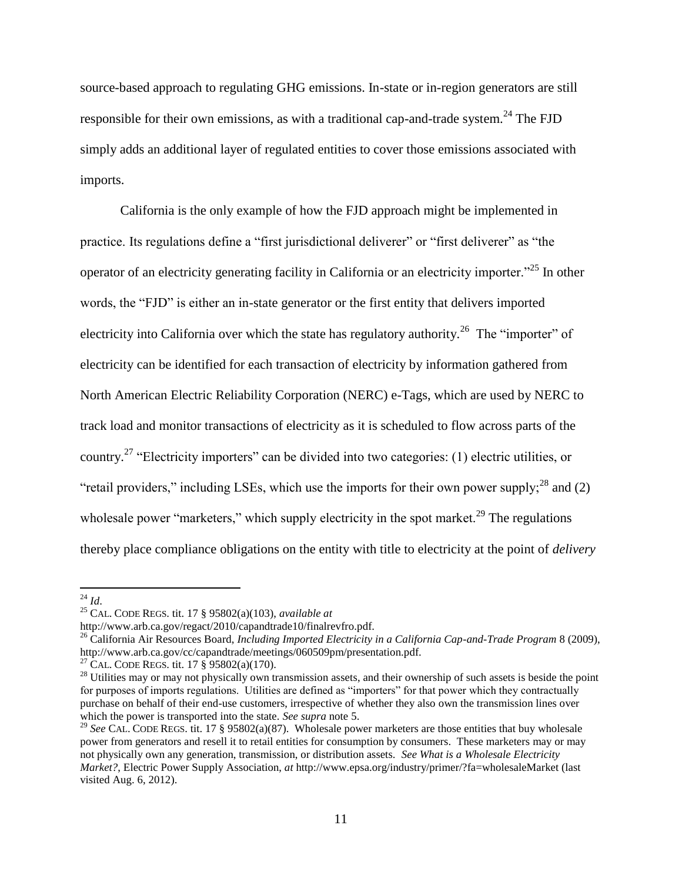source-based approach to regulating GHG emissions. In-state or in-region generators are still responsible for their own emissions, as with a traditional cap-and-trade system.[24] The FJD simply adds an additional layer of regulated entities to cover those emissions associated with imports.

California is the only example of how the FJD approach might be implemented in practice. Its regulations define a "first jurisdictional deliverer" or "first deliverer" as "the operator of an electricity generating facility in California or an electricity importer."[25] In other words, the "FJD" is either an in-state generator or the first entity that delivers imported electricity into California over which the state has regulatory authority.[26] The "importer" of electricity can be identified for each transaction of electricity by information gathered from North American Electric Reliability Corporation (NERC) e-Tags, which are used by NERC to track load and monitor transactions of electricity as it is scheduled to flow across parts of the country.[27] "Electricity importers" can be divided into two categories: (1) electric utilities, or "retail providers," including LSEs, which use the imports for their own power supply;[28] and (2) wholesale power "marketers," which supply electricity in the spot market.[29] The regulations thereby place compliance obligations on the entity with title to electricity at the point of *delivery*

---

[24] *Id*.

[25] CAL. CODE REGS. tit. 17 § 95802(a)(103), *available at* http://www.arb.ca.gov/regact/2010/capandtrade10/finalrevfro.pdf.

[26] California Air Resources Board, *Including Imported Electricity in a California Cap-and-Trade Program* 8 (2009), http://www.arb.ca.gov/cc/capandtrade/meetings/060509pm/presentation.pdf.

[27] CAL. CODE REGS. tit. 17 § 95802(a)(170).

[28] Utilities may or may not physically own transmission assets, and their ownership of such assets is beside the point for purposes of imports regulations. Utilities are defined as "importers" for that power which they contractually purchase on behalf of their end-use customers, irrespective of whether they also own the transmission lines over which the power is transported into the state. *See supra* note 5.

[29] *See* CAL. CODE REGS. tit. 17 § 95802(a)(87). Wholesale power marketers are those entities that buy wholesale power from generators and resell it to retail entities for consumption by consumers. These marketers may or may not physically own any generation, transmission, or distribution assets. *See What is a Wholesale Electricity Market?*, Electric Power Supply Association, *at* http://www.epsa.org/industry/primer/?fa=wholesaleMarket (last visited Aug. 6, 2012).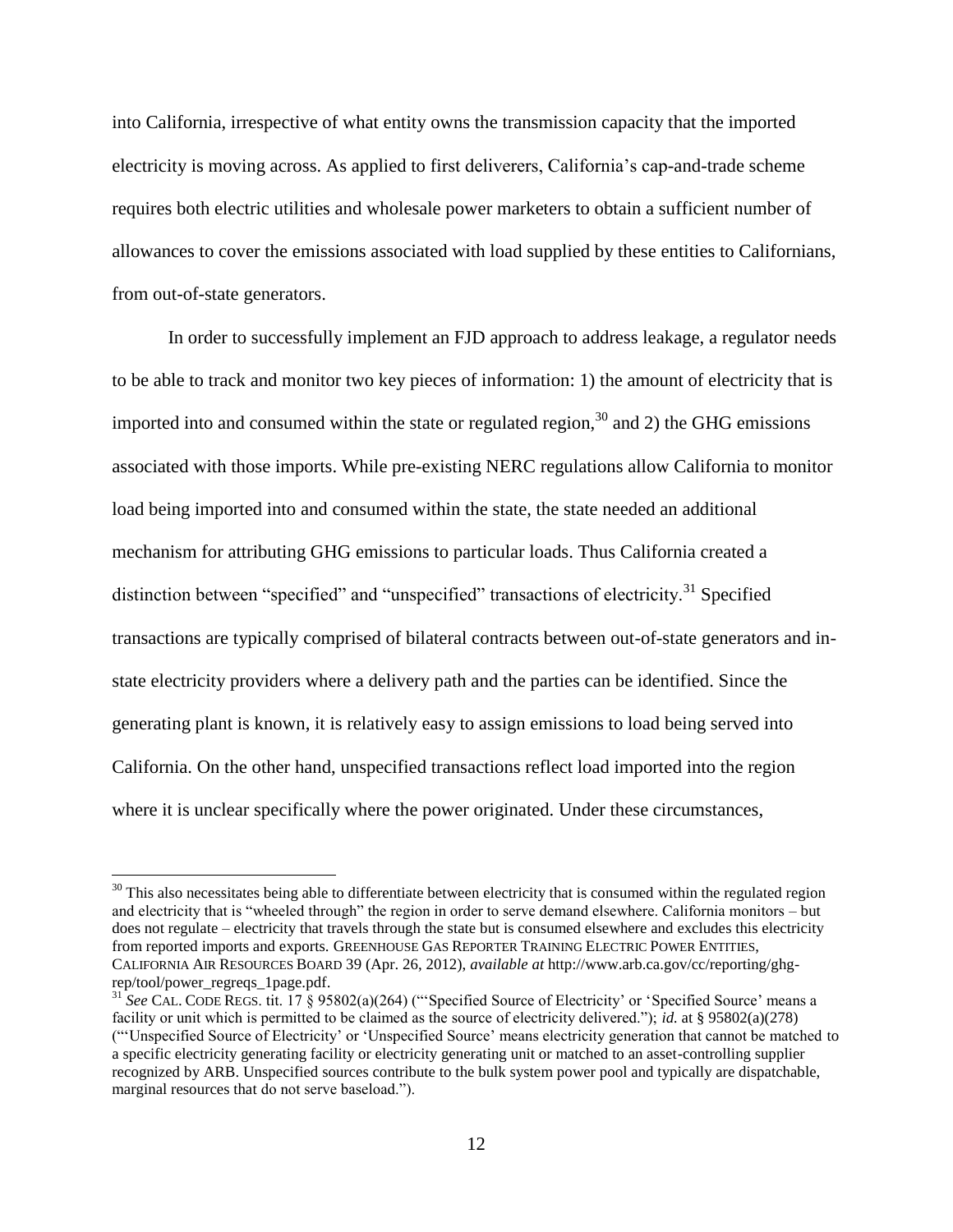into California, irrespective of what entity owns the transmission capacity that the imported electricity is moving across. As applied to first deliverers, California's cap-and-trade scheme requires both electric utilities and wholesale power marketers to obtain a sufficient number of allowances to cover the emissions associated with load supplied by these entities to Californians, from out-of-state generators.

In order to successfully implement an FJD approach to address leakage, a regulator needs to be able to track and monitor two key pieces of information: 1) the amount of electricity that is imported into and consumed within the state or regulated region,[30] and 2) the GHG emissions associated with those imports. While pre-existing NERC regulations allow California to monitor load being imported into and consumed within the state, the state needed an additional mechanism for attributing GHG emissions to particular loads. Thus California created a distinction between "specified" and "unspecified" transactions of electricity.[31] Specified transactions are typically comprised of bilateral contracts between out-of-state generators and in-state electricity providers where a delivery path and the parties can be identified. Since the generating plant is known, it is relatively easy to assign emissions to load being served into California. On the other hand, unspecified transactions reflect load imported into the region where it is unclear specifically where the power originated. Under these circumstances,

---

[30] This also necessitates being able to differentiate between electricity that is consumed within the regulated region and electricity that is "wheeled through" the region in order to serve demand elsewhere. California monitors – but does not regulate – electricity that travels through the state but is consumed elsewhere and excludes this electricity from reported imports and exports. GREENHOUSE GAS REPORTER TRAINING ELECTRIC POWER ENTITIES, CALIFORNIA AIR RESOURCES BOARD 39 (Apr. 26, 2012), *available at* http://www.arb.ca.gov/cc/reporting/ghg-rep/tool/power_regreqs_1page.pdf.

[31] *See* CAL. CODE REGS. tit. 17 § 95802(a)(264) ("'Specified Source of Electricity' or 'Specified Source' means a facility or unit which is permitted to be claimed as the source of electricity delivered."); *id.* at § 95802(a)(278) ("'Unspecified Source of Electricity' or 'Unspecified Source' means electricity generation that cannot be matched to a specific electricity generating facility or electricity generating unit or matched to an asset-controlling supplier recognized by ARB. Unspecified sources contribute to the bulk system power pool and typically are dispatchable, marginal resources that do not serve baseload.").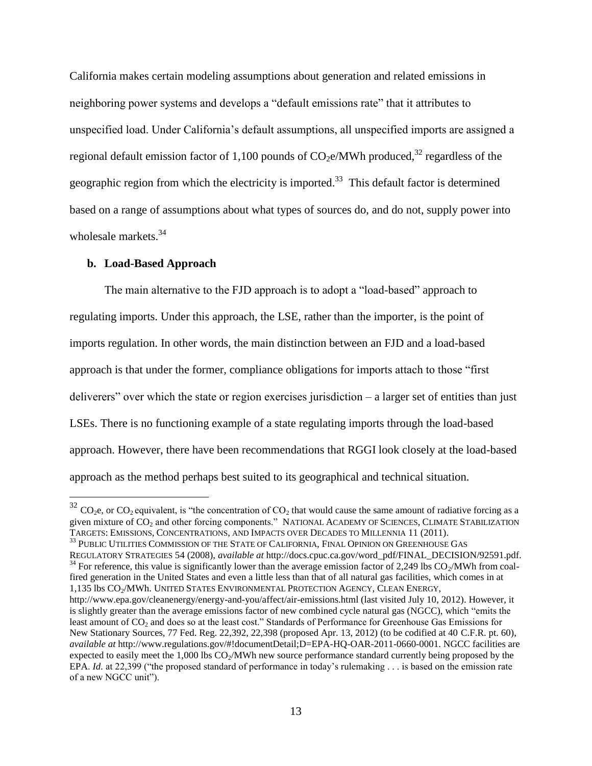California makes certain modeling assumptions about generation and related emissions in neighboring power systems and develops a "default emissions rate" that it attributes to unspecified load. Under California's default assumptions, all unspecified imports are assigned a regional default emission factor of 1,100 pounds of $CO_2e$/MWh produced,[32] regardless of the geographic region from which the electricity is imported.[33] This default factor is determined based on a range of assumptions about what types of sources do, and do not, supply power into wholesale markets.[34]

#### b. Load-Based Approach

The main alternative to the FJD approach is to adopt a "load-based" approach to regulating imports. Under this approach, the LSE, rather than the importer, is the point of imports regulation. In other words, the main distinction between an FJD and a load-based approach is that under the former, compliance obligations for imports attach to those "first deliverers" over which the state or region exercises jurisdiction – a larger set of entities than just LSEs. There is no functioning example of a state regulating imports through the load-based approach. However, there have been recommendations that RGGI look closely at the load-based approach as the method perhaps best suited to its geographical and technical situation.

---

[32] $CO_2e$, or $CO_2$ equivalent, is "the concentration of $CO_2$ that would cause the same amount of radiative forcing as a given mixture of $CO_2$ and other forcing components." NATIONAL ACADEMY OF SCIENCES, CLIMATE STABILIZATION TARGETS: EMISSIONS, CONCENTRATIONS, AND IMPACTS OVER DECADES TO MILLENNIA 11 (2011).

[33] PUBLIC UTILITIES COMMISSION OF THE STATE OF CALIFORNIA, FINAL OPINION ON GREENHOUSE GAS REGULATORY STRATEGIES 54 (2008), *available at* http://docs.cpuc.ca.gov/word_pdf/FINAL_DECISION/92591.pdf.

[34] For reference, this value is significantly lower than the average emission factor of 2,249 lbs $CO_2$/MWh from coal-fired generation in the United States and even a little less than that of all natural gas facilities, which comes in at 1,135 lbs $CO_2$/MWh. UNITED STATES ENVIRONMENTAL PROTECTION AGENCY, CLEAN ENERGY, http://www.epa.gov/cleanenergy/energy-and-you/affect/air-emissions.html (last visited July 10, 2012). However, it is slightly greater than the average emissions factor of new combined cycle natural gas (NGCC), which "emits the least amount of $CO_2$ and does so at the least cost." Standards of Performance for Greenhouse Gas Emissions for New Stationary Sources, 77 Fed. Reg. 22,392, 22,398 (proposed Apr. 13, 2012) (to be codified at 40 C.F.R. pt. 60), *available at* http://www.regulations.gov/#!documentDetail;D=EPA-HQ-OAR-2011-0660-0001. NGCC facilities are expected to easily meet the 1,000 lbs $CO_2$/MWh new source performance standard currently being proposed by the EPA. *Id.* at 22,399 ("the proposed standard of performance in today's rulemaking . . . is based on the emission rate of a new NGCC unit").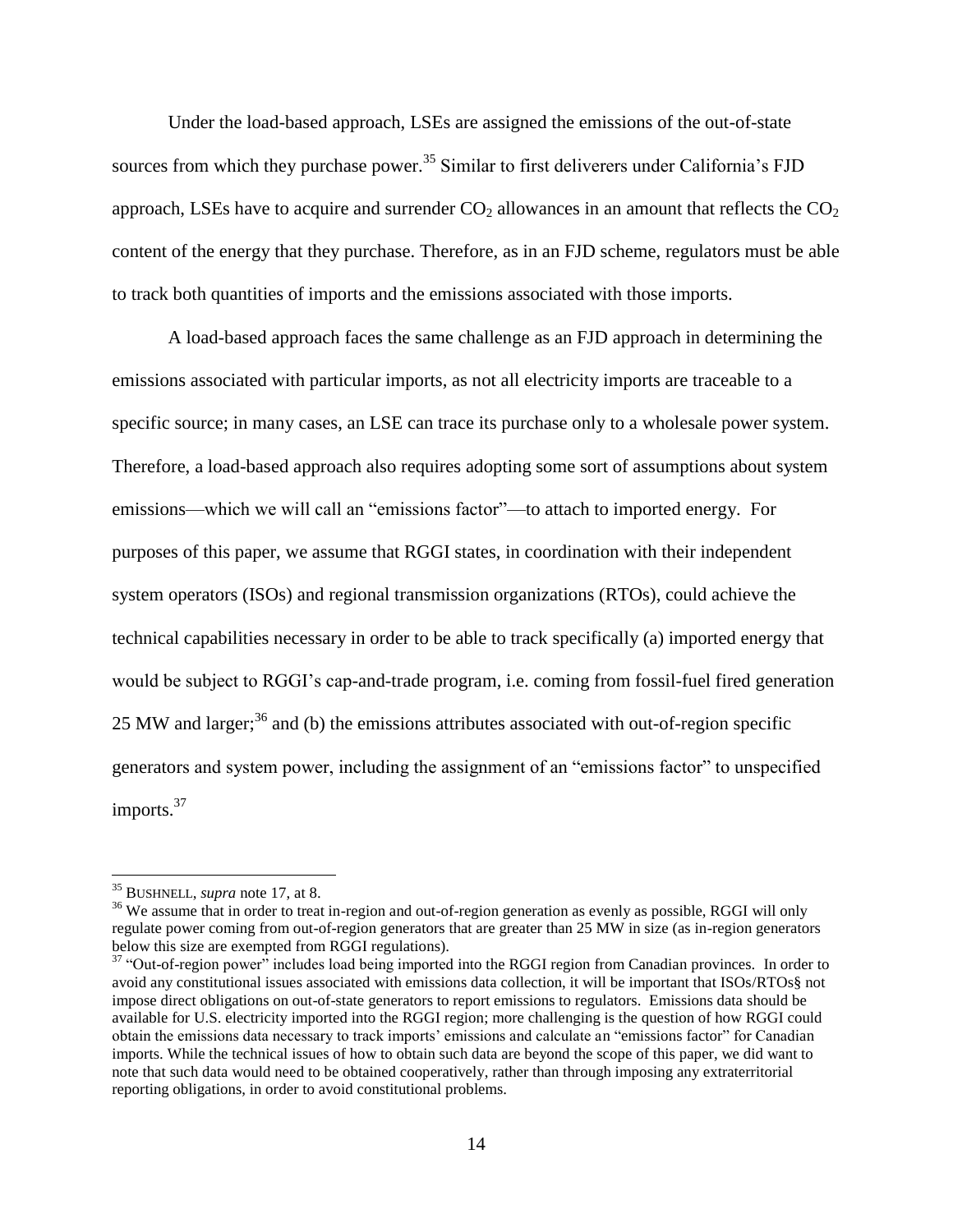Under the load-based approach, LSEs are assigned the emissions of the out-of-state sources from which they purchase power.[35] Similar to first deliverers under California's FJD approach, LSEs have to acquire and surrender $CO_2$ allowances in an amount that reflects the $CO_2$ content of the energy that they purchase. Therefore, as in an FJD scheme, regulators must be able to track both quantities of imports and the emissions associated with those imports.

A load-based approach faces the same challenge as an FJD approach in determining the emissions associated with particular imports, as not all electricity imports are traceable to a specific source; in many cases, an LSE can trace its purchase only to a wholesale power system. Therefore, a load-based approach also requires adopting some sort of assumptions about system emissions—which we will call an "emissions factor"—to attach to imported energy. For purposes of this paper, we assume that RGGI states, in coordination with their independent system operators (ISOs) and regional transmission organizations (RTOs), could achieve the technical capabilities necessary in order to be able to track specifically (a) imported energy that would be subject to RGGI's cap-and-trade program, i.e. coming from fossil-fuel fired generation 25 MW and larger;[36] and (b) the emissions attributes associated with out-of-region specific generators and system power, including the assignment of an "emissions factor" to unspecified imports.[37]

---

[35] BUSHNELL, *supra* note 17, at 8.

[36] We assume that in order to treat in-region and out-of-region generation as evenly as possible, RGGI will only regulate power coming from out-of-region generators that are greater than 25 MW in size (as in-region generators below this size are exempted from RGGI regulations).

[37] "Out-of-region power" includes load being imported into the RGGI region from Canadian provinces. In order to avoid any constitutional issues associated with emissions data collection, it will be important that ISOs/RTOs§ not impose direct obligations on out-of-state generators to report emissions to regulators. Emissions data should be available for U.S. electricity imported into the RGGI region; more challenging is the question of how RGGI could obtain the emissions data necessary to track imports' emissions and calculate an "emissions factor" for Canadian imports. While the technical issues of how to obtain such data are beyond the scope of this paper, we did want to note that such data would need to be obtained cooperatively, rather than through imposing any extraterritorial reporting obligations, in order to avoid constitutional problems.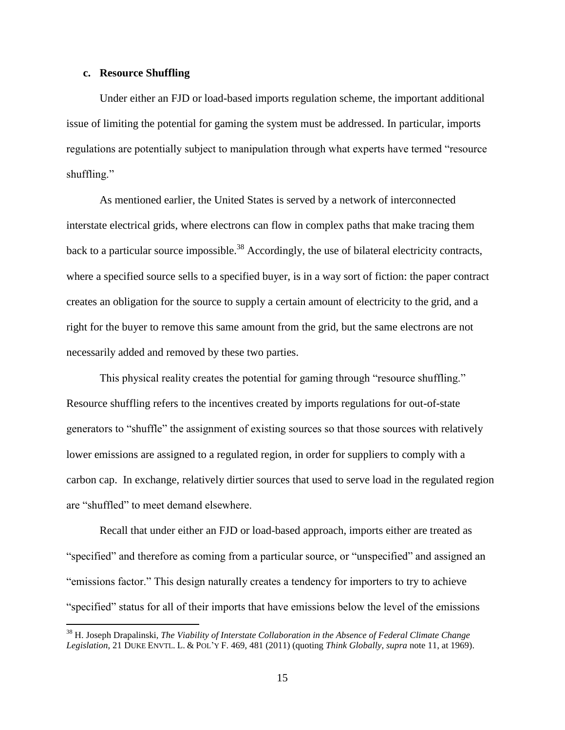### c. Resource Shuffling

Under either an FJD or load-based imports regulation scheme, the important additional issue of limiting the potential for gaming the system must be addressed. In particular, imports regulations are potentially subject to manipulation through what experts have termed "resource shuffling."

As mentioned earlier, the United States is served by a network of interconnected interstate electrical grids, where electrons can flow in complex paths that make tracing them back to a particular source impossible.[38] Accordingly, the use of bilateral electricity contracts, where a specified source sells to a specified buyer, is in a way sort of fiction: the paper contract creates an obligation for the source to supply a certain amount of electricity to the grid, and a right for the buyer to remove this same amount from the grid, but the same electrons are not necessarily added and removed by these two parties.

This physical reality creates the potential for gaming through "resource shuffling." Resource shuffling refers to the incentives created by imports regulations for out-of-state generators to "shuffle" the assignment of existing sources so that those sources with relatively lower emissions are assigned to a regulated region, in order for suppliers to comply with a carbon cap. In exchange, relatively dirtier sources that used to serve load in the regulated region are "shuffled" to meet demand elsewhere.

Recall that under either an FJD or load-based approach, imports either are treated as "specified" and therefore as coming from a particular source, or "unspecified" and assigned an "emissions factor." This design naturally creates a tendency for importers to try to achieve "specified" status for all of their imports that have emissions below the level of the emissions

---

[38] H. Joseph Drapalinski, *The Viability of Interstate Collaboration in the Absence of Federal Climate Change Legislation*, 21 DUKE ENVTL. L. & POL'Y F. 469, 481 (2011) (quoting *Think Globally*, *supra* note 11, at 1969).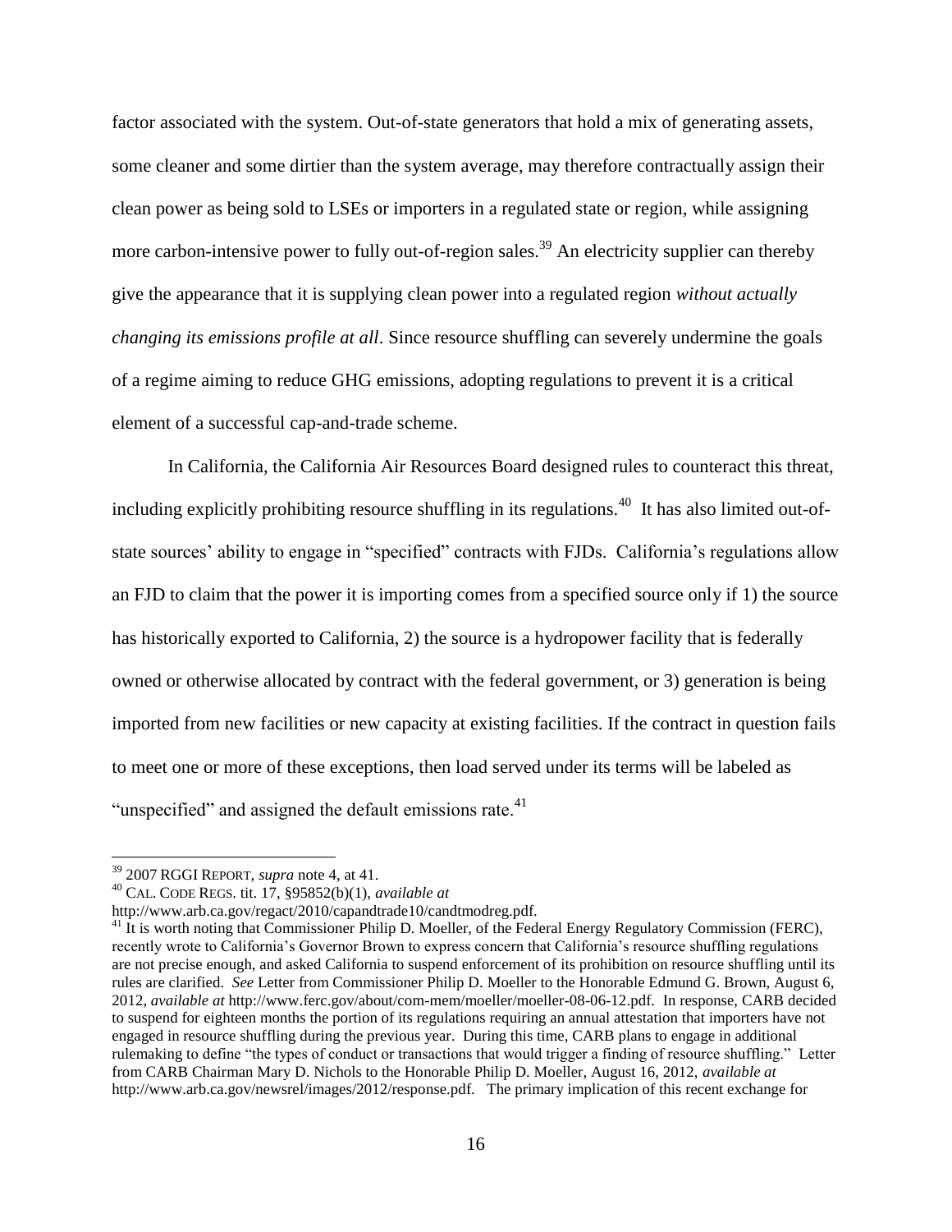factor associated with the system. Out-of-state generators that hold a mix of generating assets, some cleaner and some dirtier than the system average, may therefore contractually assign their clean power as being sold to LSEs or importers in a regulated state or region, while assigning more carbon-intensive power to fully out-of-region sales.[39] An electricity supplier can thereby give the appearance that it is supplying clean power into a regulated region *without actually changing its emissions profile at all*. Since resource shuffling can severely undermine the goals of a regime aiming to reduce GHG emissions, adopting regulations to prevent it is a critical element of a successful cap-and-trade scheme.

In California, the California Air Resources Board designed rules to counteract this threat, including explicitly prohibiting resource shuffling in its regulations.[40] It has also limited out-of-state sources' ability to engage in "specified" contracts with FJDs. California's regulations allow an FJD to claim that the power it is importing comes from a specified source only if 1) the source has historically exported to California, 2) the source is a hydropower facility that is federally owned or otherwise allocated by contract with the federal government, or 3) generation is being imported from new facilities or new capacity at existing facilities. If the contract in question fails to meet one or more of these exceptions, then load served under its terms will be labeled as "unspecified" and assigned the default emissions rate.[41]

---

[39] 2007 RGGI REPORT, *supra* note 4, at 41.

[40] CAL. CODE REGS. tit. 17, §95852(b)(1), *available at* http://www.arb.ca.gov/regact/2010/capandtrade10/candtmodreg.pdf.

[41] It is worth noting that Commissioner Philip D. Moeller, of the Federal Energy Regulatory Commission (FERC), recently wrote to California's Governor Brown to express concern that California's resource shuffling regulations are not precise enough, and asked California to suspend enforcement of its prohibition on resource shuffling until its rules are clarified. *See* Letter from Commissioner Philip D. Moeller to the Honorable Edmund G. Brown, August 6, 2012, *available at* http://www.ferc.gov/about/com-mem/moeller/moeller-08-06-12.pdf. In response, CARB decided to suspend for eighteen months the portion of its regulations requiring an annual attestation that importers have not engaged in resource shuffling during the previous year. During this time, CARB plans to engage in additional rulemaking to define "the types of conduct or transactions that would trigger a finding of resource shuffling." Letter from CARB Chairman Mary D. Nichols to the Honorable Philip D. Moeller, August 16, 2012, *available at* http://www.arb.ca.gov/newsrel/images/2012/response.pdf. The primary implication of this recent exchange for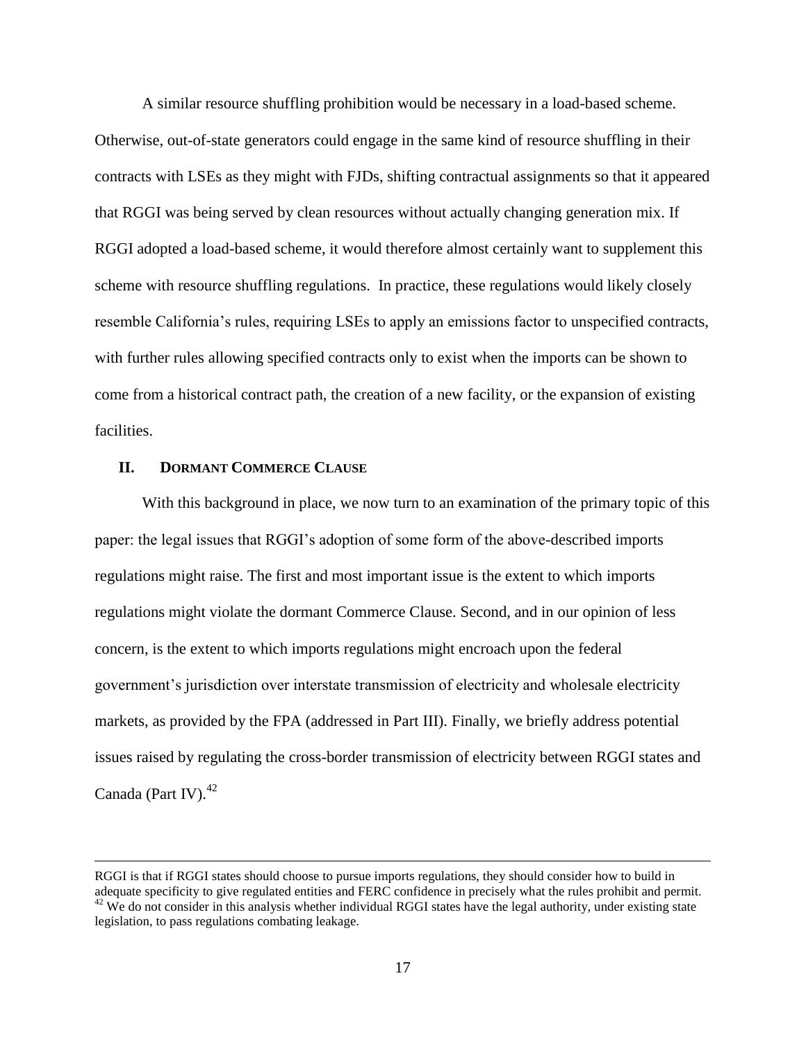A similar resource shuffling prohibition would be necessary in a load-based scheme. Otherwise, out-of-state generators could engage in the same kind of resource shuffling in their contracts with LSEs as they might with FJDs, shifting contractual assignments so that it appeared that RGGI was being served by clean resources without actually changing generation mix. If RGGI adopted a load-based scheme, it would therefore almost certainly want to supplement this scheme with resource shuffling regulations. In practice, these regulations would likely closely resemble California's rules, requiring LSEs to apply an emissions factor to unspecified contracts, with further rules allowing specified contracts only to exist when the imports can be shown to come from a historical contract path, the creation of a new facility, or the expansion of existing facilities.

## II. DORMANT COMMERCE CLAUSE

With this background in place, we now turn to an examination of the primary topic of this paper: the legal issues that RGGI's adoption of some form of the above-described imports regulations might raise. The first and most important issue is the extent to which imports regulations might violate the dormant Commerce Clause. Second, and in our opinion of less concern, is the extent to which imports regulations might encroach upon the federal government's jurisdiction over interstate transmission of electricity and wholesale electricity markets, as provided by the FPA (addressed in Part III). Finally, we briefly address potential issues raised by regulating the cross-border transmission of electricity between RGGI states and Canada (Part IV).[42]

---

RGGI is that if RGGI states should choose to pursue imports regulations, they should consider how to build in adequate specificity to give regulated entities and FERC confidence in precisely what the rules prohibit and permit.

[42] We do not consider in this analysis whether individual RGGI states have the legal authority, under existing state legislation, to pass regulations combating leakage.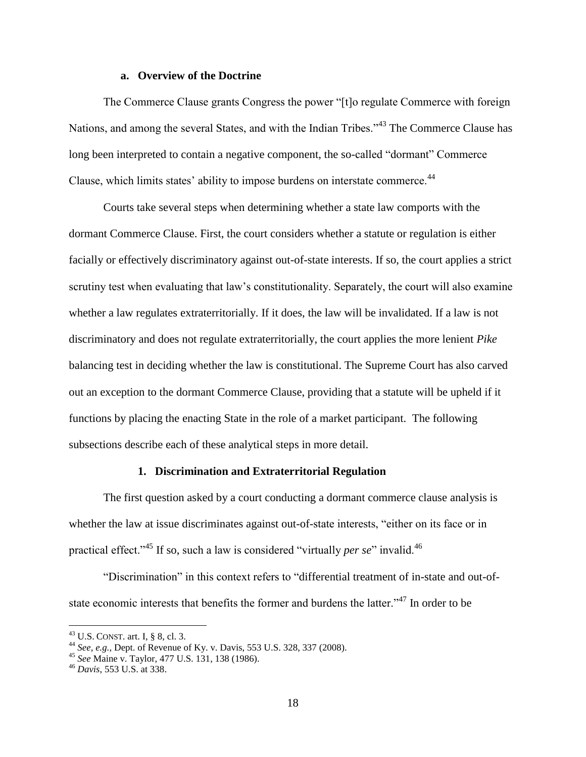### a. Overview of the Doctrine

The Commerce Clause grants Congress the power "[t]o regulate Commerce with foreign Nations, and among the several States, and with the Indian Tribes."[43] The Commerce Clause has long been interpreted to contain a negative component, the so-called "dormant" Commerce Clause, which limits states' ability to impose burdens on interstate commerce.[44]

Courts take several steps when determining whether a state law comports with the dormant Commerce Clause. First, the court considers whether a statute or regulation is either facially or effectively discriminatory against out-of-state interests. If so, the court applies a strict scrutiny test when evaluating that law's constitutionality. Separately, the court will also examine whether a law regulates extraterritorially. If it does, the law will be invalidated. If a law is not discriminatory and does not regulate extraterritorially, the court applies the more lenient *Pike* balancing test in deciding whether the law is constitutional. The Supreme Court has also carved out an exception to the dormant Commerce Clause, providing that a statute will be upheld if it functions by placing the enacting State in the role of a market participant. The following subsections describe each of these analytical steps in more detail.

#### 1. Discrimination and Extraterritorial Regulation

The first question asked by a court conducting a dormant commerce clause analysis is whether the law at issue discriminates against out-of-state interests, "either on its face or in practical effect."[45] If so, such a law is considered "virtually *per se*" invalid.[46]

"Discrimination" in this context refers to "differential treatment of in-state and out-of-state economic interests that benefits the former and burdens the latter."[47] In order to be

---

[43] U.S. CONST. art. I, § 8, cl. 3.

[44] *See, e.g.,* Dept. of Revenue of Ky. v. Davis, 553 U.S. 328, 337 (2008).

[45] *See* Maine v. Taylor, 477 U.S. 131, 138 (1986).

[46] *Davis*, 553 U.S. at 338.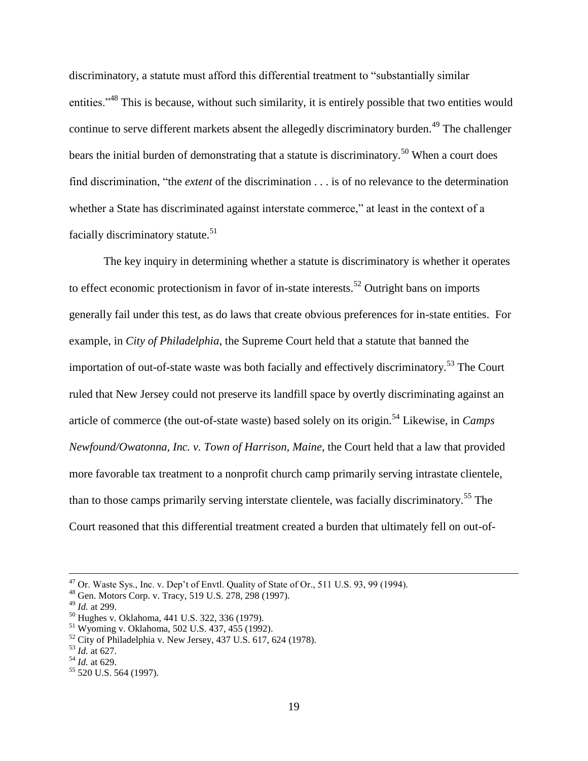discriminatory, a statute must afford this differential treatment to "substantially similar entities."[48] This is because, without such similarity, it is entirely possible that two entities would continue to serve different markets absent the allegedly discriminatory burden.[49] The challenger bears the initial burden of demonstrating that a statute is discriminatory.[50] When a court does find discrimination, "the *extent* of the discrimination . . . is of no relevance to the determination whether a State has discriminated against interstate commerce," at least in the context of a facially discriminatory statute.[51]

The key inquiry in determining whether a statute is discriminatory is whether it operates to effect economic protectionism in favor of in-state interests.[52] Outright bans on imports generally fail under this test, as do laws that create obvious preferences for in-state entities. For example, in *City of Philadelphia*, the Supreme Court held that a statute that banned the importation of out-of-state waste was both facially and effectively discriminatory.[53] The Court ruled that New Jersey could not preserve its landfill space by overtly discriminating against an article of commerce (the out-of-state waste) based solely on its origin.[54] Likewise, in *Camps Newfound/Owatonna, Inc. v. Town of Harrison, Maine*, the Court held that a law that provided more favorable tax treatment to a nonprofit church camp primarily serving intrastate clientele, than to those camps primarily serving interstate clientele, was facially discriminatory.[55] The Court reasoned that this differential treatment created a burden that ultimately fell on out-of-

---

[47] Or. Waste Sys., Inc. v. Dep't of Envtl. Quality of State of Or., 511 U.S. 93, 99 (1994).

[48] Gen. Motors Corp. v. Tracy, 519 U.S. 278, 298 (1997).

[49] *Id.* at 299.

[50] Hughes v. Oklahoma, 441 U.S. 322, 336 (1979).

[51] Wyoming v. Oklahoma, 502 U.S. 437, 455 (1992).

[52] City of Philadelphia v. New Jersey, 437 U.S. 617, 624 (1978).

[53] *Id.* at 627.

[54] *Id.* at 629.

[55] 520 U.S. 564 (1997).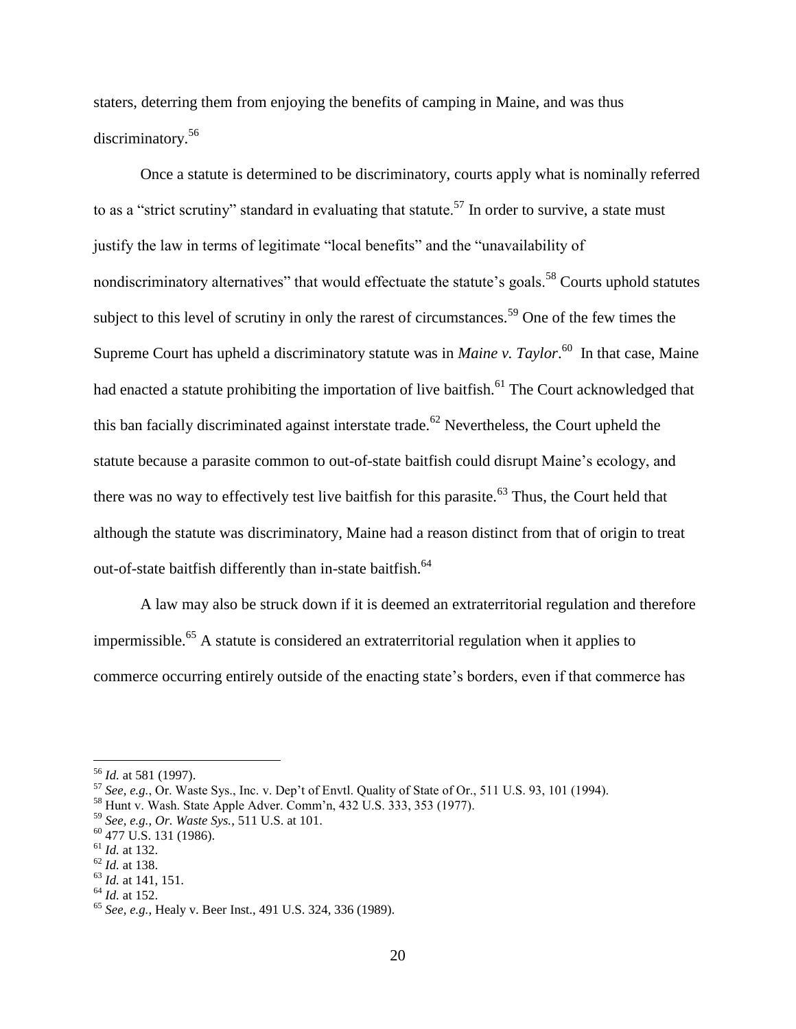staters, deterring them from enjoying the benefits of camping in Maine, and was thus discriminatory.[56]

Once a statute is determined to be discriminatory, courts apply what is nominally referred to as a "strict scrutiny" standard in evaluating that statute.[57] In order to survive, a state must justify the law in terms of legitimate "local benefits" and the "unavailability of nondiscriminatory alternatives" that would effectuate the statute's goals.[58] Courts uphold statutes subject to this level of scrutiny in only the rarest of circumstances.[59] One of the few times the Supreme Court has upheld a discriminatory statute was in *Maine v. Taylor*.[60] In that case, Maine had enacted a statute prohibiting the importation of live baitfish.[61] The Court acknowledged that this ban facially discriminated against interstate trade.[62] Nevertheless, the Court upheld the statute because a parasite common to out-of-state baitfish could disrupt Maine's ecology, and there was no way to effectively test live baitfish for this parasite.[63] Thus, the Court held that although the statute was discriminatory, Maine had a reason distinct from that of origin to treat out-of-state baitfish differently than in-state baitfish.[64]

A law may also be struck down if it is deemed an extraterritorial regulation and therefore impermissible.[65] A statute is considered an extraterritorial regulation when it applies to commerce occurring entirely outside of the enacting state's borders, even if that commerce has

---

[56] *Id.* at 581 (1997).

[57] *See, e.g.*, Or. Waste Sys., Inc. v. Dep't of Envtl. Quality of State of Or., 511 U.S. 93, 101 (1994).

[58] Hunt v. Wash. State Apple Adver. Comm'n, 432 U.S. 333, 353 (1977).

[59] *See, e.g.*, *Or. Waste Sys.*, 511 U.S. at 101.

[60] 477 U.S. 131 (1986).

[61] *Id.* at 132.

[62] *Id.* at 138.

[63] *Id.* at 141, 151.

[64] *Id.* at 152.

[65] *See, e.g.*, Healy v. Beer Inst., 491 U.S. 324, 336 (1989).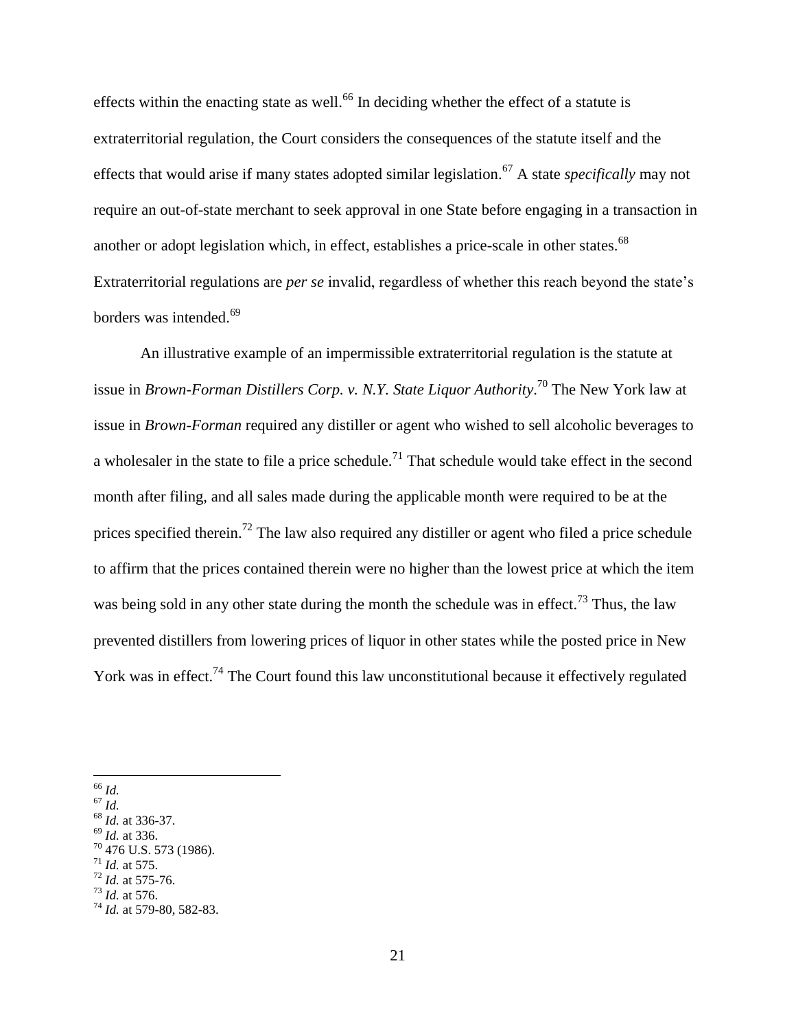effects within the enacting state as well.[66] In deciding whether the effect of a statute is extraterritorial regulation, the Court considers the consequences of the statute itself and the effects that would arise if many states adopted similar legislation.[67] A state *specifically* may not require an out-of-state merchant to seek approval in one State before engaging in a transaction in another or adopt legislation which, in effect, establishes a price-scale in other states.[68] Extraterritorial regulations are *per se* invalid, regardless of whether this reach beyond the state's borders was intended.[69]

An illustrative example of an impermissible extraterritorial regulation is the statute at issue in *Brown-Forman Distillers Corp. v. N.Y. State Liquor Authority*.[70] The New York law at issue in *Brown-Forman* required any distiller or agent who wished to sell alcoholic beverages to a wholesaler in the state to file a price schedule.[71] That schedule would take effect in the second month after filing, and all sales made during the applicable month were required to be at the prices specified therein.[72] The law also required any distiller or agent who filed a price schedule to affirm that the prices contained therein were no higher than the lowest price at which the item was being sold in any other state during the month the schedule was in effect.[73] Thus, the law prevented distillers from lowering prices of liquor in other states while the posted price in New York was in effect.[74] The Court found this law unconstitutional because it effectively regulated

---

[66] *Id.*
[67] *Id.*
[68] *Id.* at 336-37.
[69] *Id.* at 336.
[70] 476 U.S. 573 (1986).
[71] *Id.* at 575.
[72] *Id.* at 575-76.
[73] *Id.* at 576.
[74] *Id.* at 579-80, 582-83.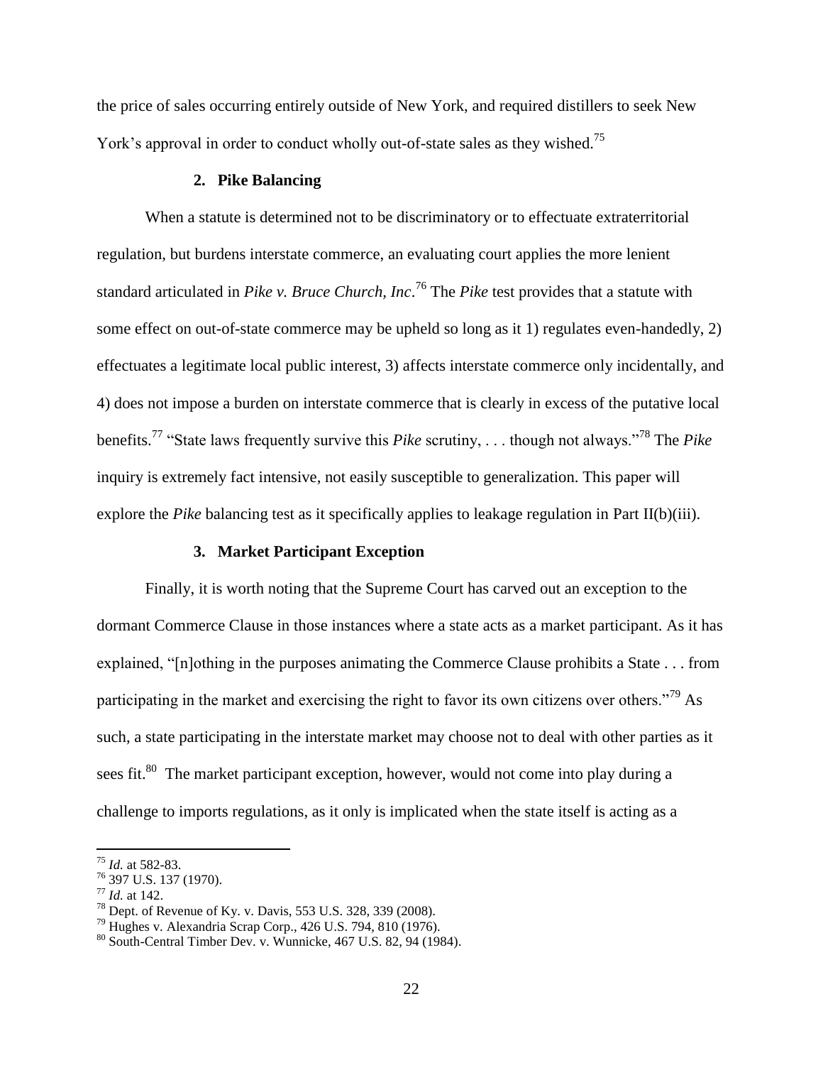the price of sales occurring entirely outside of New York, and required distillers to seek New York's approval in order to conduct wholly out-of-state sales as they wished.[75]

### 2. Pike Balancing

When a statute is determined not to be discriminatory or to effectuate extraterritorial regulation, but burdens interstate commerce, an evaluating court applies the more lenient standard articulated in *Pike v. Bruce Church, Inc*.[76] The *Pike* test provides that a statute with some effect on out-of-state commerce may be upheld so long as it 1) regulates even-handedly, 2) effectuates a legitimate local public interest, 3) affects interstate commerce only incidentally, and 4) does not impose a burden on interstate commerce that is clearly in excess of the putative local benefits.[77] "State laws frequently survive this *Pike* scrutiny, . . . though not always."[78] The *Pike* inquiry is extremely fact intensive, not easily susceptible to generalization. This paper will explore the *Pike* balancing test as it specifically applies to leakage regulation in Part II(b)(iii).

### 3. Market Participant Exception

Finally, it is worth noting that the Supreme Court has carved out an exception to the dormant Commerce Clause in those instances where a state acts as a market participant. As it has explained, "[n]othing in the purposes animating the Commerce Clause prohibits a State . . . from participating in the market and exercising the right to favor its own citizens over others."[79] As such, a state participating in the interstate market may choose not to deal with other parties as it sees fit.[80] The market participant exception, however, would not come into play during a challenge to imports regulations, as it only is implicated when the state itself is acting as a

---

[75] *Id.* at 582-83.
[76] 397 U.S. 137 (1970).
[77] *Id.* at 142.
[78] Dept. of Revenue of Ky. v. Davis, 553 U.S. 328, 339 (2008).
[79] Hughes v. Alexandria Scrap Corp., 426 U.S. 794, 810 (1976).
[80] South-Central Timber Dev. v. Wunnicke, 467 U.S. 82, 94 (1984).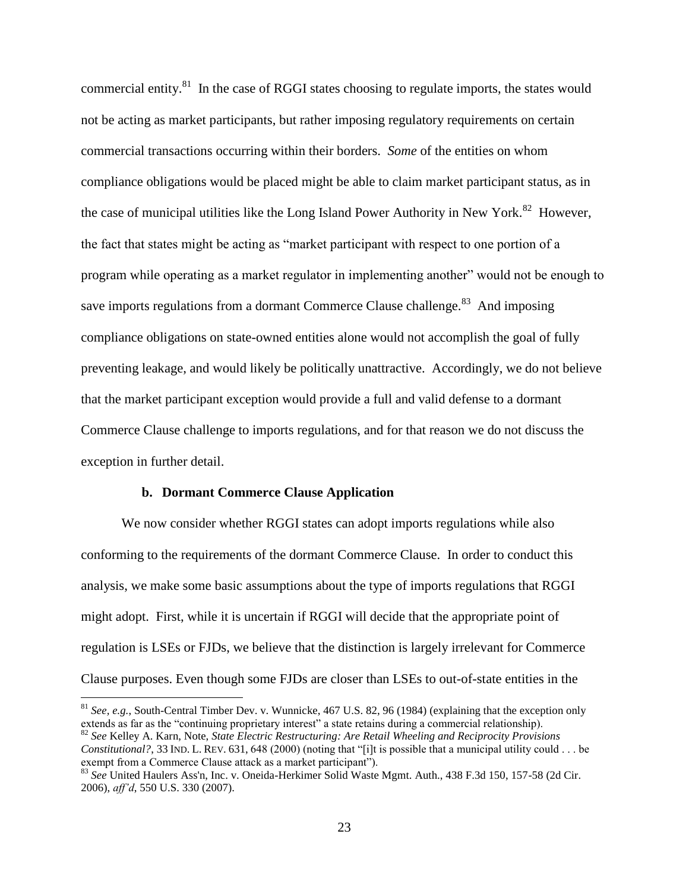commercial entity.[81] In the case of RGGI states choosing to regulate imports, the states would not be acting as market participants, but rather imposing regulatory requirements on certain commercial transactions occurring within their borders. *Some* of the entities on whom compliance obligations would be placed might be able to claim market participant status, as in the case of municipal utilities like the Long Island Power Authority in New York.[82] However, the fact that states might be acting as "market participant with respect to one portion of a program while operating as a market regulator in implementing another" would not be enough to save imports regulations from a dormant Commerce Clause challenge.[83] And imposing compliance obligations on state-owned entities alone would not accomplish the goal of fully preventing leakage, and would likely be politically unattractive. Accordingly, we do not believe that the market participant exception would provide a full and valid defense to a dormant Commerce Clause challenge to imports regulations, and for that reason we do not discuss the exception in further detail.

#### b. Dormant Commerce Clause Application

We now consider whether RGGI states can adopt imports regulations while also conforming to the requirements of the dormant Commerce Clause. In order to conduct this analysis, we make some basic assumptions about the type of imports regulations that RGGI might adopt. First, while it is uncertain if RGGI will decide that the appropriate point of regulation is LSEs or FJDs, we believe that the distinction is largely irrelevant for Commerce Clause purposes. Even though some FJDs are closer than LSEs to out-of-state entities in the

---

[81] *See, e.g.*, South-Central Timber Dev. v. Wunnicke, 467 U.S. 82, 96 (1984) (explaining that the exception only extends as far as the "continuing proprietary interest" a state retains during a commercial relationship).

[82] *See* Kelley A. Karn, Note, *State Electric Restructuring: Are Retail Wheeling and Reciprocity Provisions Constitutional?*, 33 IND. L. REV. 631, 648 (2000) (noting that "[i]t is possible that a municipal utility could . . . be exempt from a Commerce Clause attack as a market participant").

[83] *See* United Haulers Ass'n, Inc. v. Oneida-Herkimer Solid Waste Mgmt. Auth., 438 F.3d 150, 157-58 (2d Cir. 2006), *aff'd*, 550 U.S. 330 (2007).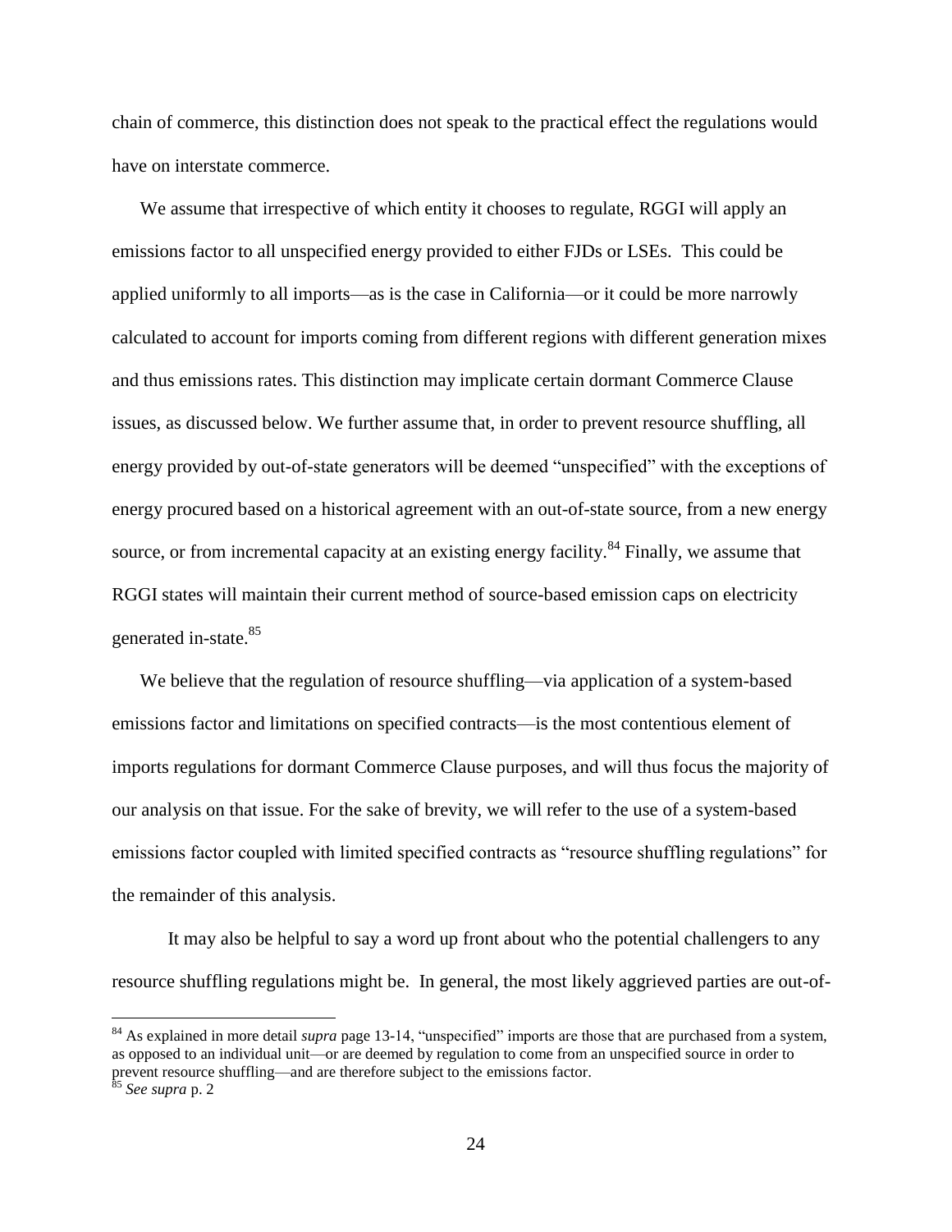chain of commerce, this distinction does not speak to the practical effect the regulations would have on interstate commerce.

We assume that irrespective of which entity it chooses to regulate, RGGI will apply an emissions factor to all unspecified energy provided to either FJDs or LSEs. This could be applied uniformly to all imports—as is the case in California—or it could be more narrowly calculated to account for imports coming from different regions with different generation mixes and thus emissions rates. This distinction may implicate certain dormant Commerce Clause issues, as discussed below. We further assume that, in order to prevent resource shuffling, all energy provided by out-of-state generators will be deemed "unspecified" with the exceptions of energy procured based on a historical agreement with an out-of-state source, from a new energy source, or from incremental capacity at an existing energy facility.[84] Finally, we assume that RGGI states will maintain their current method of source-based emission caps on electricity generated in-state.[85]

We believe that the regulation of resource shuffling—via application of a system-based emissions factor and limitations on specified contracts—is the most contentious element of imports regulations for dormant Commerce Clause purposes, and will thus focus the majority of our analysis on that issue. For the sake of brevity, we will refer to the use of a system-based emissions factor coupled with limited specified contracts as "resource shuffling regulations" for the remainder of this analysis.

It may also be helpful to say a word up front about who the potential challengers to any resource shuffling regulations might be. In general, the most likely aggrieved parties are out-of-

---

[84] As explained in more detail *supra* page 13-14, "unspecified" imports are those that are purchased from a system, as opposed to an individual unit—or are deemed by regulation to come from an unspecified source in order to prevent resource shuffling—and are therefore subject to the emissions factor.

[85] *See supra* p. 2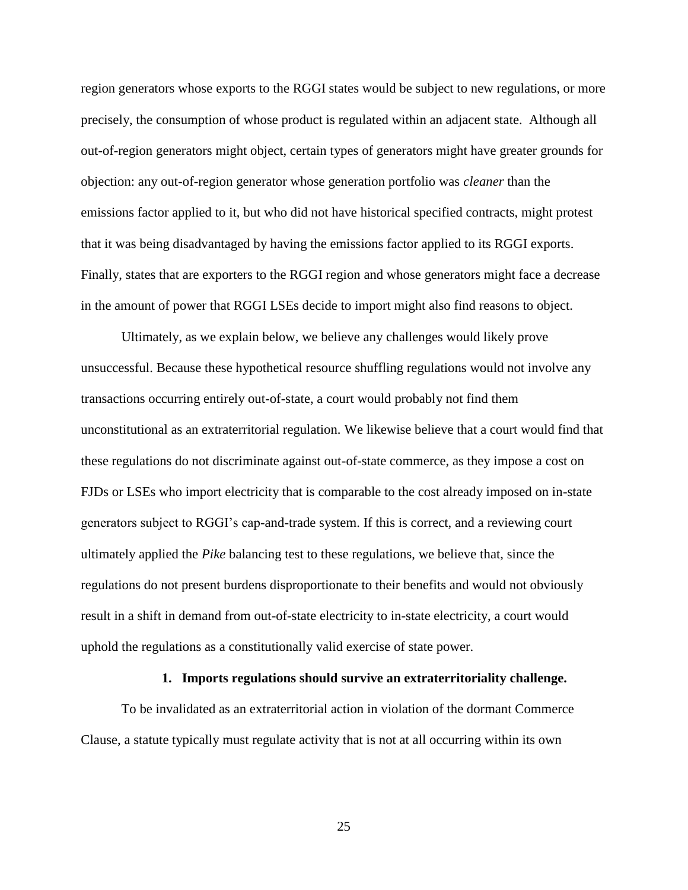region generators whose exports to the RGGI states would be subject to new regulations, or more precisely, the consumption of whose product is regulated within an adjacent state. Although all out-of-region generators might object, certain types of generators might have greater grounds for objection: any out-of-region generator whose generation portfolio was *cleaner* than the emissions factor applied to it, but who did not have historical specified contracts, might protest that it was being disadvantaged by having the emissions factor applied to its RGGI exports. Finally, states that are exporters to the RGGI region and whose generators might face a decrease in the amount of power that RGGI LSEs decide to import might also find reasons to object.

Ultimately, as we explain below, we believe any challenges would likely prove unsuccessful. Because these hypothetical resource shuffling regulations would not involve any transactions occurring entirely out-of-state, a court would probably not find them unconstitutional as an extraterritorial regulation. We likewise believe that a court would find that these regulations do not discriminate against out-of-state commerce, as they impose a cost on FJDs or LSEs who import electricity that is comparable to the cost already imposed on in-state generators subject to RGGI's cap-and-trade system. If this is correct, and a reviewing court ultimately applied the *Pike* balancing test to these regulations, we believe that, since the regulations do not present burdens disproportionate to their benefits and would not obviously result in a shift in demand from out-of-state electricity to in-state electricity, a court would uphold the regulations as a constitutionally valid exercise of state power.

### 1. Imports regulations should survive an extraterritoriality challenge.

To be invalidated as an extraterritorial action in violation of the dormant Commerce Clause, a statute typically must regulate activity that is not at all occurring within its own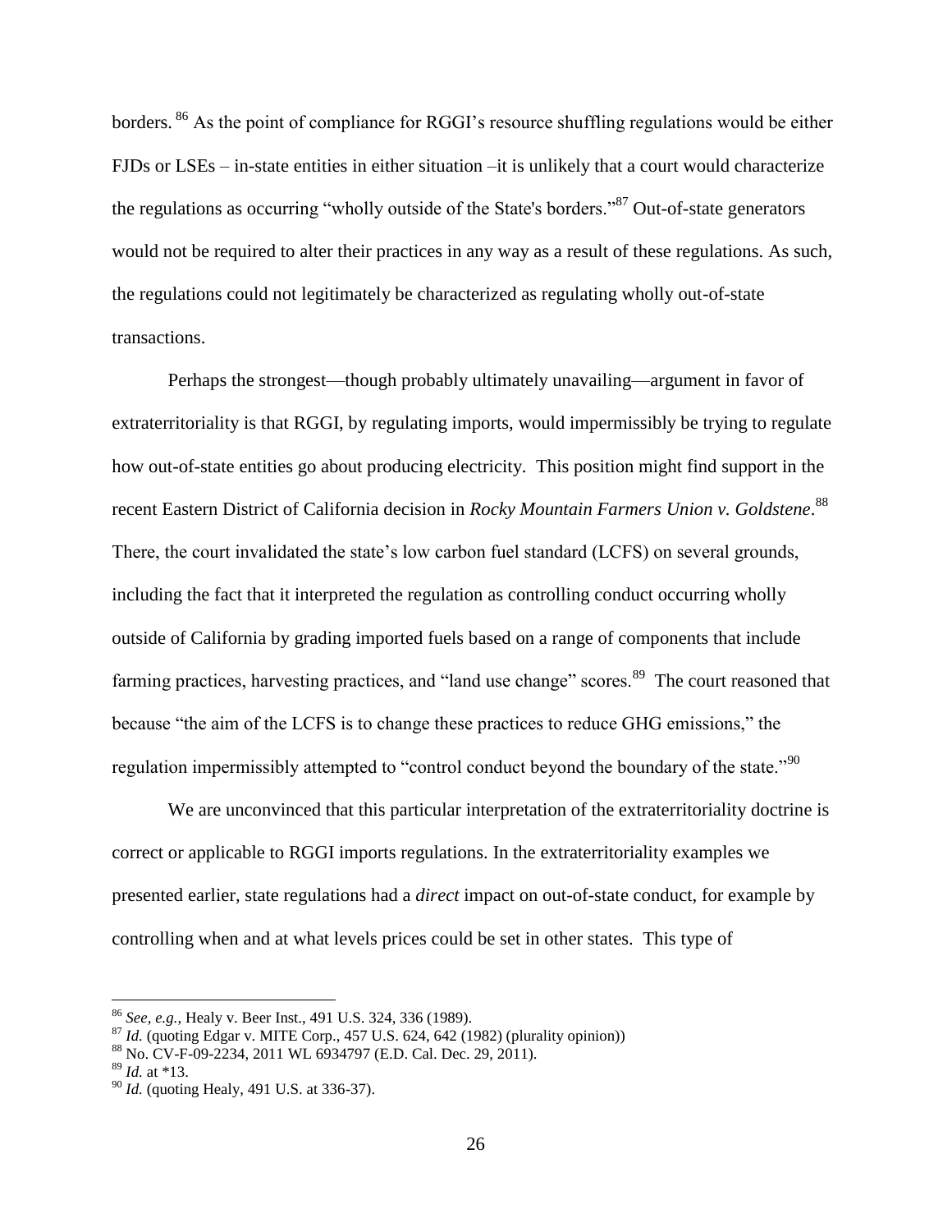borders.[86] As the point of compliance for RGGI's resource shuffling regulations would be either FJDs or LSEs – in-state entities in either situation –it is unlikely that a court would characterize the regulations as occurring "wholly outside of the State's borders."[87] Out-of-state generators would not be required to alter their practices in any way as a result of these regulations. As such, the regulations could not legitimately be characterized as regulating wholly out-of-state transactions.

Perhaps the strongest—though probably ultimately unavailing—argument in favor of extraterritoriality is that RGGI, by regulating imports, would impermissibly be trying to regulate how out-of-state entities go about producing electricity. This position might find support in the recent Eastern District of California decision in *Rocky Mountain Farmers Union v. Goldstene*.[88] There, the court invalidated the state's low carbon fuel standard (LCFS) on several grounds, including the fact that it interpreted the regulation as controlling conduct occurring wholly outside of California by grading imported fuels based on a range of components that include farming practices, harvesting practices, and "land use change" scores.[89] The court reasoned that because "the aim of the LCFS is to change these practices to reduce GHG emissions," the regulation impermissibly attempted to "control conduct beyond the boundary of the state."[90]

We are unconvinced that this particular interpretation of the extraterritoriality doctrine is correct or applicable to RGGI imports regulations. In the extraterritoriality examples we presented earlier, state regulations had a *direct* impact on out-of-state conduct, for example by controlling when and at what levels prices could be set in other states. This type of

---

[86] *See, e.g.*, Healy v. Beer Inst., 491 U.S. 324, 336 (1989).

[87] *Id.* (quoting Edgar v. MITE Corp., 457 U.S. 624, 642 (1982) (plurality opinion))

[88] No. CV-F-09-2234, 2011 WL 6934797 (E.D. Cal. Dec. 29, 2011).

[89] *Id.* at *13.

[90] *Id.* (quoting Healy, 491 U.S. at 336-37).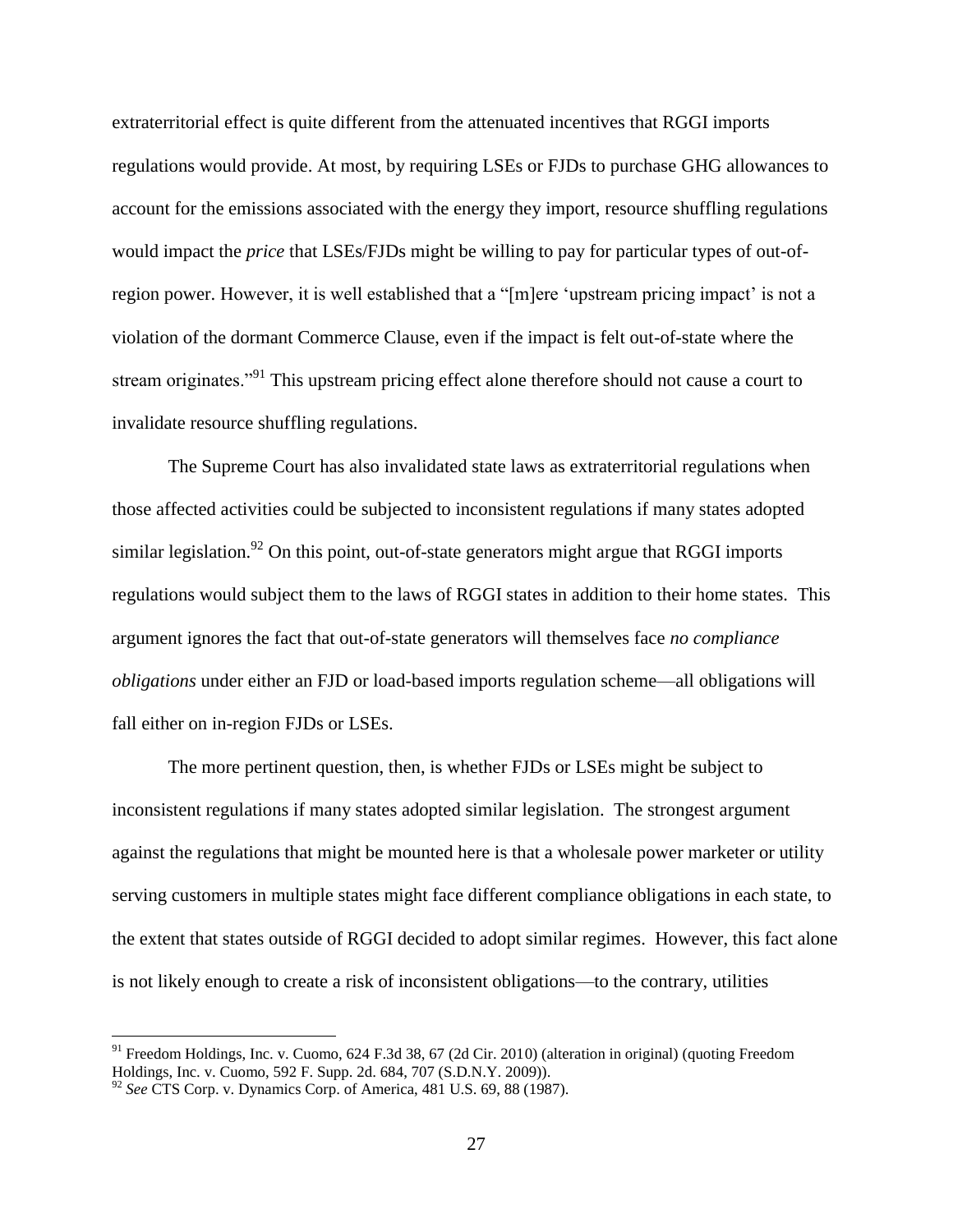extraterritorial effect is quite different from the attenuated incentives that RGGI imports regulations would provide. At most, by requiring LSEs or FJDs to purchase GHG allowances to account for the emissions associated with the energy they import, resource shuffling regulations would impact the *price* that LSEs/FJDs might be willing to pay for particular types of out-of-region power. However, it is well established that a "[m]ere 'upstream pricing impact' is not a violation of the dormant Commerce Clause, even if the impact is felt out-of-state where the stream originates."[91] This upstream pricing effect alone therefore should not cause a court to invalidate resource shuffling regulations.

The Supreme Court has also invalidated state laws as extraterritorial regulations when those affected activities could be subjected to inconsistent regulations if many states adopted similar legislation.[92] On this point, out-of-state generators might argue that RGGI imports regulations would subject them to the laws of RGGI states in addition to their home states. This argument ignores the fact that out-of-state generators will themselves face *no compliance obligations* under either an FJD or load-based imports regulation scheme—all obligations will fall either on in-region FJDs or LSEs.

The more pertinent question, then, is whether FJDs or LSEs might be subject to inconsistent regulations if many states adopted similar legislation. The strongest argument against the regulations that might be mounted here is that a wholesale power marketer or utility serving customers in multiple states might face different compliance obligations in each state, to the extent that states outside of RGGI decided to adopt similar regimes. However, this fact alone is not likely enough to create a risk of inconsistent obligations—to the contrary, utilities

[91] Freedom Holdings, Inc. v. Cuomo, 624 F.3d 38, 67 (2d Cir. 2010) (alteration in original) (quoting Freedom Holdings, Inc. v. Cuomo, 592 F. Supp. 2d. 684, 707 (S.D.N.Y. 2009)).

[92] *See* CTS Corp. v. Dynamics Corp. of America, 481 U.S. 69, 88 (1987).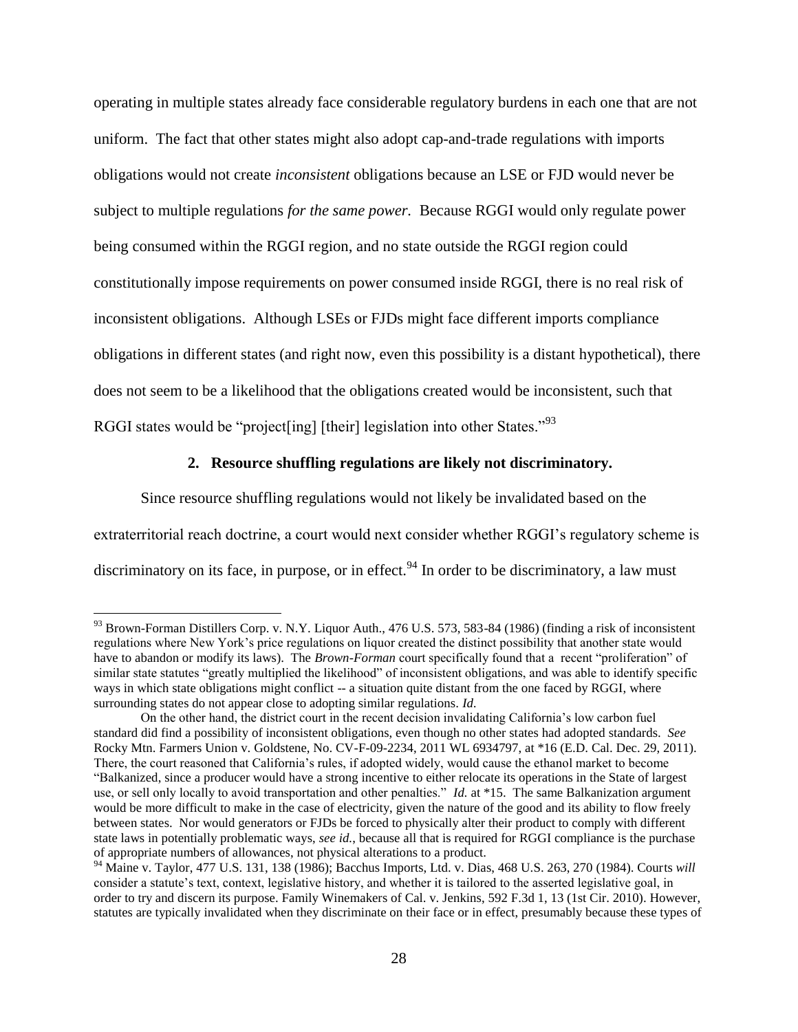operating in multiple states already face considerable regulatory burdens in each one that are not uniform. The fact that other states might also adopt cap-and-trade regulations with imports obligations would not create *inconsistent* obligations because an LSE or FJD would never be subject to multiple regulations *for the same power.* Because RGGI would only regulate power being consumed within the RGGI region, and no state outside the RGGI region could constitutionally impose requirements on power consumed inside RGGI, there is no real risk of inconsistent obligations. Although LSEs or FJDs might face different imports compliance obligations in different states (and right now, even this possibility is a distant hypothetical), there does not seem to be a likelihood that the obligations created would be inconsistent, such that RGGI states would be "project[ing] [their] legislation into other States."[93]

### 2. Resource shuffling regulations are likely not discriminatory.

Since resource shuffling regulations would not likely be invalidated based on the extraterritorial reach doctrine, a court would next consider whether RGGI's regulatory scheme is discriminatory on its face, in purpose, or in effect.[94] In order to be discriminatory, a law must

---

[93] Brown-Forman Distillers Corp. v. N.Y. Liquor Auth., 476 U.S. 573, 583-84 (1986) (finding a risk of inconsistent regulations where New York's price regulations on liquor created the distinct possibility that another state would have to abandon or modify its laws). The *Brown-Forman* court specifically found that a recent "proliferation" of similar state statutes "greatly multiplied the likelihood" of inconsistent obligations, and was able to identify specific ways in which state obligations might conflict -- a situation quite distant from the one faced by RGGI, where surrounding states do not appear close to adopting similar regulations. *Id.*

On the other hand, the district court in the recent decision invalidating California's low carbon fuel standard did find a possibility of inconsistent obligations, even though no other states had adopted standards. *See* Rocky Mtn. Farmers Union v. Goldstene, No. CV-F-09-2234, 2011 WL 6934797, at *16 (E.D. Cal. Dec. 29, 2011). There, the court reasoned that California's rules, if adopted widely, would cause the ethanol market to become "Balkanized, since a producer would have a strong incentive to either relocate its operations in the State of largest use, or sell only locally to avoid transportation and other penalties." *Id.* at *15. The same Balkanization argument would be more difficult to make in the case of electricity, given the nature of the good and its ability to flow freely between states. Nor would generators or FJDs be forced to physically alter their product to comply with different state laws in potentially problematic ways, *see id.*, because all that is required for RGGI compliance is the purchase of appropriate numbers of allowances, not physical alterations to a product.

[94] Maine v. Taylor, 477 U.S. 131, 138 (1986); Bacchus Imports, Ltd. v. Dias, 468 U.S. 263, 270 (1984). Courts *will* consider a statute's text, context, legislative history, and whether it is tailored to the asserted legislative goal, in order to try and discern its purpose. Family Winemakers of Cal. v. Jenkins, 592 F.3d 1, 13 (1st Cir. 2010). However, statutes are typically invalidated when they discriminate on their face or in effect, presumably because these types of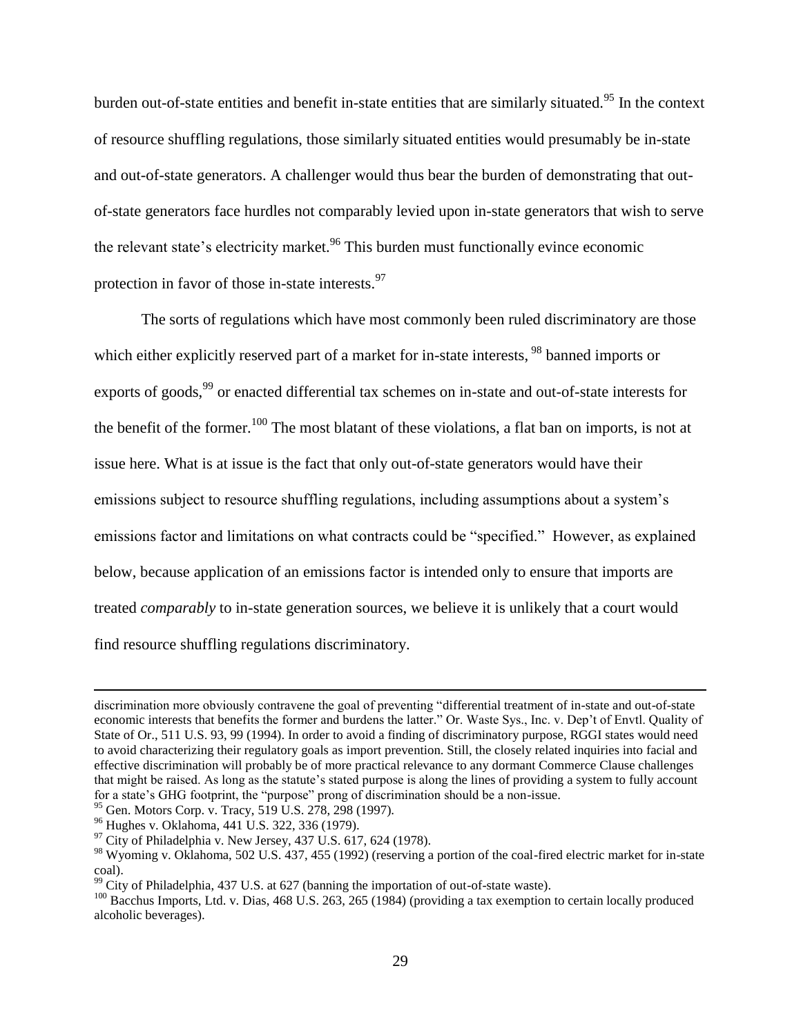burden out-of-state entities and benefit in-state entities that are similarly situated.[95] In the context of resource shuffling regulations, those similarly situated entities would presumably be in-state and out-of-state generators. A challenger would thus bear the burden of demonstrating that out-of-state generators face hurdles not comparably levied upon in-state generators that wish to serve the relevant state's electricity market.[96] This burden must functionally evince economic protection in favor of those in-state interests.[97]

The sorts of regulations which have most commonly been ruled discriminatory are those which either explicitly reserved part of a market for in-state interests, [98] banned imports or exports of goods,[99] or enacted differential tax schemes on in-state and out-of-state interests for the benefit of the former.[100] The most blatant of these violations, a flat ban on imports, is not at issue here. What is at issue is the fact that only out-of-state generators would have their emissions subject to resource shuffling regulations, including assumptions about a system's emissions factor and limitations on what contracts could be "specified." However, as explained below, because application of an emissions factor is intended only to ensure that imports are treated *comparably* to in-state generation sources, we believe it is unlikely that a court would find resource shuffling regulations discriminatory.

---

discrimination more obviously contravene the goal of preventing "differential treatment of in-state and out-of-state economic interests that benefits the former and burdens the latter." Or. Waste Sys., Inc. v. Dep't of Envtl. Quality of State of Or., 511 U.S. 93, 99 (1994). In order to avoid a finding of discriminatory purpose, RGGI states would need to avoid characterizing their regulatory goals as import prevention. Still, the closely related inquiries into facial and effective discrimination will probably be of more practical relevance to any dormant Commerce Clause challenges that might be raised. As long as the statute's stated purpose is along the lines of providing a system to fully account for a state's GHG footprint, the "purpose" prong of discrimination should be a non-issue.

[95] Gen. Motors Corp. v. Tracy, 519 U.S. 278, 298 (1997).

[96] Hughes v. Oklahoma, 441 U.S. 322, 336 (1979).

[97] City of Philadelphia v. New Jersey, 437 U.S. 617, 624 (1978).

[98] Wyoming v. Oklahoma, 502 U.S. 437, 455 (1992) (reserving a portion of the coal-fired electric market for in-state coal).

[99] City of Philadelphia, 437 U.S. at 627 (banning the importation of out-of-state waste).

[100] Bacchus Imports, Ltd. v. Dias, 468 U.S. 263, 265 (1984) (providing a tax exemption to certain locally produced alcoholic beverages).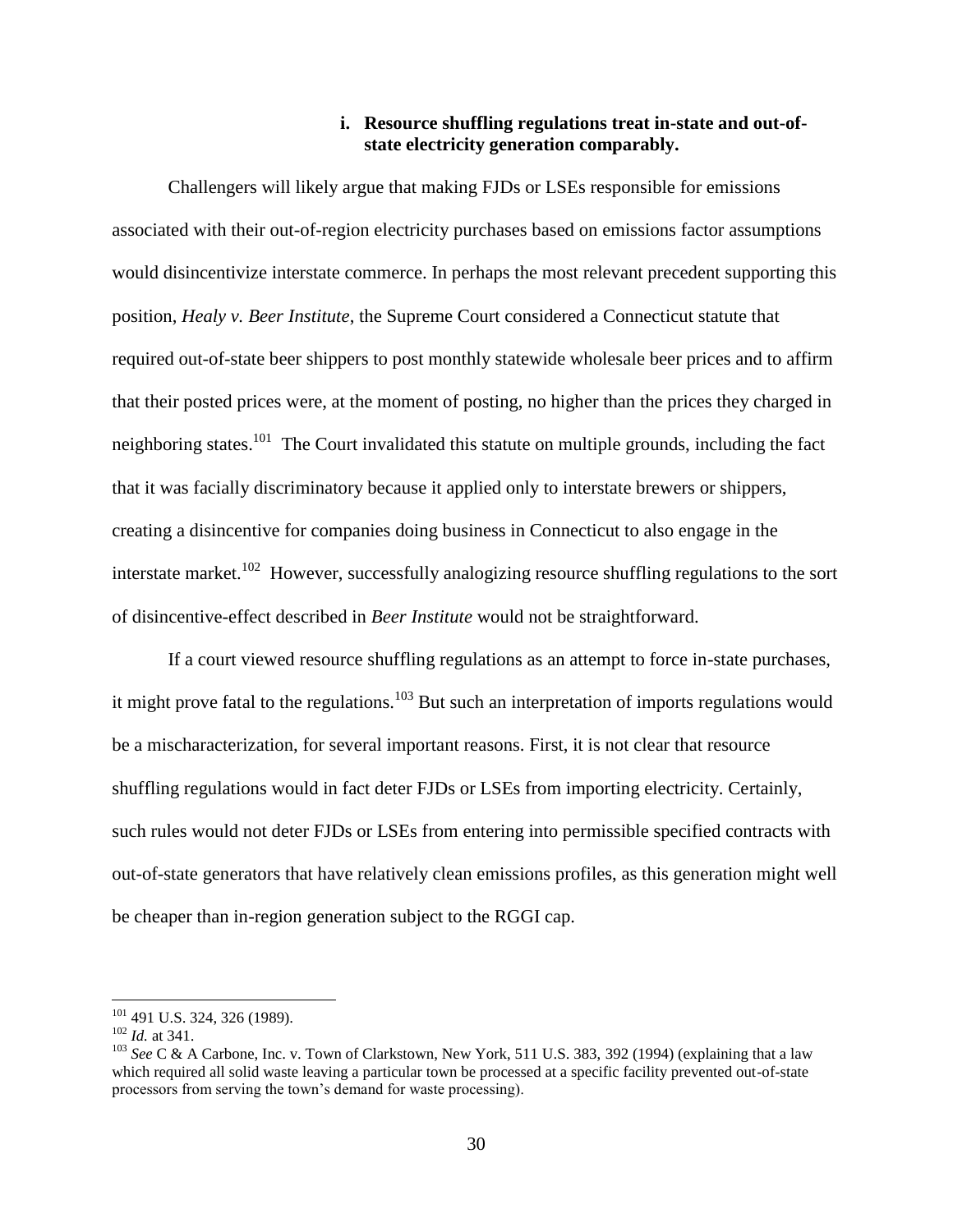#### i. Resource shuffling regulations treat in-state and out-of-state electricity generation comparably.

Challengers will likely argue that making FJDs or LSEs responsible for emissions associated with their out-of-region electricity purchases based on emissions factor assumptions would disincentivize interstate commerce. In perhaps the most relevant precedent supporting this position, *Healy v. Beer Institute*, the Supreme Court considered a Connecticut statute that required out-of-state beer shippers to post monthly statewide wholesale beer prices and to affirm that their posted prices were, at the moment of posting, no higher than the prices they charged in neighboring states.[101] The Court invalidated this statute on multiple grounds, including the fact that it was facially discriminatory because it applied only to interstate brewers or shippers, creating a disincentive for companies doing business in Connecticut to also engage in the interstate market.[102] However, successfully analogizing resource shuffling regulations to the sort of disincentive-effect described in *Beer Institute* would not be straightforward.

If a court viewed resource shuffling regulations as an attempt to force in-state purchases, it might prove fatal to the regulations.[103] But such an interpretation of imports regulations would be a mischaracterization, for several important reasons. First, it is not clear that resource shuffling regulations would in fact deter FJDs or LSEs from importing electricity. Certainly, such rules would not deter FJDs or LSEs from entering into permissible specified contracts with out-of-state generators that have relatively clean emissions profiles, as this generation might well be cheaper than in-region generation subject to the RGGI cap.

---

[101] 491 U.S. 324, 326 (1989).

[102] *Id.* at 341.

[103] *See* C & A Carbone, Inc. v. Town of Clarkstown, New York, 511 U.S. 383, 392 (1994) (explaining that a law which required all solid waste leaving a particular town be processed at a specific facility prevented out-of-state processors from serving the town's demand for waste processing).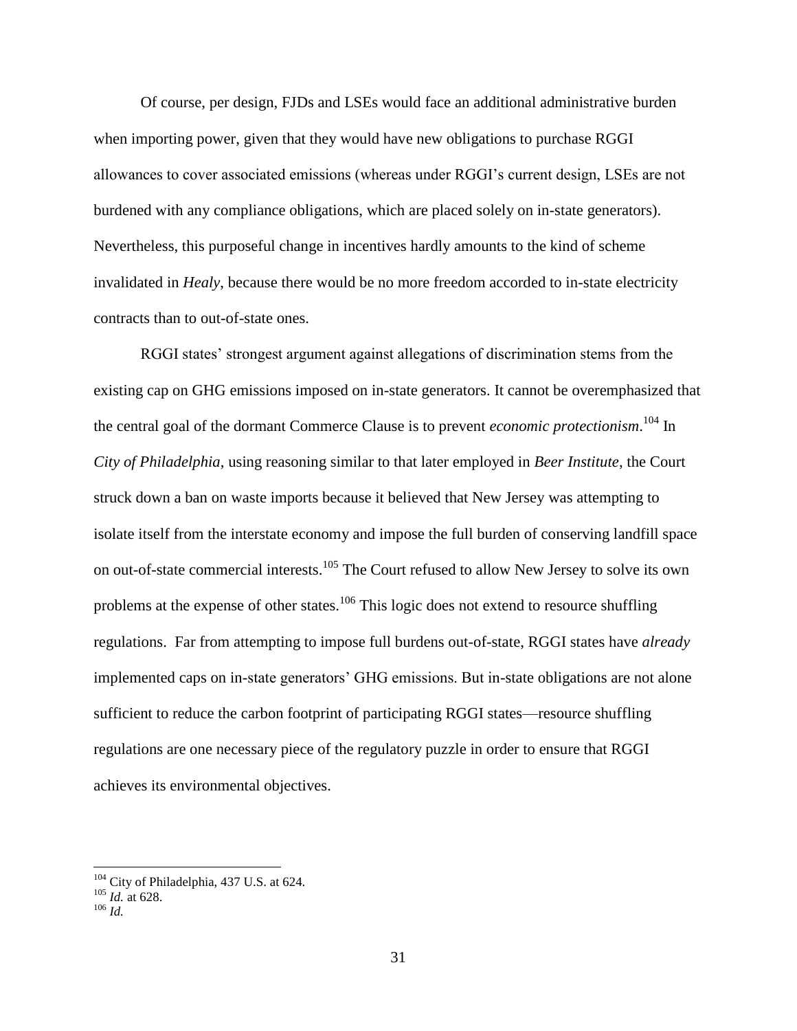Of course, per design, FJDs and LSEs would face an additional administrative burden when importing power, given that they would have new obligations to purchase RGGI allowances to cover associated emissions (whereas under RGGI's current design, LSEs are not burdened with any compliance obligations, which are placed solely on in-state generators). Nevertheless, this purposeful change in incentives hardly amounts to the kind of scheme invalidated in *Healy*, because there would be no more freedom accorded to in-state electricity contracts than to out-of-state ones.

RGGI states' strongest argument against allegations of discrimination stems from the existing cap on GHG emissions imposed on in-state generators. It cannot be overemphasized that the central goal of the dormant Commerce Clause is to prevent *economic protectionism*.[104] In *City of Philadelphia*, using reasoning similar to that later employed in *Beer Institute*, the Court struck down a ban on waste imports because it believed that New Jersey was attempting to isolate itself from the interstate economy and impose the full burden of conserving landfill space on out-of-state commercial interests.[105] The Court refused to allow New Jersey to solve its own problems at the expense of other states.[106] This logic does not extend to resource shuffling regulations. Far from attempting to impose full burdens out-of-state, RGGI states have *already* implemented caps on in-state generators' GHG emissions. But in-state obligations are not alone sufficient to reduce the carbon footprint of participating RGGI states—resource shuffling regulations are one necessary piece of the regulatory puzzle in order to ensure that RGGI achieves its environmental objectives.

---

[104] City of Philadelphia, 437 U.S. at 624.
[105] *Id.* at 628.
[106] *Id.*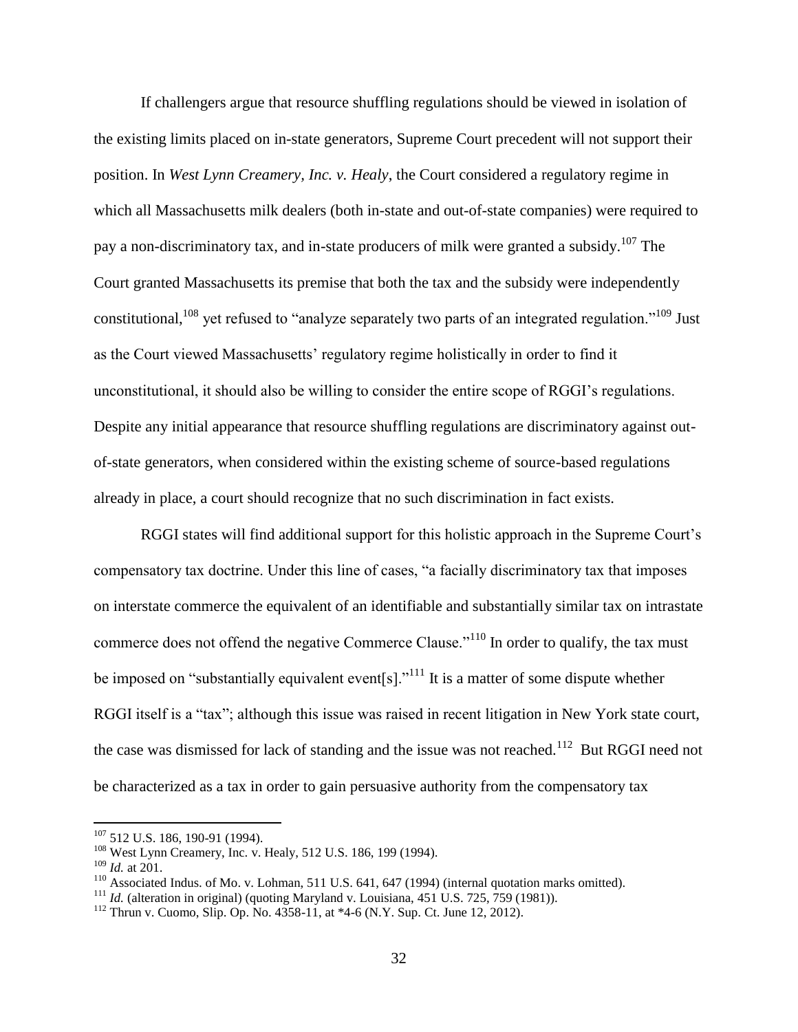If challengers argue that resource shuffling regulations should be viewed in isolation of the existing limits placed on in-state generators, Supreme Court precedent will not support their position. In *West Lynn Creamery, Inc. v. Healy*, the Court considered a regulatory regime in which all Massachusetts milk dealers (both in-state and out-of-state companies) were required to pay a non-discriminatory tax, and in-state producers of milk were granted a subsidy.[107] The Court granted Massachusetts its premise that both the tax and the subsidy were independently constitutional,[108] yet refused to "analyze separately two parts of an integrated regulation."[109] Just as the Court viewed Massachusetts' regulatory regime holistically in order to find it unconstitutional, it should also be willing to consider the entire scope of RGGI's regulations. Despite any initial appearance that resource shuffling regulations are discriminatory against out-of-state generators, when considered within the existing scheme of source-based regulations already in place, a court should recognize that no such discrimination in fact exists.

RGGI states will find additional support for this holistic approach in the Supreme Court's compensatory tax doctrine. Under this line of cases, "a facially discriminatory tax that imposes on interstate commerce the equivalent of an identifiable and substantially similar tax on intrastate commerce does not offend the negative Commerce Clause."[110] In order to qualify, the tax must be imposed on "substantially equivalent event[s]."[111] It is a matter of some dispute whether RGGI itself is a "tax"; although this issue was raised in recent litigation in New York state court, the case was dismissed for lack of standing and the issue was not reached.[112] But RGGI need not be characterized as a tax in order to gain persuasive authority from the compensatory tax

---

[107] 512 U.S. 186, 190-91 (1994).

[108] West Lynn Creamery, Inc. v. Healy, 512 U.S. 186, 199 (1994).

[109] *Id.* at 201.

[110] Associated Indus. of Mo. v. Lohman, 511 U.S. 641, 647 (1994) (internal quotation marks omitted).

[111] *Id.* (alteration in original) (quoting Maryland v. Louisiana, 451 U.S. 725, 759 (1981)).

[112] Thrun v. Cuomo, Slip. Op. No. 4358-11, at *4-6 (N.Y. Sup. Ct. June 12, 2012).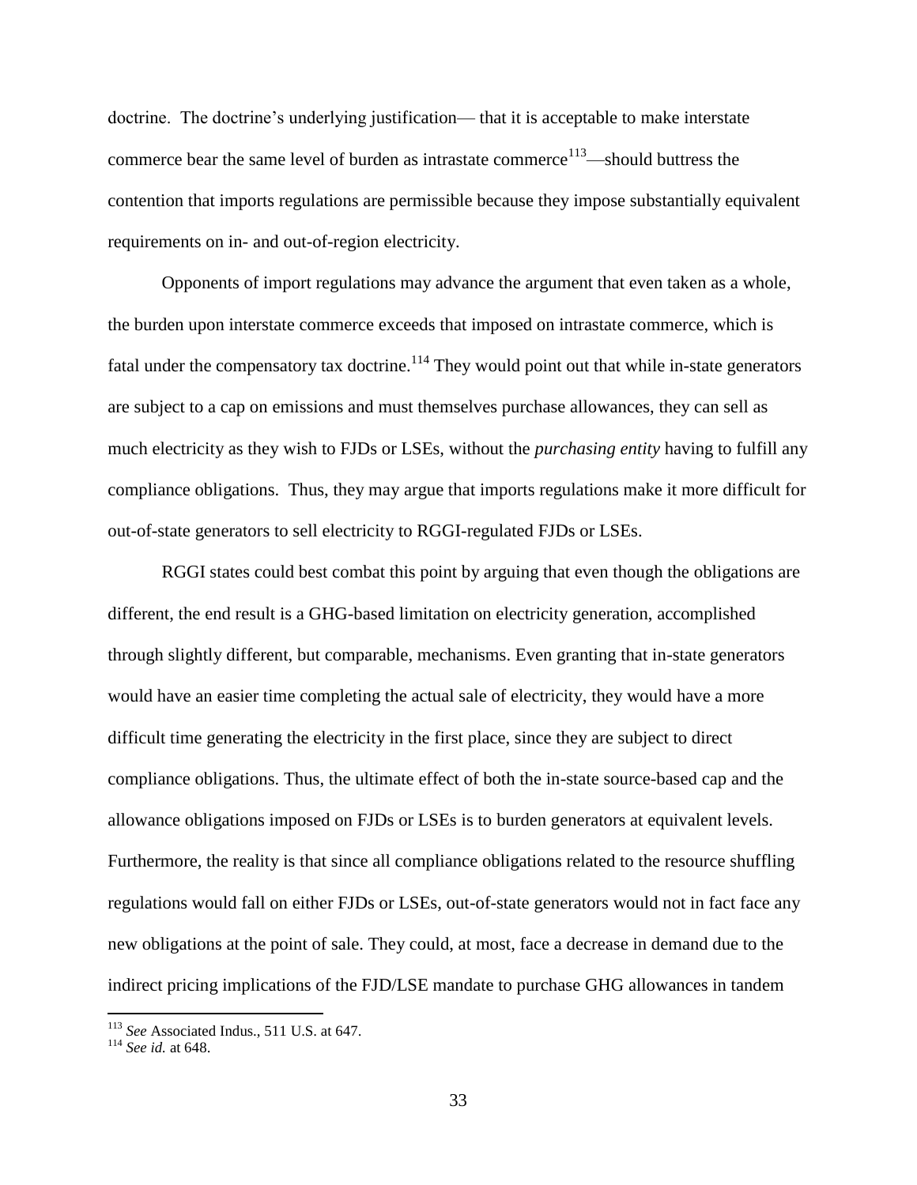doctrine. The doctrine's underlying justification— that it is acceptable to make interstate commerce bear the same level of burden as intrastate commerce[113]—should buttress the contention that imports regulations are permissible because they impose substantially equivalent requirements on in- and out-of-region electricity.

Opponents of import regulations may advance the argument that even taken as a whole, the burden upon interstate commerce exceeds that imposed on intrastate commerce, which is fatal under the compensatory tax doctrine.[114] They would point out that while in-state generators are subject to a cap on emissions and must themselves purchase allowances, they can sell as much electricity as they wish to FJDs or LSEs, without the *purchasing entity* having to fulfill any compliance obligations. Thus, they may argue that imports regulations make it more difficult for out-of-state generators to sell electricity to RGGI-regulated FJDs or LSEs.

RGGI states could best combat this point by arguing that even though the obligations are different, the end result is a GHG-based limitation on electricity generation, accomplished through slightly different, but comparable, mechanisms. Even granting that in-state generators would have an easier time completing the actual sale of electricity, they would have a more difficult time generating the electricity in the first place, since they are subject to direct compliance obligations. Thus, the ultimate effect of both the in-state source-based cap and the allowance obligations imposed on FJDs or LSEs is to burden generators at equivalent levels. Furthermore, the reality is that since all compliance obligations related to the resource shuffling regulations would fall on either FJDs or LSEs, out-of-state generators would not in fact face any new obligations at the point of sale. They could, at most, face a decrease in demand due to the indirect pricing implications of the FJD/LSE mandate to purchase GHG allowances in tandem

---

[113] *See* Associated Indus., 511 U.S. at 647.

[114] *See id.* at 648.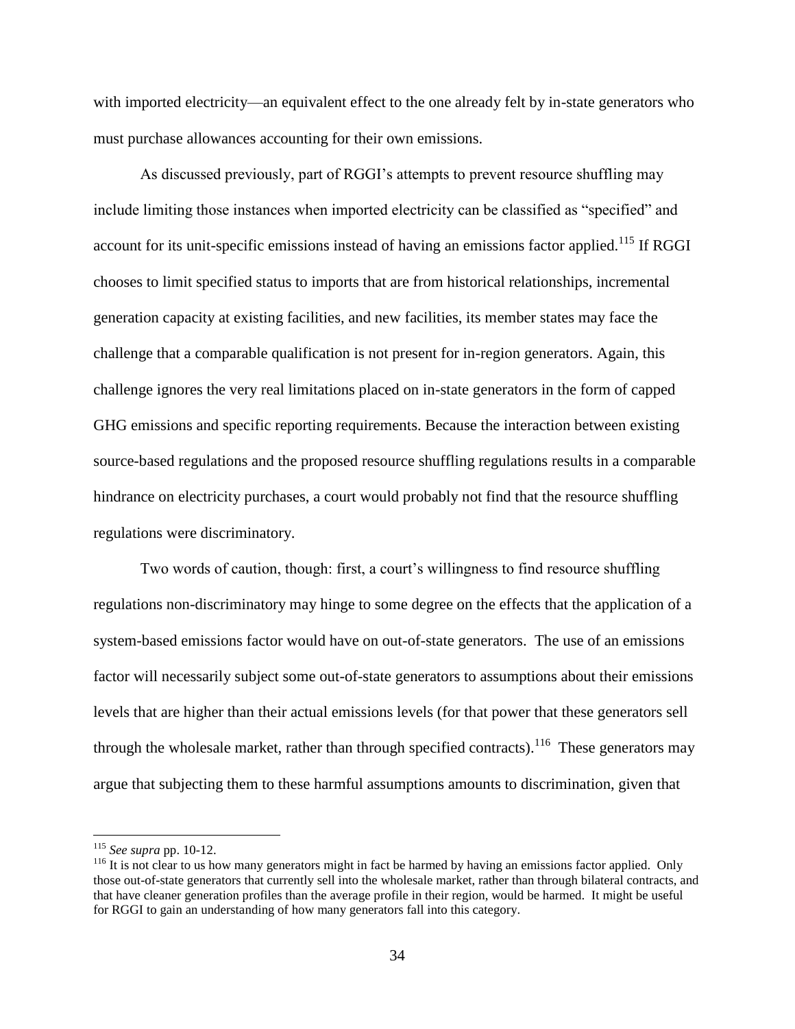with imported electricity—an equivalent effect to the one already felt by in-state generators who must purchase allowances accounting for their own emissions.

As discussed previously, part of RGGI's attempts to prevent resource shuffling may include limiting those instances when imported electricity can be classified as "specified" and account for its unit-specific emissions instead of having an emissions factor applied.[115] If RGGI chooses to limit specified status to imports that are from historical relationships, incremental generation capacity at existing facilities, and new facilities, its member states may face the challenge that a comparable qualification is not present for in-region generators. Again, this challenge ignores the very real limitations placed on in-state generators in the form of capped GHG emissions and specific reporting requirements. Because the interaction between existing source-based regulations and the proposed resource shuffling regulations results in a comparable hindrance on electricity purchases, a court would probably not find that the resource shuffling regulations were discriminatory.

Two words of caution, though: first, a court's willingness to find resource shuffling regulations non-discriminatory may hinge to some degree on the effects that the application of a system-based emissions factor would have on out-of-state generators. The use of an emissions factor will necessarily subject some out-of-state generators to assumptions about their emissions levels that are higher than their actual emissions levels (for that power that these generators sell through the wholesale market, rather than through specified contracts).[116] These generators may argue that subjecting them to these harmful assumptions amounts to discrimination, given that

---

[115] *See supra* pp. 10-12.

[116] It is not clear to us how many generators might in fact be harmed by having an emissions factor applied. Only those out-of-state generators that currently sell into the wholesale market, rather than through bilateral contracts, and that have cleaner generation profiles than the average profile in their region, would be harmed. It might be useful for RGGI to gain an understanding of how many generators fall into this category.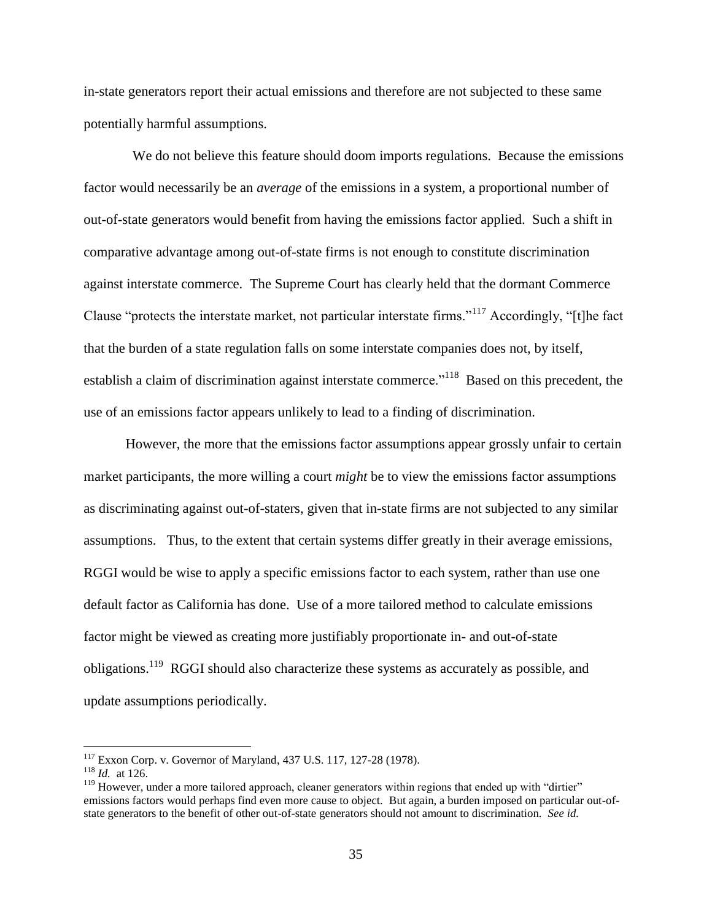in-state generators report their actual emissions and therefore are not subjected to these same potentially harmful assumptions.

We do not believe this feature should doom imports regulations. Because the emissions factor would necessarily be an *average* of the emissions in a system, a proportional number of out-of-state generators would benefit from having the emissions factor applied. Such a shift in comparative advantage among out-of-state firms is not enough to constitute discrimination against interstate commerce. The Supreme Court has clearly held that the dormant Commerce Clause "protects the interstate market, not particular interstate firms."[117] Accordingly, "[t]he fact that the burden of a state regulation falls on some interstate companies does not, by itself, establish a claim of discrimination against interstate commerce."[118] Based on this precedent, the use of an emissions factor appears unlikely to lead to a finding of discrimination.

However, the more that the emissions factor assumptions appear grossly unfair to certain market participants, the more willing a court *might* be to view the emissions factor assumptions as discriminating against out-of-staters, given that in-state firms are not subjected to any similar assumptions. Thus, to the extent that certain systems differ greatly in their average emissions, RGGI would be wise to apply a specific emissions factor to each system, rather than use one default factor as California has done. Use of a more tailored method to calculate emissions factor might be viewed as creating more justifiably proportionate in- and out-of-state obligations.[119] RGGI should also characterize these systems as accurately as possible, and update assumptions periodically.

---

[117] Exxon Corp. v. Governor of Maryland, 437 U.S. 117, 127-28 (1978).

[118] *Id.* at 126.

[119] However, under a more tailored approach, cleaner generators within regions that ended up with "dirtier" emissions factors would perhaps find even more cause to object. But again, a burden imposed on particular out-of-state generators to the benefit of other out-of-state generators should not amount to discrimination. *See id.*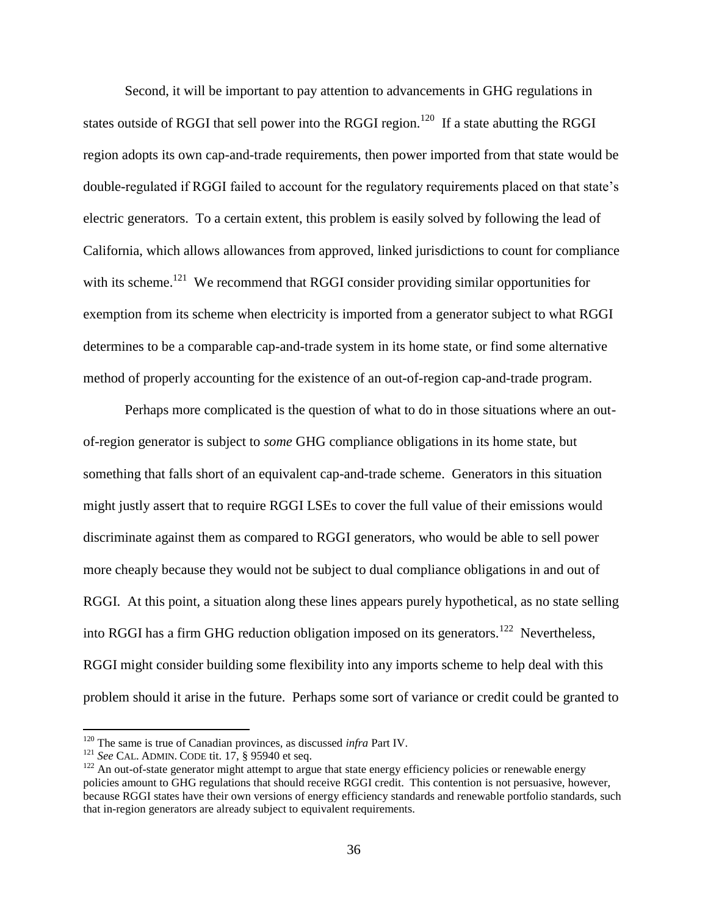Second, it will be important to pay attention to advancements in GHG regulations in states outside of RGGI that sell power into the RGGI region.[120] If a state abutting the RGGI region adopts its own cap-and-trade requirements, then power imported from that state would be double-regulated if RGGI failed to account for the regulatory requirements placed on that state's electric generators. To a certain extent, this problem is easily solved by following the lead of California, which allows allowances from approved, linked jurisdictions to count for compliance with its scheme.[121] We recommend that RGGI consider providing similar opportunities for exemption from its scheme when electricity is imported from a generator subject to what RGGI determines to be a comparable cap-and-trade system in its home state, or find some alternative method of properly accounting for the existence of an out-of-region cap-and-trade program.

Perhaps more complicated is the question of what to do in those situations where an out-of-region generator is subject to *some* GHG compliance obligations in its home state, but something that falls short of an equivalent cap-and-trade scheme. Generators in this situation might justly assert that to require RGGI LSEs to cover the full value of their emissions would discriminate against them as compared to RGGI generators, who would be able to sell power more cheaply because they would not be subject to dual compliance obligations in and out of RGGI. At this point, a situation along these lines appears purely hypothetical, as no state selling into RGGI has a firm GHG reduction obligation imposed on its generators.[122] Nevertheless, RGGI might consider building some flexibility into any imports scheme to help deal with this problem should it arise in the future. Perhaps some sort of variance or credit could be granted to

---

[120] The same is true of Canadian provinces, as discussed *infra* Part IV.

[121] *See* CAL. ADMIN. CODE tit. 17, § 95940 et seq.

[122] An out-of-state generator might attempt to argue that state energy efficiency policies or renewable energy policies amount to GHG regulations that should receive RGGI credit. This contention is not persuasive, however, because RGGI states have their own versions of energy efficiency standards and renewable portfolio standards, such that in-region generators are already subject to equivalent requirements.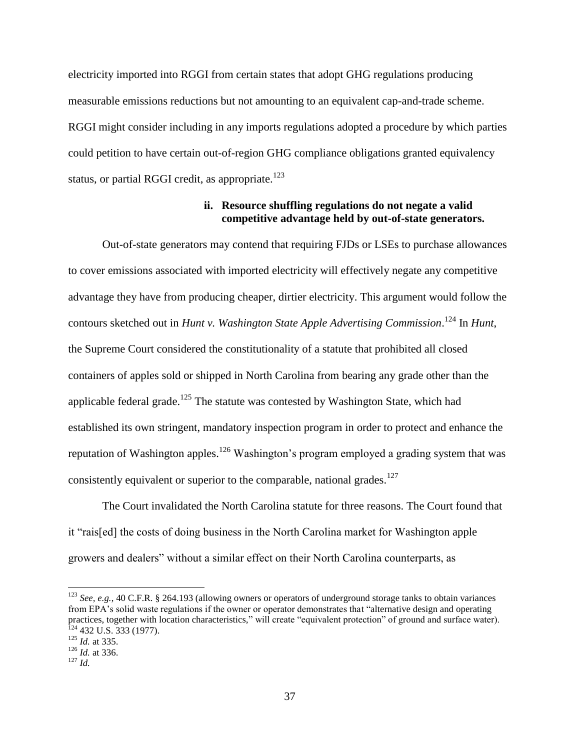electricity imported into RGGI from certain states that adopt GHG regulations producing measurable emissions reductions but not amounting to an equivalent cap-and-trade scheme. RGGI might consider including in any imports regulations adopted a procedure by which parties could petition to have certain out-of-region GHG compliance obligations granted equivalency status, or partial RGGI credit, as appropriate.[123]

#### ii. Resource shuffling regulations do not negate a valid competitive advantage held by out-of-state generators.

Out-of-state generators may contend that requiring FJDs or LSEs to purchase allowances to cover emissions associated with imported electricity will effectively negate any competitive advantage they have from producing cheaper, dirtier electricity. This argument would follow the contours sketched out in *Hunt v. Washington State Apple Advertising Commission*.[124] In *Hunt*, the Supreme Court considered the constitutionality of a statute that prohibited all closed containers of apples sold or shipped in North Carolina from bearing any grade other than the applicable federal grade.[125] The statute was contested by Washington State, which had established its own stringent, mandatory inspection program in order to protect and enhance the reputation of Washington apples.[126] Washington's program employed a grading system that was consistently equivalent or superior to the comparable, national grades.[127]

The Court invalidated the North Carolina statute for three reasons. The Court found that it "rais[ed] the costs of doing business in the North Carolina market for Washington apple growers and dealers" without a similar effect on their North Carolina counterparts, as

---

[123] *See, e.g.*, 40 C.F.R. § 264.193 (allowing owners or operators of underground storage tanks to obtain variances from EPA's solid waste regulations if the owner or operator demonstrates that "alternative design and operating practices, together with location characteristics," will create "equivalent protection" of ground and surface water).

[124] 432 U.S. 333 (1977).

[125] *Id.* at 335.

[126] *Id.* at 336.

[127] *Id.*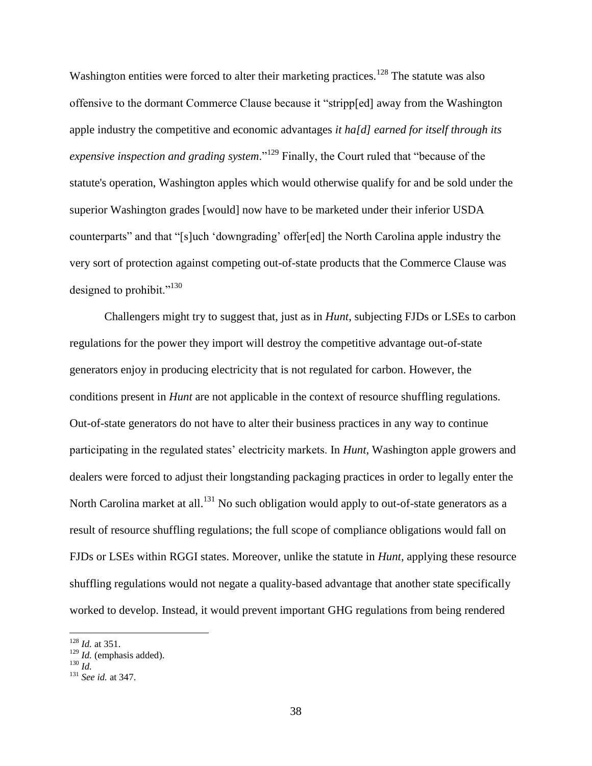Washington entities were forced to alter their marketing practices.[128] The statute was also offensive to the dormant Commerce Clause because it "stripp[ed] away from the Washington apple industry the competitive and economic advantages *it ha[d] earned for itself through its expensive inspection and grading system*."[129] Finally, the Court ruled that "because of the statute's operation, Washington apples which would otherwise qualify for and be sold under the superior Washington grades [would] now have to be marketed under their inferior USDA counterparts" and that "[s]uch 'downgrading' offer[ed] the North Carolina apple industry the very sort of protection against competing out-of-state products that the Commerce Clause was designed to prohibit."[130]

Challengers might try to suggest that, just as in *Hunt*, subjecting FJDs or LSEs to carbon regulations for the power they import will destroy the competitive advantage out-of-state generators enjoy in producing electricity that is not regulated for carbon. However, the conditions present in *Hunt* are not applicable in the context of resource shuffling regulations. Out-of-state generators do not have to alter their business practices in any way to continue participating in the regulated states' electricity markets. In *Hunt*, Washington apple growers and dealers were forced to adjust their longstanding packaging practices in order to legally enter the North Carolina market at all.[131] No such obligation would apply to out-of-state generators as a result of resource shuffling regulations; the full scope of compliance obligations would fall on FJDs or LSEs within RGGI states. Moreover, unlike the statute in *Hunt*, applying these resource shuffling regulations would not negate a quality-based advantage that another state specifically worked to develop. Instead, it would prevent important GHG regulations from being rendered

---

[128] *Id.* at 351.
[129] *Id.* (emphasis added).
[130] *Id.*
[131] *See id.* at 347.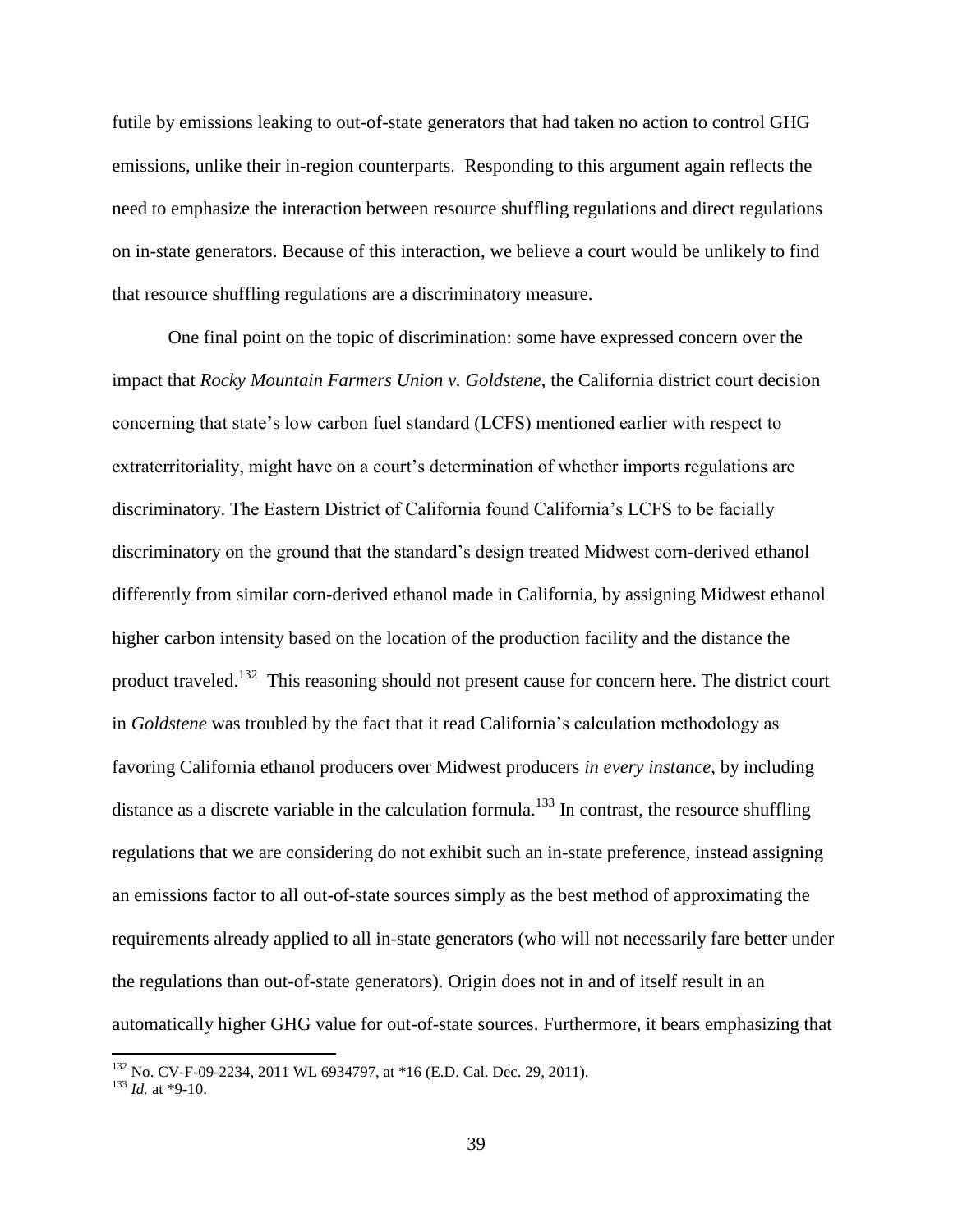futile by emissions leaking to out-of-state generators that had taken no action to control GHG emissions, unlike their in-region counterparts. Responding to this argument again reflects the need to emphasize the interaction between resource shuffling regulations and direct regulations on in-state generators. Because of this interaction, we believe a court would be unlikely to find that resource shuffling regulations are a discriminatory measure.

One final point on the topic of discrimination: some have expressed concern over the impact that *Rocky Mountain Farmers Union v. Goldstene*, the California district court decision concerning that state's low carbon fuel standard (LCFS) mentioned earlier with respect to extraterritoriality, might have on a court's determination of whether imports regulations are discriminatory. The Eastern District of California found California's LCFS to be facially discriminatory on the ground that the standard's design treated Midwest corn-derived ethanol differently from similar corn-derived ethanol made in California, by assigning Midwest ethanol higher carbon intensity based on the location of the production facility and the distance the product traveled.[132] This reasoning should not present cause for concern here. The district court in *Goldstene* was troubled by the fact that it read California's calculation methodology as favoring California ethanol producers over Midwest producers *in every instance*, by including distance as a discrete variable in the calculation formula.[133] In contrast, the resource shuffling regulations that we are considering do not exhibit such an in-state preference, instead assigning an emissions factor to all out-of-state sources simply as the best method of approximating the requirements already applied to all in-state generators (who will not necessarily fare better under the regulations than out-of-state generators). Origin does not in and of itself result in an automatically higher GHG value for out-of-state sources. Furthermore, it bears emphasizing that

---

[132] No. CV-F-09-2234, 2011 WL 6934797, at *16 (E.D. Cal. Dec. 29, 2011).

[133] *Id.* at *9-10.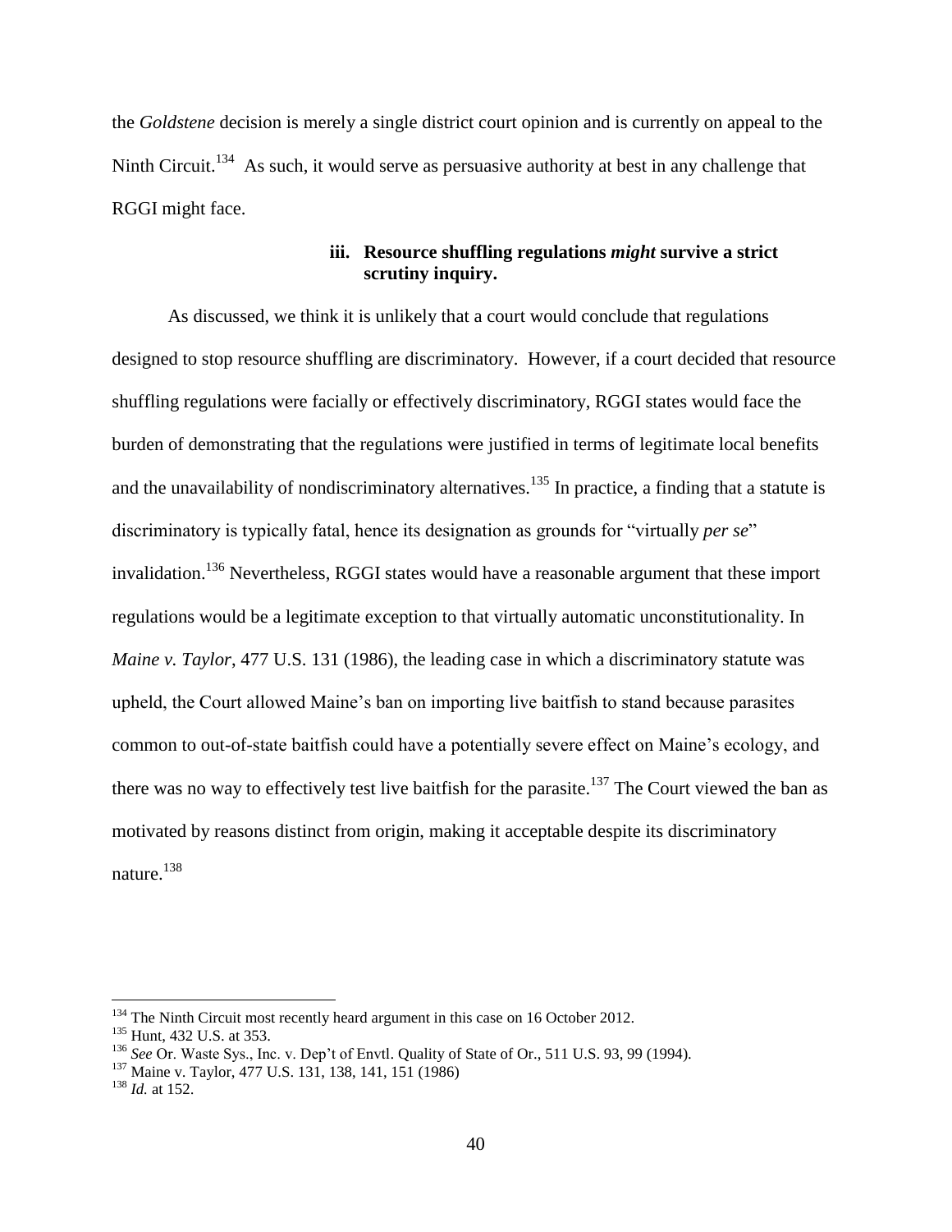the *Goldstene* decision is merely a single district court opinion and is currently on appeal to the Ninth Circuit.[134] As such, it would serve as persuasive authority at best in any challenge that RGGI might face.

#### iii. Resource shuffling regulations *might* survive a strict scrutiny inquiry.

As discussed, we think it is unlikely that a court would conclude that regulations designed to stop resource shuffling are discriminatory. However, if a court decided that resource shuffling regulations were facially or effectively discriminatory, RGGI states would face the burden of demonstrating that the regulations were justified in terms of legitimate local benefits and the unavailability of nondiscriminatory alternatives.[135] In practice, a finding that a statute is discriminatory is typically fatal, hence its designation as grounds for "virtually *per se*" invalidation.[136] Nevertheless, RGGI states would have a reasonable argument that these import regulations would be a legitimate exception to that virtually automatic unconstitutionality. In *Maine v. Taylor*, 477 U.S. 131 (1986), the leading case in which a discriminatory statute was upheld, the Court allowed Maine's ban on importing live baitfish to stand because parasites common to out-of-state baitfish could have a potentially severe effect on Maine's ecology, and there was no way to effectively test live baitfish for the parasite.[137] The Court viewed the ban as motivated by reasons distinct from origin, making it acceptable despite its discriminatory nature.[138]

---

[134] The Ninth Circuit most recently heard argument in this case on 16 October 2012.

[135] Hunt, 432 U.S. at 353.

[136] *See* Or. Waste Sys., Inc. v. Dep't of Envtl. Quality of State of Or., 511 U.S. 93, 99 (1994).

[137] Maine v. Taylor, 477 U.S. 131, 138, 141, 151 (1986)

[138] *Id.* at 152.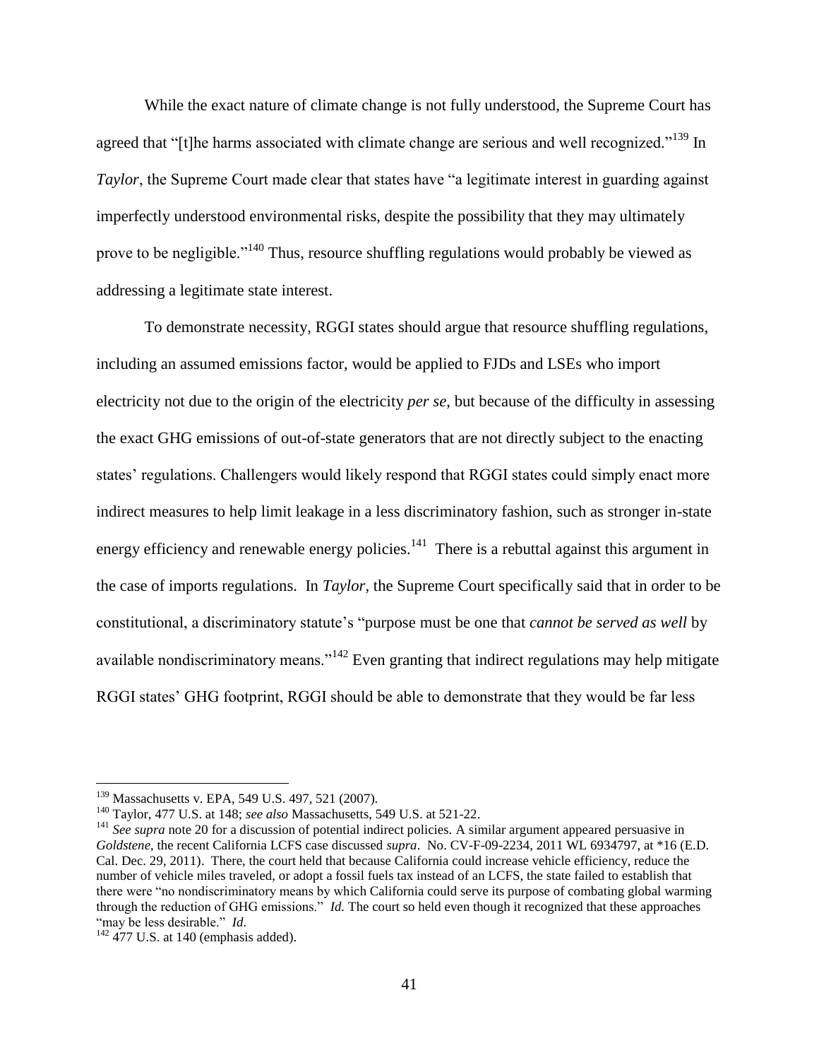While the exact nature of climate change is not fully understood, the Supreme Court has agreed that "[t]he harms associated with climate change are serious and well recognized."[139] In *Taylor*, the Supreme Court made clear that states have "a legitimate interest in guarding against imperfectly understood environmental risks, despite the possibility that they may ultimately prove to be negligible."[140] Thus, resource shuffling regulations would probably be viewed as addressing a legitimate state interest.

To demonstrate necessity, RGGI states should argue that resource shuffling regulations, including an assumed emissions factor, would be applied to FJDs and LSEs who import electricity not due to the origin of the electricity *per se*, but because of the difficulty in assessing the exact GHG emissions of out-of-state generators that are not directly subject to the enacting states' regulations. Challengers would likely respond that RGGI states could simply enact more indirect measures to help limit leakage in a less discriminatory fashion, such as stronger in-state energy efficiency and renewable energy policies.[141] There is a rebuttal against this argument in the case of imports regulations. In *Taylor*, the Supreme Court specifically said that in order to be constitutional, a discriminatory statute's "purpose must be one that *cannot be served as well* by available nondiscriminatory means."[142] Even granting that indirect regulations may help mitigate RGGI states' GHG footprint, RGGI should be able to demonstrate that they would be far less

---

[139] Massachusetts v. EPA, 549 U.S. 497, 521 (2007).

[140] Taylor, 477 U.S. at 148; *see also* Massachusetts, 549 U.S. at 521-22.

[141] *See supra* note 20 for a discussion of potential indirect policies. A similar argument appeared persuasive in *Goldstene*, the recent California LCFS case discussed *supra*. No. CV-F-09-2234, 2011 WL 6934797, at *16 (E.D. Cal. Dec. 29, 2011). There, the court held that because California could increase vehicle efficiency, reduce the number of vehicle miles traveled, or adopt a fossil fuels tax instead of an LCFS, the state failed to establish that there were "no nondiscriminatory means by which California could serve its purpose of combating global warming through the reduction of GHG emissions." *Id.* The court so held even though it recognized that these approaches "may be less desirable." *Id.*

[142] 477 U.S. at 140 (emphasis added).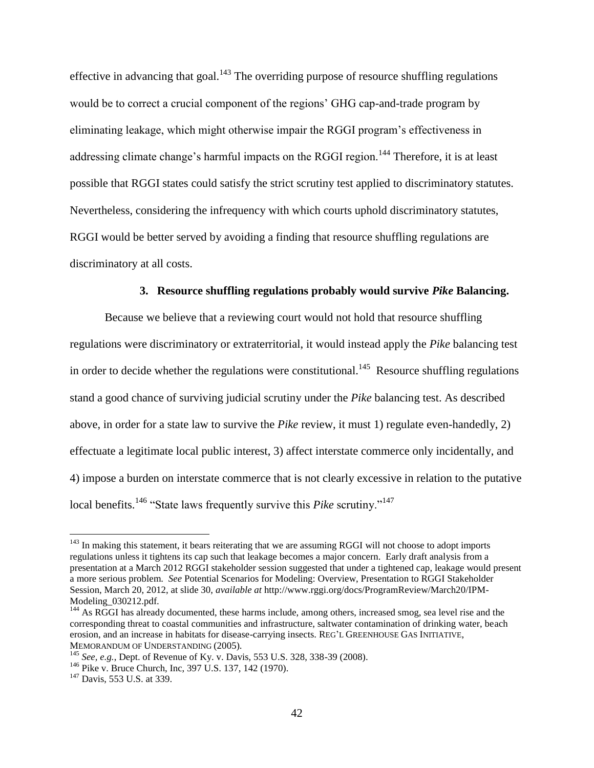effective in advancing that goal.[143] The overriding purpose of resource shuffling regulations would be to correct a crucial component of the regions' GHG cap-and-trade program by eliminating leakage, which might otherwise impair the RGGI program's effectiveness in addressing climate change's harmful impacts on the RGGI region.[144] Therefore, it is at least possible that RGGI states could satisfy the strict scrutiny test applied to discriminatory statutes. Nevertheless, considering the infrequency with which courts uphold discriminatory statutes, RGGI would be better served by avoiding a finding that resource shuffling regulations are discriminatory at all costs.

### 3. Resource shuffling regulations probably would survive *Pike* Balancing.

Because we believe that a reviewing court would not hold that resource shuffling regulations were discriminatory or extraterritorial, it would instead apply the *Pike* balancing test in order to decide whether the regulations were constitutional.[145] Resource shuffling regulations stand a good chance of surviving judicial scrutiny under the *Pike* balancing test. As described above, in order for a state law to survive the *Pike* review, it must 1) regulate even-handedly, 2) effectuate a legitimate local public interest, 3) affect interstate commerce only incidentally, and 4) impose a burden on interstate commerce that is not clearly excessive in relation to the putative local benefits.[146] "State laws frequently survive this *Pike* scrutiny."[147]

---

[143] In making this statement, it bears reiterating that we are assuming RGGI will not choose to adopt imports regulations unless it tightens its cap such that leakage becomes a major concern. Early draft analysis from a presentation at a March 2012 RGGI stakeholder session suggested that under a tightened cap, leakage would present a more serious problem. *See* Potential Scenarios for Modeling: Overview, Presentation to RGGI Stakeholder Session, March 20, 2012, at slide 30, *available at* http://www.rggi.org/docs/ProgramReview/March20/IPM-Modeling_030212.pdf.

[144] As RGGI has already documented, these harms include, among others, increased smog, sea level rise and the corresponding threat to coastal communities and infrastructure, saltwater contamination of drinking water, beach erosion, and an increase in habitats for disease-carrying insects. REG'L GREENHOUSE GAS INITIATIVE, MEMORANDUM OF UNDERSTANDING (2005).

[145] *See, e.g.*, Dept. of Revenue of Ky. v. Davis, 553 U.S. 328, 338-39 (2008).

[146] Pike v. Bruce Church, Inc, 397 U.S. 137, 142 (1970).

[147] Davis, 553 U.S. at 339.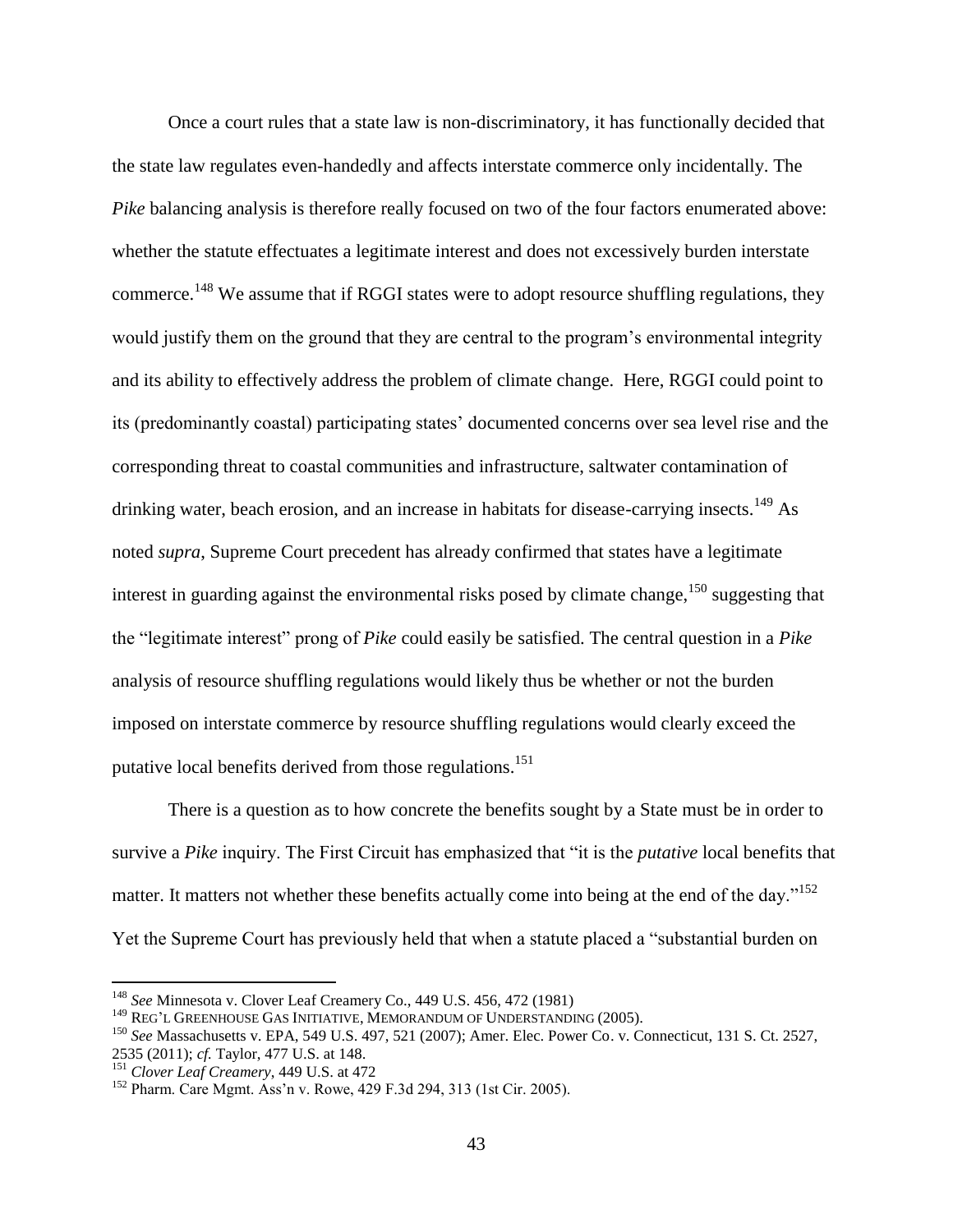Once a court rules that a state law is non-discriminatory, it has functionally decided that the state law regulates even-handedly and affects interstate commerce only incidentally. The *Pike* balancing analysis is therefore really focused on two of the four factors enumerated above: whether the statute effectuates a legitimate interest and does not excessively burden interstate commerce.[148] We assume that if RGGI states were to adopt resource shuffling regulations, they would justify them on the ground that they are central to the program's environmental integrity and its ability to effectively address the problem of climate change. Here, RGGI could point to its (predominantly coastal) participating states' documented concerns over sea level rise and the corresponding threat to coastal communities and infrastructure, saltwater contamination of drinking water, beach erosion, and an increase in habitats for disease-carrying insects.[149] As noted *supra*, Supreme Court precedent has already confirmed that states have a legitimate interest in guarding against the environmental risks posed by climate change,[150] suggesting that the "legitimate interest" prong of *Pike* could easily be satisfied. The central question in a *Pike* analysis of resource shuffling regulations would likely thus be whether or not the burden imposed on interstate commerce by resource shuffling regulations would clearly exceed the putative local benefits derived from those regulations.[151]

There is a question as to how concrete the benefits sought by a State must be in order to survive a *Pike* inquiry. The First Circuit has emphasized that "it is the *putative* local benefits that matter. It matters not whether these benefits actually come into being at the end of the day."[152] Yet the Supreme Court has previously held that when a statute placed a "substantial burden on

---

[148] *See* Minnesota v. Clover Leaf Creamery Co., 449 U.S. 456, 472 (1981)

[149] REG'L GREENHOUSE GAS INITIATIVE, MEMORANDUM OF UNDERSTANDING (2005).

[150] *See* Massachusetts v. EPA, 549 U.S. 497, 521 (2007); Amer. Elec. Power Co. v. Connecticut, 131 S. Ct. 2527, 2535 (2011); *cf.* Taylor, 477 U.S. at 148.

[151] *Clover Leaf Creamery*, 449 U.S. at 472

[152] Pharm. Care Mgmt. Ass'n v. Rowe, 429 F.3d 294, 313 (1st Cir. 2005).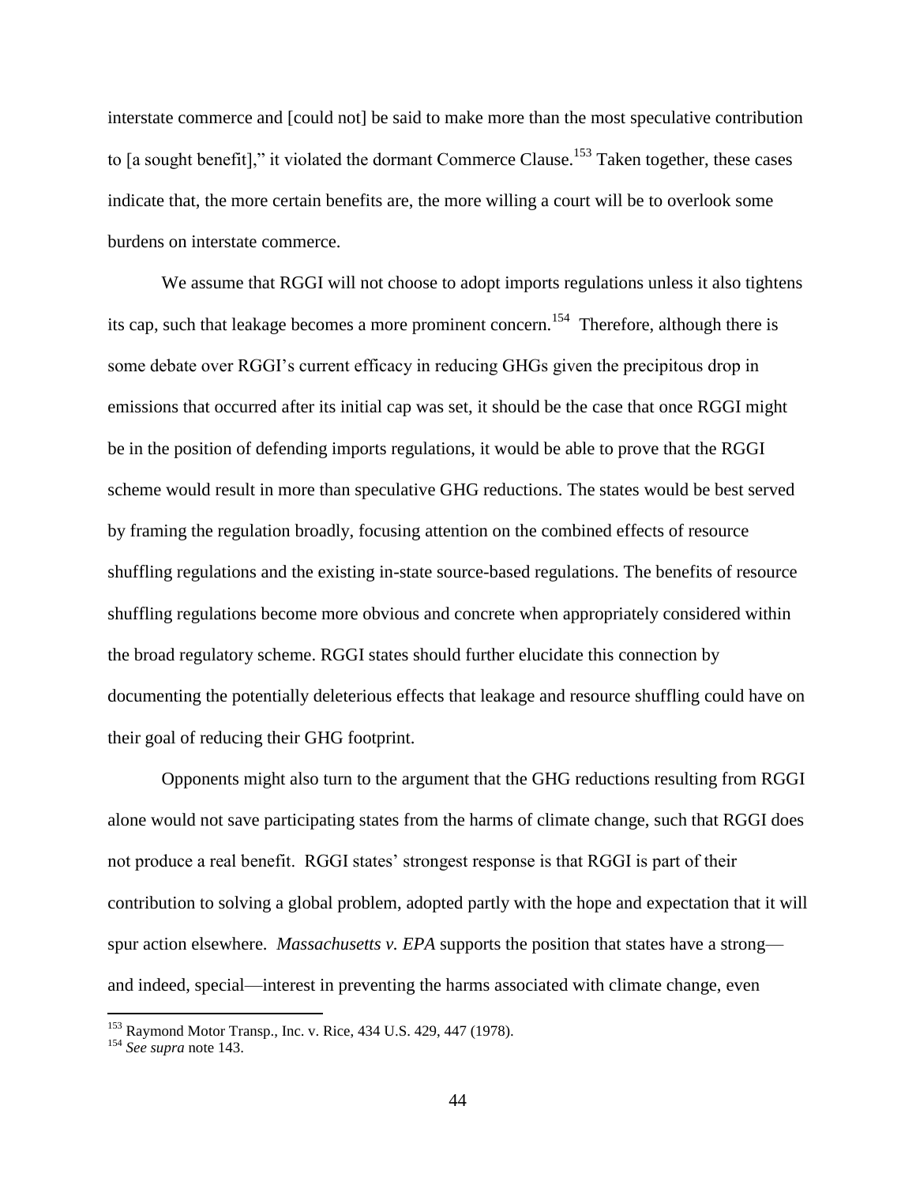interstate commerce and [could not] be said to make more than the most speculative contribution to [a sought benefit]," it violated the dormant Commerce Clause.[153] Taken together, these cases indicate that, the more certain benefits are, the more willing a court will be to overlook some burdens on interstate commerce.

We assume that RGGI will not choose to adopt imports regulations unless it also tightens its cap, such that leakage becomes a more prominent concern.[154] Therefore, although there is some debate over RGGI's current efficacy in reducing GHGs given the precipitous drop in emissions that occurred after its initial cap was set, it should be the case that once RGGI might be in the position of defending imports regulations, it would be able to prove that the RGGI scheme would result in more than speculative GHG reductions. The states would be best served by framing the regulation broadly, focusing attention on the combined effects of resource shuffling regulations and the existing in-state source-based regulations. The benefits of resource shuffling regulations become more obvious and concrete when appropriately considered within the broad regulatory scheme. RGGI states should further elucidate this connection by documenting the potentially deleterious effects that leakage and resource shuffling could have on their goal of reducing their GHG footprint.

Opponents might also turn to the argument that the GHG reductions resulting from RGGI alone would not save participating states from the harms of climate change, such that RGGI does not produce a real benefit. RGGI states' strongest response is that RGGI is part of their contribution to solving a global problem, adopted partly with the hope and expectation that it will spur action elsewhere. *Massachusetts v. EPA* supports the position that states have a strong—and indeed, special—interest in preventing the harms associated with climate change, even

---

[153] Raymond Motor Transp., Inc. v. Rice, 434 U.S. 429, 447 (1978).

[154] *See supra* note 143.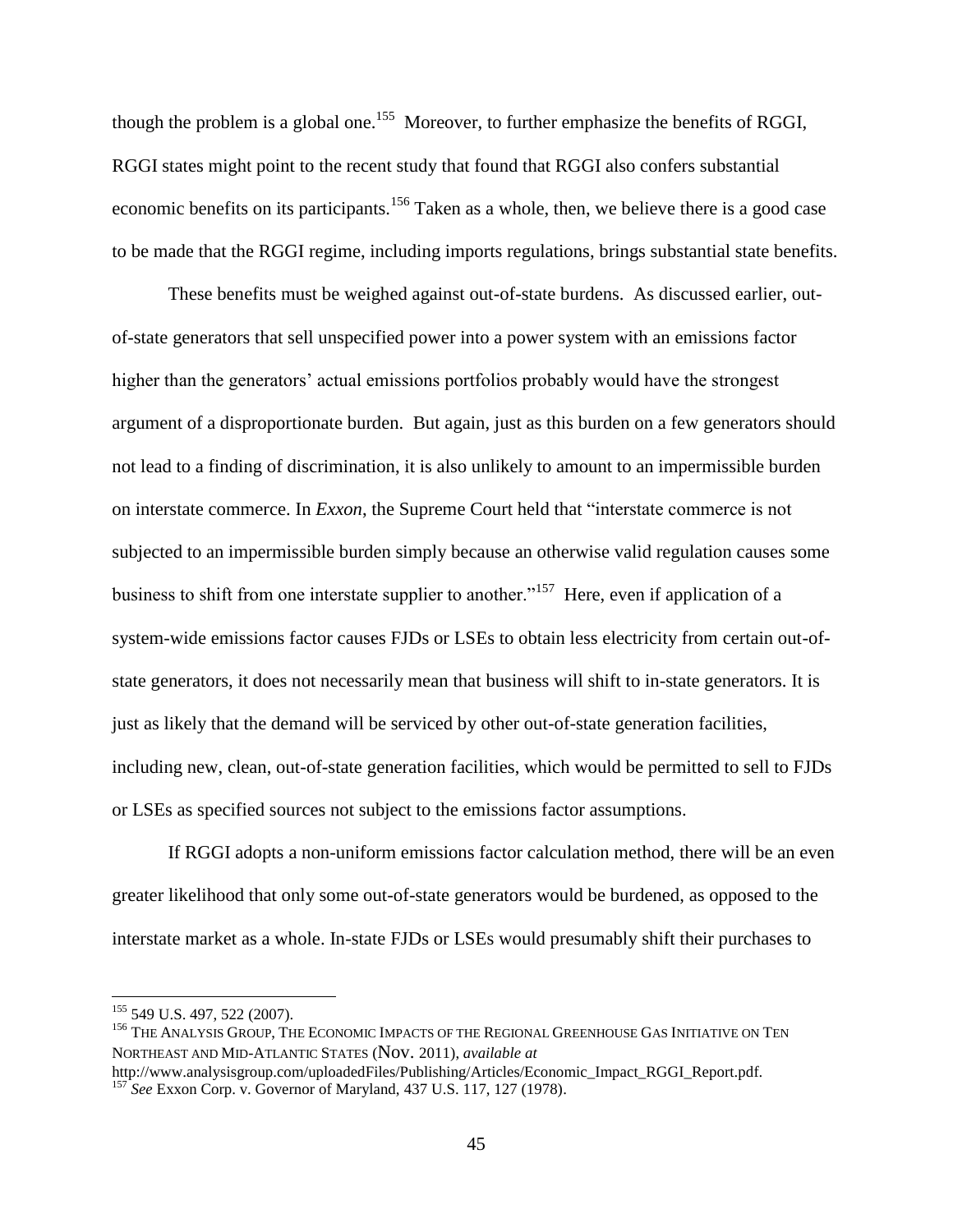though the problem is a global one.[155] Moreover, to further emphasize the benefits of RGGI, RGGI states might point to the recent study that found that RGGI also confers substantial economic benefits on its participants.[156] Taken as a whole, then, we believe there is a good case to be made that the RGGI regime, including imports regulations, brings substantial state benefits.

These benefits must be weighed against out-of-state burdens. As discussed earlier, out-of-state generators that sell unspecified power into a power system with an emissions factor higher than the generators' actual emissions portfolios probably would have the strongest argument of a disproportionate burden. But again, just as this burden on a few generators should not lead to a finding of discrimination, it is also unlikely to amount to an impermissible burden on interstate commerce. In *Exxon*, the Supreme Court held that "interstate commerce is not subjected to an impermissible burden simply because an otherwise valid regulation causes some business to shift from one interstate supplier to another."[157] Here, even if application of a system-wide emissions factor causes FJDs or LSEs to obtain less electricity from certain out-of-state generators, it does not necessarily mean that business will shift to in-state generators. It is just as likely that the demand will be serviced by other out-of-state generation facilities, including new, clean, out-of-state generation facilities, which would be permitted to sell to FJDs or LSEs as specified sources not subject to the emissions factor assumptions.

If RGGI adopts a non-uniform emissions factor calculation method, there will be an even greater likelihood that only some out-of-state generators would be burdened, as opposed to the interstate market as a whole. In-state FJDs or LSEs would presumably shift their purchases to

---

[155] 549 U.S. 497, 522 (2007).

[156] THE ANALYSIS GROUP, THE ECONOMIC IMPACTS OF THE REGIONAL GREENHOUSE GAS INITIATIVE ON TEN NORTHEAST AND MID-ATLANTIC STATES (Nov. 2011), *available at* http://www.analysisgroup.com/uploadedFiles/Publishing/Articles/Economic_Impact_RGGI_Report.pdf.

[157] *See* Exxon Corp. v. Governor of Maryland, 437 U.S. 117, 127 (1978).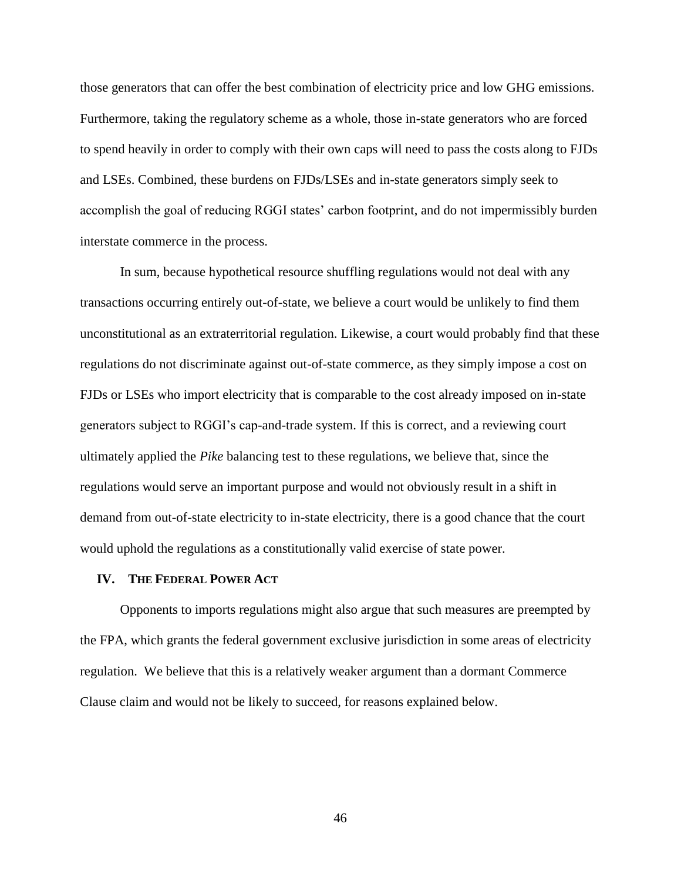those generators that can offer the best combination of electricity price and low GHG emissions. Furthermore, taking the regulatory scheme as a whole, those in-state generators who are forced to spend heavily in order to comply with their own caps will need to pass the costs along to FJDs and LSEs. Combined, these burdens on FJDs/LSEs and in-state generators simply seek to accomplish the goal of reducing RGGI states' carbon footprint, and do not impermissibly burden interstate commerce in the process.

In sum, because hypothetical resource shuffling regulations would not deal with any transactions occurring entirely out-of-state, we believe a court would be unlikely to find them unconstitutional as an extraterritorial regulation. Likewise, a court would probably find that these regulations do not discriminate against out-of-state commerce, as they simply impose a cost on FJDs or LSEs who import electricity that is comparable to the cost already imposed on in-state generators subject to RGGI's cap-and-trade system. If this is correct, and a reviewing court ultimately applied the *Pike* balancing test to these regulations, we believe that, since the regulations would serve an important purpose and would not obviously result in a shift in demand from out-of-state electricity to in-state electricity, there is a good chance that the court would uphold the regulations as a constitutionally valid exercise of state power.

## IV. The Federal Power Act

Opponents to imports regulations might also argue that such measures are preempted by the FPA, which grants the federal government exclusive jurisdiction in some areas of electricity regulation. We believe that this is a relatively weaker argument than a dormant Commerce Clause claim and would not be likely to succeed, for reasons explained below.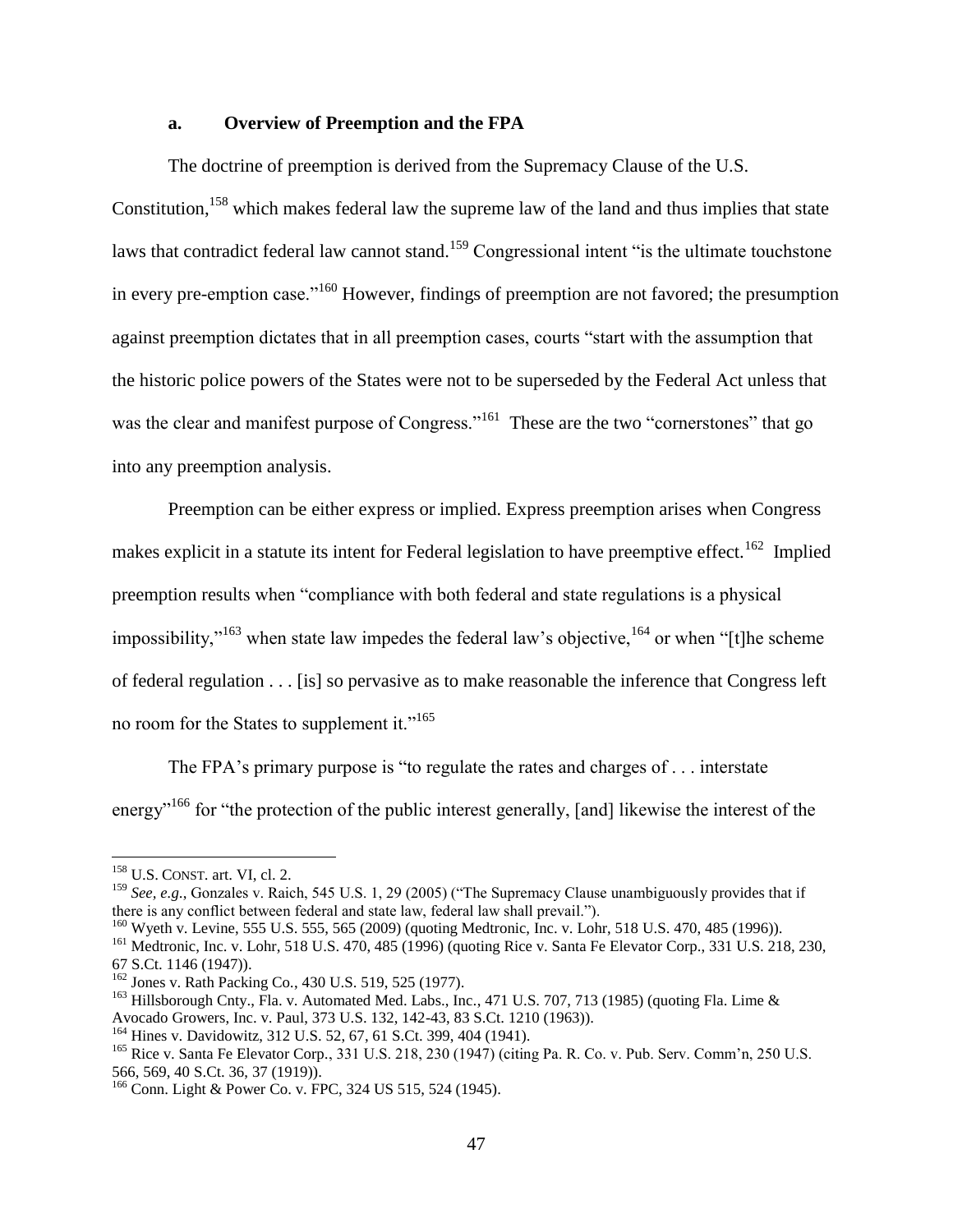### a. Overview of Preemption and the FPA

The doctrine of preemption is derived from the Supremacy Clause of the U.S. Constitution,[158] which makes federal law the supreme law of the land and thus implies that state laws that contradict federal law cannot stand.[159] Congressional intent "is the ultimate touchstone in every pre-emption case."[160] However, findings of preemption are not favored; the presumption against preemption dictates that in all preemption cases, courts "start with the assumption that the historic police powers of the States were not to be superseded by the Federal Act unless that was the clear and manifest purpose of Congress."[161] These are the two "cornerstones" that go into any preemption analysis.

Preemption can be either express or implied. Express preemption arises when Congress makes explicit in a statute its intent for Federal legislation to have preemptive effect.[162] Implied preemption results when "compliance with both federal and state regulations is a physical impossibility,"[163] when state law impedes the federal law's objective,[164] or when "[t]he scheme of federal regulation . . . [is] so pervasive as to make reasonable the inference that Congress left no room for the States to supplement it."[165]

The FPA's primary purpose is "to regulate the rates and charges of . . . interstate energy"[166] for "the protection of the public interest generally, [and] likewise the interest of the

---

[158] U.S. CONST. art. VI, cl. 2.

[159] *See, e.g.*, Gonzales v. Raich, 545 U.S. 1, 29 (2005) ("The Supremacy Clause unambiguously provides that if there is any conflict between federal and state law, federal law shall prevail.").

[160] Wyeth v. Levine, 555 U.S. 555, 565 (2009) (quoting Medtronic, Inc. v. Lohr, 518 U.S. 470, 485 (1996)).

[161] Medtronic, Inc. v. Lohr, 518 U.S. 470, 485 (1996) (quoting Rice v. Santa Fe Elevator Corp., 331 U.S. 218, 230, 67 S.Ct. 1146 (1947)).

[162] Jones v. Rath Packing Co., 430 U.S. 519, 525 (1977).

[163] Hillsborough Cnty., Fla. v. Automated Med. Labs., Inc., 471 U.S. 707, 713 (1985) (quoting Fla. Lime & Avocado Growers, Inc. v. Paul, 373 U.S. 132, 142-43, 83 S.Ct. 1210 (1963)).

[164] Hines v. Davidowitz, 312 U.S. 52, 67, 61 S.Ct. 399, 404 (1941).

[165] Rice v. Santa Fe Elevator Corp., 331 U.S. 218, 230 (1947) (citing Pa. R. Co. v. Pub. Serv. Comm'n, 250 U.S. 566, 569, 40 S.Ct. 36, 37 (1919)).

[166] Conn. Light & Power Co. v. FPC, 324 US 515, 524 (1945).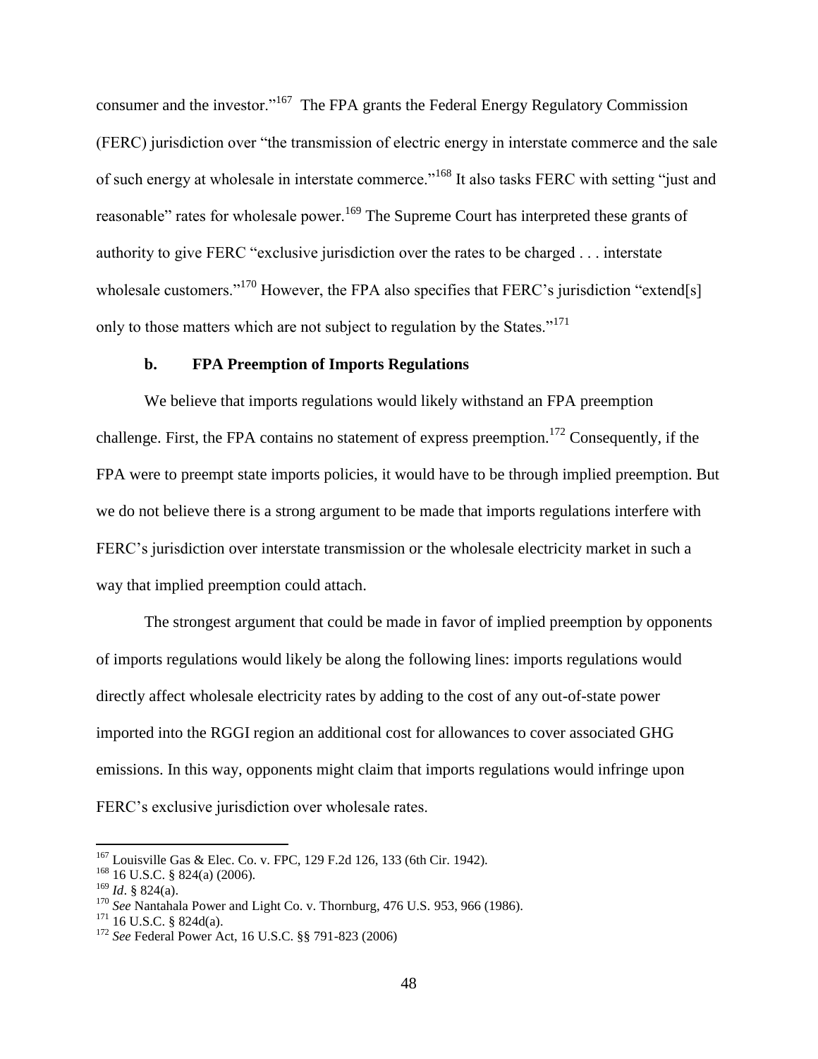consumer and the investor."[167] The FPA grants the Federal Energy Regulatory Commission (FERC) jurisdiction over "the transmission of electric energy in interstate commerce and the sale of such energy at wholesale in interstate commerce."[168] It also tasks FERC with setting "just and reasonable" rates for wholesale power.[169] The Supreme Court has interpreted these grants of authority to give FERC "exclusive jurisdiction over the rates to be charged . . . interstate wholesale customers."[170] However, the FPA also specifies that FERC's jurisdiction "extend[s] only to those matters which are not subject to regulation by the States."[171]

#### b. FPA Preemption of Imports Regulations

We believe that imports regulations would likely withstand an FPA preemption challenge. First, the FPA contains no statement of express preemption.[172] Consequently, if the FPA were to preempt state imports policies, it would have to be through implied preemption. But we do not believe there is a strong argument to be made that imports regulations interfere with FERC's jurisdiction over interstate transmission or the wholesale electricity market in such a way that implied preemption could attach.

The strongest argument that could be made in favor of implied preemption by opponents of imports regulations would likely be along the following lines: imports regulations would directly affect wholesale electricity rates by adding to the cost of any out-of-state power imported into the RGGI region an additional cost for allowances to cover associated GHG emissions. In this way, opponents might claim that imports regulations would infringe upon FERC's exclusive jurisdiction over wholesale rates.

---

[167] Louisville Gas & Elec. Co. v. FPC, 129 F.2d 126, 133 (6th Cir. 1942).

[168] 16 U.S.C. § 824(a) (2006).

[169] *Id*. § 824(a).

[170] *See* Nantahala Power and Light Co. v. Thornburg, 476 U.S. 953, 966 (1986).

[171] 16 U.S.C. § 824d(a).

[172] *See* Federal Power Act, 16 U.S.C. §§ 791-823 (2006)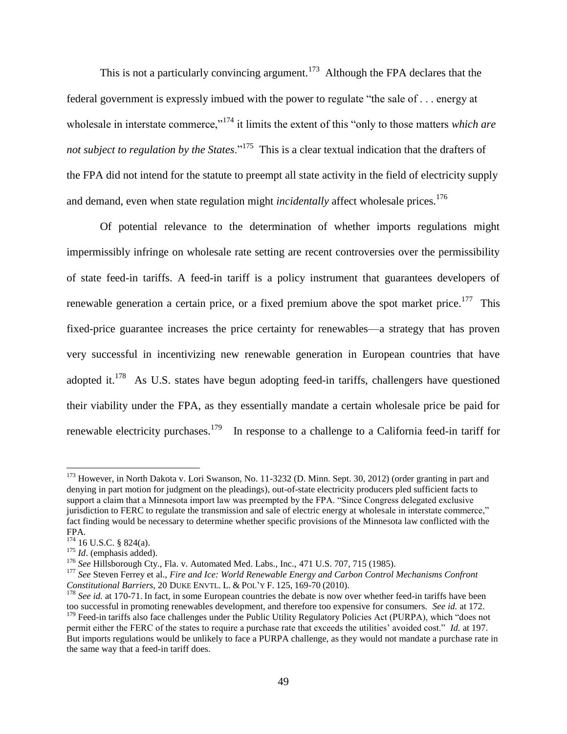This is not a particularly convincing argument.[173] Although the FPA declares that the federal government is expressly imbued with the power to regulate "the sale of . . . energy at wholesale in interstate commerce,"[174] it limits the extent of this "only to those matters *which are not subject to regulation by the States*."[175] This is a clear textual indication that the drafters of the FPA did not intend for the statute to preempt all state activity in the field of electricity supply and demand, even when state regulation might *incidentally* affect wholesale prices.[176]

Of potential relevance to the determination of whether imports regulations might impermissibly infringe on wholesale rate setting are recent controversies over the permissibility of state feed-in tariffs. A feed-in tariff is a policy instrument that guarantees developers of renewable generation a certain price, or a fixed premium above the spot market price.[177] This fixed-price guarantee increases the price certainty for renewables—a strategy that has proven very successful in incentivizing new renewable generation in European countries that have adopted it.[178] As U.S. states have begun adopting feed-in tariffs, challengers have questioned their viability under the FPA, as they essentially mandate a certain wholesale price be paid for renewable electricity purchases.[179] In response to a challenge to a California feed-in tariff for

---

[173] However, in North Dakota v. Lori Swanson, No. 11-3232 (D. Minn. Sept. 30, 2012) (order granting in part and denying in part motion for judgment on the pleadings), out-of-state electricity producers pled sufficient facts to support a claim that a Minnesota import law was preempted by the FPA. "Since Congress delegated exclusive jurisdiction to FERC to regulate the transmission and sale of electric energy at wholesale in interstate commerce," fact finding would be necessary to determine whether specific provisions of the Minnesota law conflicted with the FPA.

[174] 16 U.S.C. § 824(a).

[175] *Id*. (emphasis added).

[176] *See* Hillsborough Cty., Fla. v. Automated Med. Labs., Inc., 471 U.S. 707, 715 (1985).

[177] *See* Steven Ferrey et al., *Fire and Ice: World Renewable Energy and Carbon Control Mechanisms Confront Constitutional Barriers*, 20 DUKE ENVTL. L. & POL'Y F. 125, 169-70 (2010).

[178] *See id.* at 170-71. In fact, in some European countries the debate is now over whether feed-in tariffs have been too successful in promoting renewables development, and therefore too expensive for consumers. *See id.* at 172.

[179] Feed-in tariffs also face challenges under the Public Utility Regulatory Policies Act (PURPA), which "does not permit either the FERC of the states to require a purchase rate that exceeds the utilities' avoided cost." *Id.* at 197. But imports regulations would be unlikely to face a PURPA challenge, as they would not mandate a purchase rate in the same way that a feed-in tariff does.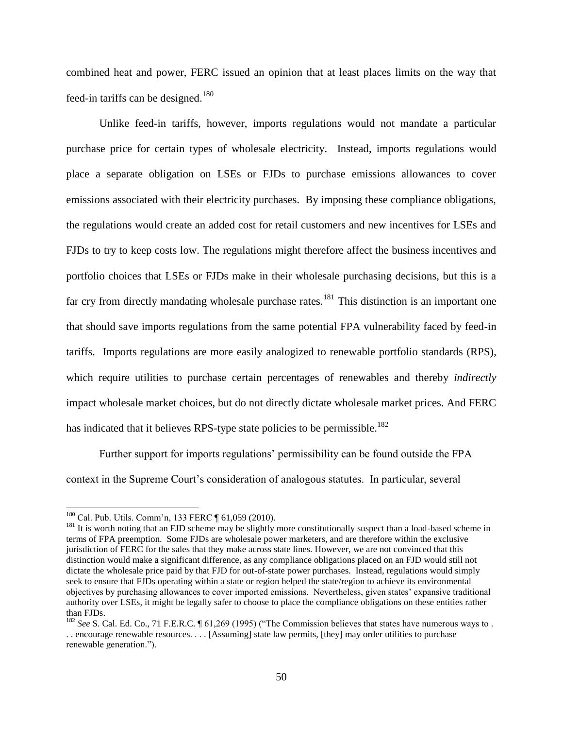combined heat and power, FERC issued an opinion that at least places limits on the way that feed-in tariffs can be designed.[180]

Unlike feed-in tariffs, however, imports regulations would not mandate a particular purchase price for certain types of wholesale electricity. Instead, imports regulations would place a separate obligation on LSEs or FJDs to purchase emissions allowances to cover emissions associated with their electricity purchases. By imposing these compliance obligations, the regulations would create an added cost for retail customers and new incentives for LSEs and FJDs to try to keep costs low. The regulations might therefore affect the business incentives and portfolio choices that LSEs or FJDs make in their wholesale purchasing decisions, but this is a far cry from directly mandating wholesale purchase rates.[181] This distinction is an important one that should save imports regulations from the same potential FPA vulnerability faced by feed-in tariffs. Imports regulations are more easily analogized to renewable portfolio standards (RPS), which require utilities to purchase certain percentages of renewables and thereby *indirectly* impact wholesale market choices, but do not directly dictate wholesale market prices. And FERC has indicated that it believes RPS-type state policies to be permissible.[182]

Further support for imports regulations' permissibility can be found outside the FPA context in the Supreme Court's consideration of analogous statutes. In particular, several

---

[180] Cal. Pub. Utils. Comm'n, 133 FERC ¶ 61,059 (2010).

[181] It is worth noting that an FJD scheme may be slightly more constitutionally suspect than a load-based scheme in terms of FPA preemption. Some FJDs are wholesale power marketers, and are therefore within the exclusive jurisdiction of FERC for the sales that they make across state lines. However, we are not convinced that this distinction would make a significant difference, as any compliance obligations placed on an FJD would still not dictate the wholesale price paid by that FJD for out-of-state power purchases. Instead, regulations would simply seek to ensure that FJDs operating within a state or region helped the state/region to achieve its environmental objectives by purchasing allowances to cover imported emissions. Nevertheless, given states' expansive traditional authority over LSEs, it might be legally safer to choose to place the compliance obligations on these entities rather than FJDs.

[182] *See* S. Cal. Ed. Co., 71 F.E.R.C. ¶ 61,269 (1995) ("The Commission believes that states have numerous ways to . . . encourage renewable resources. . . . [Assuming] state law permits, [they] may order utilities to purchase renewable generation.").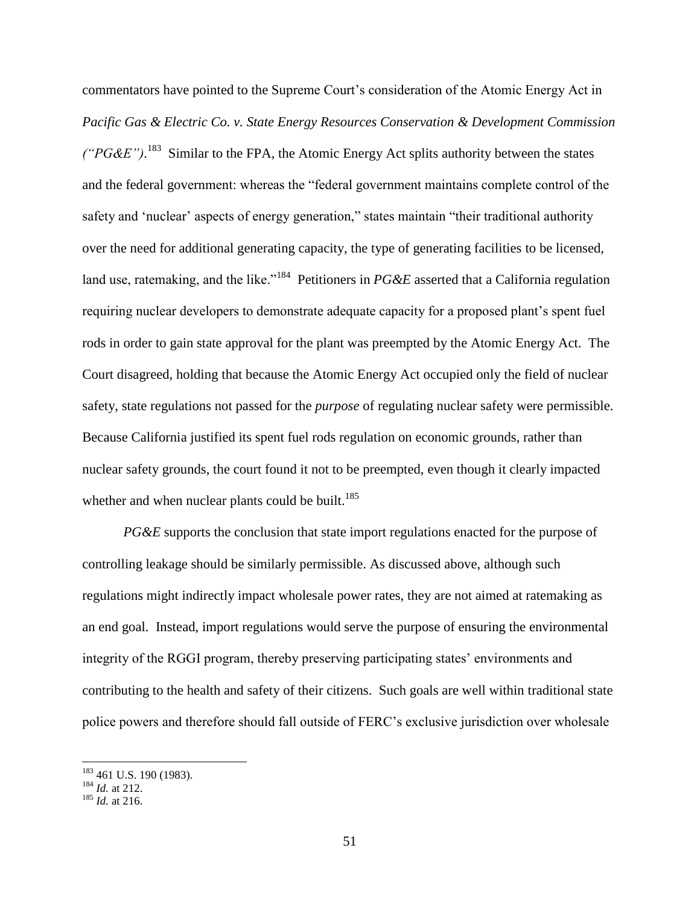commentators have pointed to the Supreme Court's consideration of the Atomic Energy Act in *Pacific Gas & Electric Co. v. State Energy Resources Conservation & Development Commission ("PG&E")*.[183] Similar to the FPA, the Atomic Energy Act splits authority between the states and the federal government: whereas the "federal government maintains complete control of the safety and 'nuclear' aspects of energy generation," states maintain "their traditional authority over the need for additional generating capacity, the type of generating facilities to be licensed, land use, ratemaking, and the like."[184] Petitioners in *PG&E* asserted that a California regulation requiring nuclear developers to demonstrate adequate capacity for a proposed plant's spent fuel rods in order to gain state approval for the plant was preempted by the Atomic Energy Act. The Court disagreed, holding that because the Atomic Energy Act occupied only the field of nuclear safety, state regulations not passed for the *purpose* of regulating nuclear safety were permissible. Because California justified its spent fuel rods regulation on economic grounds, rather than nuclear safety grounds, the court found it not to be preempted, even though it clearly impacted whether and when nuclear plants could be built.[185]

*PG&E* supports the conclusion that state import regulations enacted for the purpose of controlling leakage should be similarly permissible. As discussed above, although such regulations might indirectly impact wholesale power rates, they are not aimed at ratemaking as an end goal. Instead, import regulations would serve the purpose of ensuring the environmental integrity of the RGGI program, thereby preserving participating states' environments and contributing to the health and safety of their citizens. Such goals are well within traditional state police powers and therefore should fall outside of FERC's exclusive jurisdiction over wholesale

---

[183] 461 U.S. 190 (1983).

[184] *Id.* at 212.

[185] *Id.* at 216.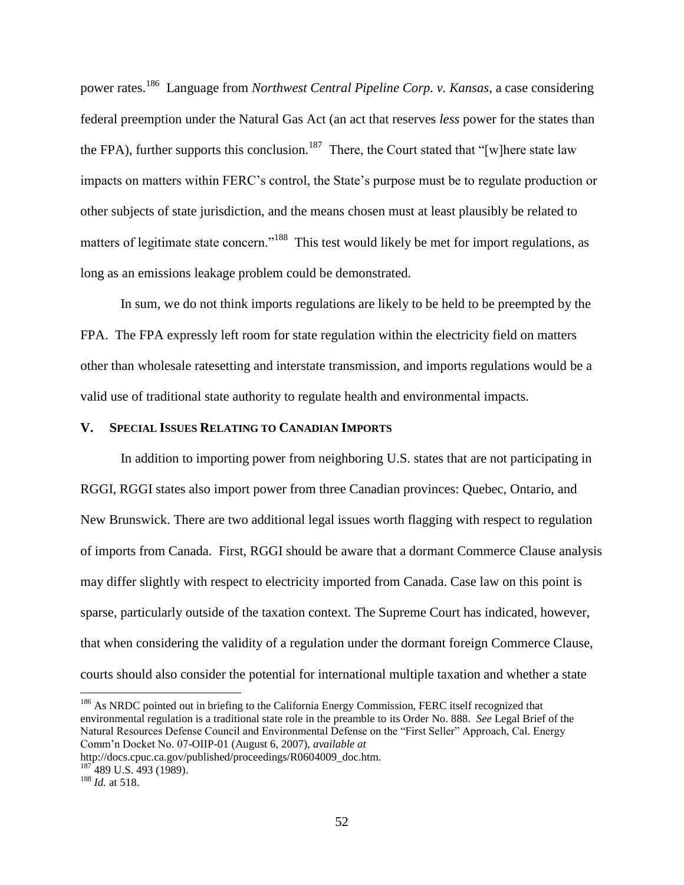power rates.[186] Language from *Northwest Central Pipeline Corp. v. Kansas*, a case considering federal preemption under the Natural Gas Act (an act that reserves *less* power for the states than the FPA), further supports this conclusion.[187] There, the Court stated that "[w]here state law impacts on matters within FERC's control, the State's purpose must be to regulate production or other subjects of state jurisdiction, and the means chosen must at least plausibly be related to matters of legitimate state concern."[188] This test would likely be met for import regulations, as long as an emissions leakage problem could be demonstrated.

In sum, we do not think imports regulations are likely to be held to be preempted by the FPA. The FPA expressly left room for state regulation within the electricity field on matters other than wholesale ratesetting and interstate transmission, and imports regulations would be a valid use of traditional state authority to regulate health and environmental impacts.

## V. Special Issues Relating to Canadian Imports

In addition to importing power from neighboring U.S. states that are not participating in RGGI, RGGI states also import power from three Canadian provinces: Quebec, Ontario, and New Brunswick. There are two additional legal issues worth flagging with respect to regulation of imports from Canada. First, RGGI should be aware that a dormant Commerce Clause analysis may differ slightly with respect to electricity imported from Canada. Case law on this point is sparse, particularly outside of the taxation context. The Supreme Court has indicated, however, that when considering the validity of a regulation under the dormant foreign Commerce Clause, courts should also consider the potential for international multiple taxation and whether a state

---

[186] As NRDC pointed out in briefing to the California Energy Commission, FERC itself recognized that environmental regulation is a traditional state role in the preamble to its Order No. 888. *See* Legal Brief of the Natural Resources Defense Council and Environmental Defense on the "First Seller" Approach, Cal. Energy Comm'n Docket No. 07-OIIP-01 (August 6, 2007), *available at* http://docs.cpuc.ca.gov/published/proceedings/R0604009_doc.htm.

[187] 489 U.S. 493 (1989).

[188] *Id.* at 518.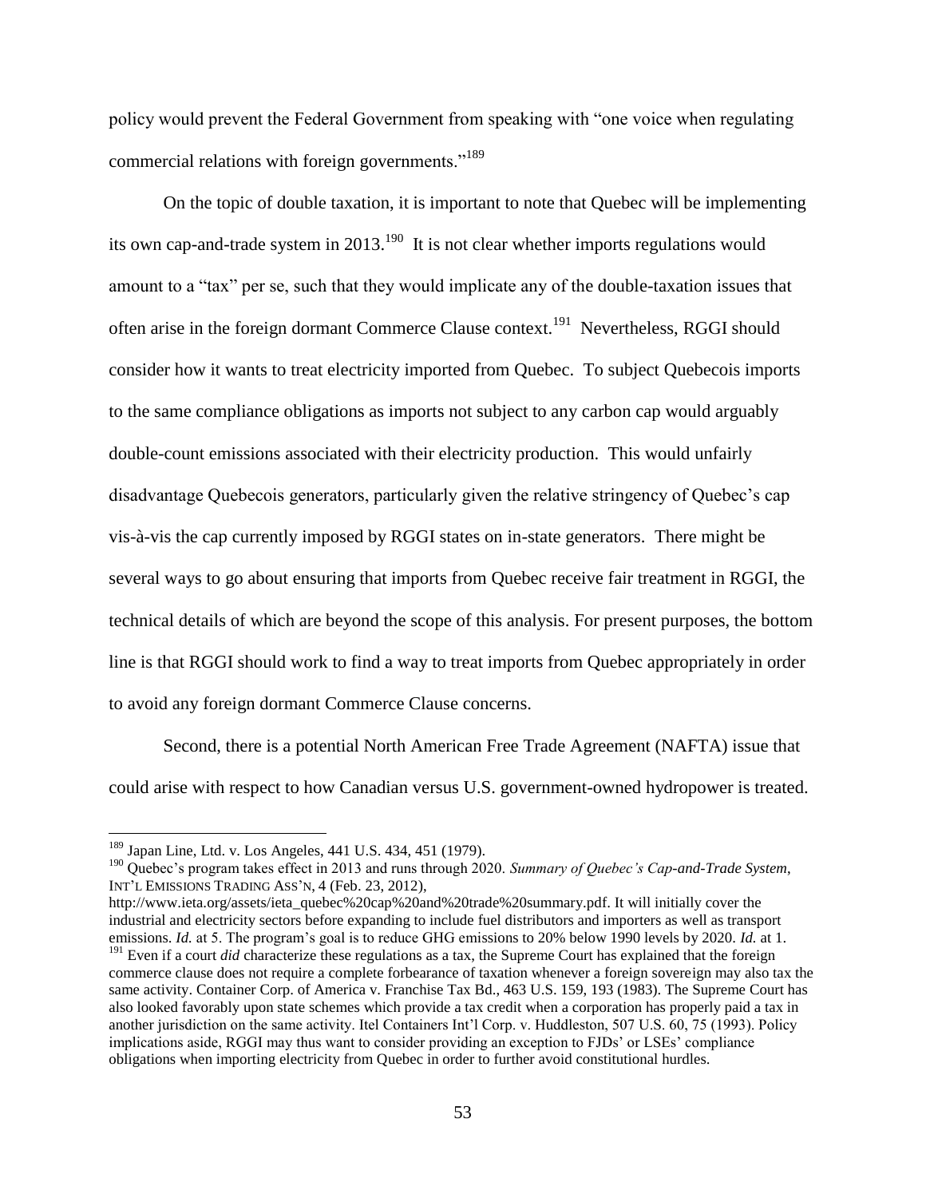policy would prevent the Federal Government from speaking with "one voice when regulating commercial relations with foreign governments."[189]

On the topic of double taxation, it is important to note that Quebec will be implementing its own cap-and-trade system in 2013.[190] It is not clear whether imports regulations would amount to a "tax" per se, such that they would implicate any of the double-taxation issues that often arise in the foreign dormant Commerce Clause context.[191] Nevertheless, RGGI should consider how it wants to treat electricity imported from Quebec. To subject Quebecois imports to the same compliance obligations as imports not subject to any carbon cap would arguably double-count emissions associated with their electricity production. This would unfairly disadvantage Quebecois generators, particularly given the relative stringency of Quebec's cap vis-à-vis the cap currently imposed by RGGI states on in-state generators. There might be several ways to go about ensuring that imports from Quebec receive fair treatment in RGGI, the technical details of which are beyond the scope of this analysis. For present purposes, the bottom line is that RGGI should work to find a way to treat imports from Quebec appropriately in order to avoid any foreign dormant Commerce Clause concerns.

Second, there is a potential North American Free Trade Agreement (NAFTA) issue that could arise with respect to how Canadian versus U.S. government-owned hydropower is treated.

---

[189] Japan Line, Ltd. v. Los Angeles, 441 U.S. 434, 451 (1979).

[190] Quebec's program takes effect in 2013 and runs through 2020. *Summary of Quebec's Cap-and-Trade System*, INT'L EMISSIONS TRADING ASS'N, 4 (Feb. 23, 2012), http://www.ieta.org/assets/ieta_quebec%20cap%20and%20trade%20summary.pdf. It will initially cover the industrial and electricity sectors before expanding to include fuel distributors and importers as well as transport emissions. *Id.* at 5. The program's goal is to reduce GHG emissions to 20% below 1990 levels by 2020. *Id.* at 1.

[191] Even if a court *did* characterize these regulations as a tax, the Supreme Court has explained that the foreign commerce clause does not require a complete forbearance of taxation whenever a foreign sovereign may also tax the same activity. Container Corp. of America v. Franchise Tax Bd., 463 U.S. 159, 193 (1983). The Supreme Court has also looked favorably upon state schemes which provide a tax credit when a corporation has properly paid a tax in another jurisdiction on the same activity. Itel Containers Int'l Corp. v. Huddleston, 507 U.S. 60, 75 (1993). Policy implications aside, RGGI may thus want to consider providing an exception to FJDs' or LSEs' compliance obligations when importing electricity from Quebec in order to further avoid constitutional hurdles.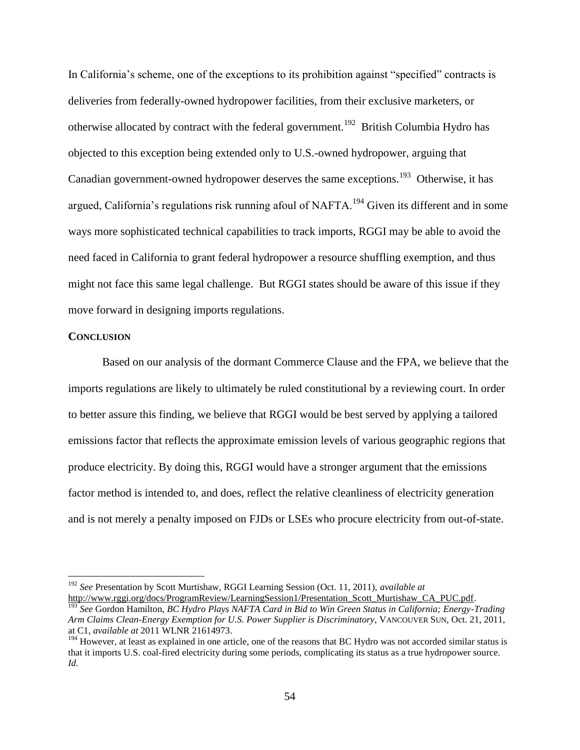In California's scheme, one of the exceptions to its prohibition against "specified" contracts is deliveries from federally-owned hydropower facilities, from their exclusive marketers, or otherwise allocated by contract with the federal government.[192] British Columbia Hydro has objected to this exception being extended only to U.S.-owned hydropower, arguing that Canadian government-owned hydropower deserves the same exceptions.[193] Otherwise, it has argued, California's regulations risk running afoul of NAFTA.[194] Given its different and in some ways more sophisticated technical capabilities to track imports, RGGI may be able to avoid the need faced in California to grant federal hydropower a resource shuffling exemption, and thus might not face this same legal challenge. But RGGI states should be aware of this issue if they move forward in designing imports regulations.

## CONCLUSION

Based on our analysis of the dormant Commerce Clause and the FPA, we believe that the imports regulations are likely to ultimately be ruled constitutional by a reviewing court. In order to better assure this finding, we believe that RGGI would be best served by applying a tailored emissions factor that reflects the approximate emission levels of various geographic regions that produce electricity. By doing this, RGGI would have a stronger argument that the emissions factor method is intended to, and does, reflect the relative cleanliness of electricity generation and is not merely a penalty imposed on FJDs or LSEs who procure electricity from out-of-state.

---

[192] *See* Presentation by Scott Murtishaw, RGGI Learning Session (Oct. 11, 2011), *available at* http://www.rggi.org/docs/ProgramReview/LearningSession1/Presentation_Scott_Murtishaw_CA_PUC.pdf.

[193] *See* Gordon Hamilton, *BC Hydro Plays NAFTA Card in Bid to Win Green Status in California; Energy-Trading Arm Claims Clean-Energy Exemption for U.S. Power Supplier is Discriminatory*, VANCOUVER SUN, Oct. 21, 2011, at C1, *available at* 2011 WLNR 21614973.

[194] However, at least as explained in one article, one of the reasons that BC Hydro was not accorded similar status is that it imports U.S. coal-fired electricity during some periods, complicating its status as a true hydropower source. *Id.*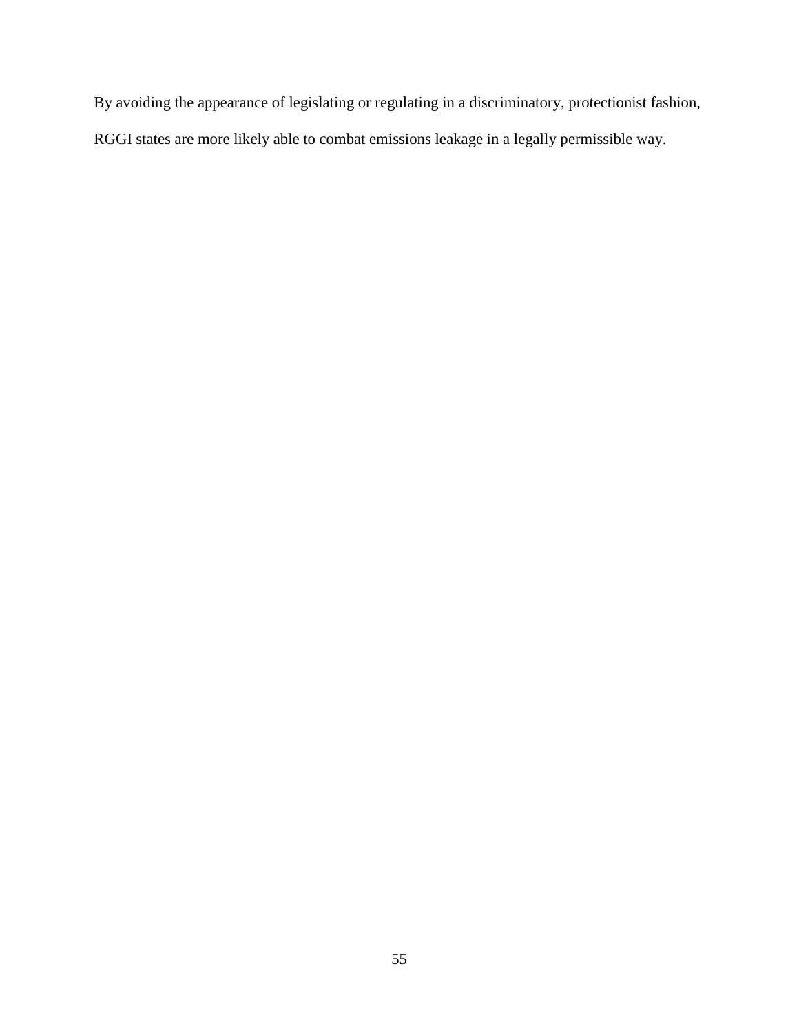By avoiding the appearance of legislating or regulating in a discriminatory, protectionist fashion, RGGI states are more likely able to combat emissions leakage in a legally permissible way.